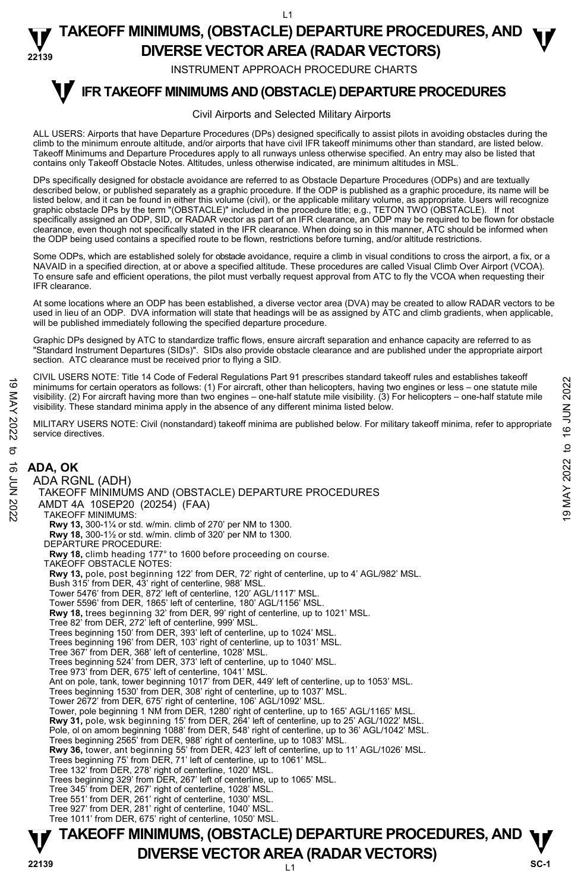# TAKEOFF MINIMUMS, (OBSTACLE) DEPARTURE PROCEDURES, AND DIVERSE VECTOR AREA (RADAR VECTORS)

INSTRUMENT APPROACH PROCEDURE CHARTS

## IFR TAKEOFF MINIMUMS AND (OBSTACLE) DEPARTURE PROCEDURES

Civil Airports and Selected Military Airports

ALL USERS: Airports that have Departure Procedures (DPs) designed specifically to assist pilots in avoiding obstacles during the climb to the minimum enroute altitude, and/or airports that have civil IFR takeoff minimums other than standard, are listed below. Takeoff Minimums and Departure Procedures apply to all runways unless otherwise specified. An entry may also be listed that contains only Takeoff Obstacle Notes. Altitudes, unless otherwise indicated, are minimum altitudes in MSL.

DPs specifically designed for obstacle avoidance are referred to as Obstacle Departure Procedures (ODPs) and are textually described below, or published separately as a graphic procedure. If the ODP is published as a graphic procedure, its name will be listed below, and it can be found in either this volume (civil), or the applicable military volume, as appropriate. Users will recognize graphic obstacle DPs by the term "(OBSTACLE)" included in the procedure title; e.g., TETON TWO (OBSTACLE). If not specifically assigned an ODP, SID, or RADAR vector as part of an IFR clearance, an ODP may be required to be flown for obstacle clearance, even though not specifically stated in the IFR clearance. When doing so in this manner, ATC should be informed when the ODP being used contains a specified route to be flown, restrictions before turning, and/or altitude restrictions.

Some ODPs, which are established solely for obstacle avoidance, require a climb in visual conditions to cross the airport, a fix, or a NAVAID in a specified direction, at or above a specified altitude. These procedures are called Visual Climb Over Airport (VCOA). To ensure safe and efficient operations, the pilot must verbally request approval from ATC to fly the VCOA when requesting their IFR clearance.

At some locations where an ODP has been established, a diverse vector area (DVA) may be created to allow RADAR vectors to be used in lieu of an ODP. DVA information will state that headings will be as assigned by ATC and climb gradients, when applicable, will be published immediately following the specified departure procedure.

Graphic DPs designed by ATC to standardize traffic flows, ensure aircraft separation and enhance capacity are referred to as "Standard Instrument Departures (SIDs)". SIDs also provide obstacle clearance and are published under the appropriate airport section. ATC clearance must be received prior to flying a SID.

CIVIL USERS NOTE: Title 14 Code of Federal Regulations Part 91 prescribes standard takeoff rules and establishes takeoff minimums for certain operators as follows: (1) For aircraft, other than helicopters, having two engines or less – one statute mile visibility. (2) For aircraft having more than two engines – one-half statute mile visibility. (3) For helicopters – one-half statute mile visibility. These standard minima apply in the absence of any different minima listed below.

MILITARY USERS NOTE: Civil (nonstandard) takeoff minima are published below. For military takeoff minima, refer to appropriate service directives.

### ADA, OK

ADA RGNL (ADH)
TAKEOFF MINIMUMS AND (OBSTACLE) DEPARTURE PROCEDURES
AMDT 4A 10SEP20 (20254) (FAA)

TAKEOFF MINIMUMS:
**Rwy 13,** 300-1¼ or std. w/min. climb of 270' per NM to 1300.
**Rwy 18,** 300-1½ or std. w/min. climb of 320' per NM to 1300.

DEPARTURE PROCEDURE:
**Rwy 18,** climb heading 177° to 1600 before proceeding on course.

TAKEOFF OBSTACLE NOTES:
**Rwy 13,** pole, post beginning 122' from DER, 72' right of centerline, up to 4' AGL/982' MSL.
Bush 315' from DER, 43' right of centerline, 988' MSL.
Tower 5476' from DER, 872' left of centerline, 120' AGL/1117' MSL.
Tower 5596' from DER, 1865' left of centerline, 180' AGL/1156' MSL.
**Rwy 18,** trees beginning 32' from DER, 99' right of centerline, up to 1021' MSL.
Tree 82' from DER, 272' left of centerline, 999' MSL.
Trees beginning 150' from DER, 393' left of centerline, up to 1024' MSL.
Trees beginning 196' from DER, 103' right of centerline, up to 1031' MSL.
Tree 367' from DER, 368' left of centerline, 1028' MSL.
Trees beginning 524' from DER, 373' left of centerline, up to 1040' MSL.
Tree 973' from DER, 675' left of centerline, 1041' MSL.
Ant on pole, tank, tower beginning 1017' from DER, 449' left of centerline, up to 1053' MSL.
Trees beginning 1530' from DER, 308' right of centerline, up to 1037' MSL.
Tower 2672' from DER, 675' right of centerline, 106' AGL/1092' MSL.
Tower, pole beginning 1 NM from DER, 1280' right of centerline, up to 165' AGL/1165' MSL.
**Rwy 31,** pole, wsk beginning 15' from DER, 264' left of centerline, up to 25' AGL/1022' MSL.
Pole, ol on amom beginning 1088' from DER, 548' right of centerline, up to 36' AGL/1042' MSL.
Trees beginning 2565' from DER, 988' right of centerline, up to 1083' MSL.
**Rwy 36,** tower, ant beginning 55' from DER, 423' left of centerline, up to 11' AGL/1026' MSL.
Trees beginning 75' from DER, 71' left of centerline, up to 1061' MSL.
Tree 132' from DER, 278' right of centerline, 1020' MSL.
Trees beginning 329' from DER, 267' left of centerline, up to 1065' MSL.
Tree 345' from DER, 267' right of centerline, 1028' MSL.
Tree 551' from DER, 261' right of centerline, 1030' MSL.
Tree 927' from DER, 281' right of centerline, 1040' MSL.
Tree 1011' from DER, 675' right of centerline, 1050' MSL.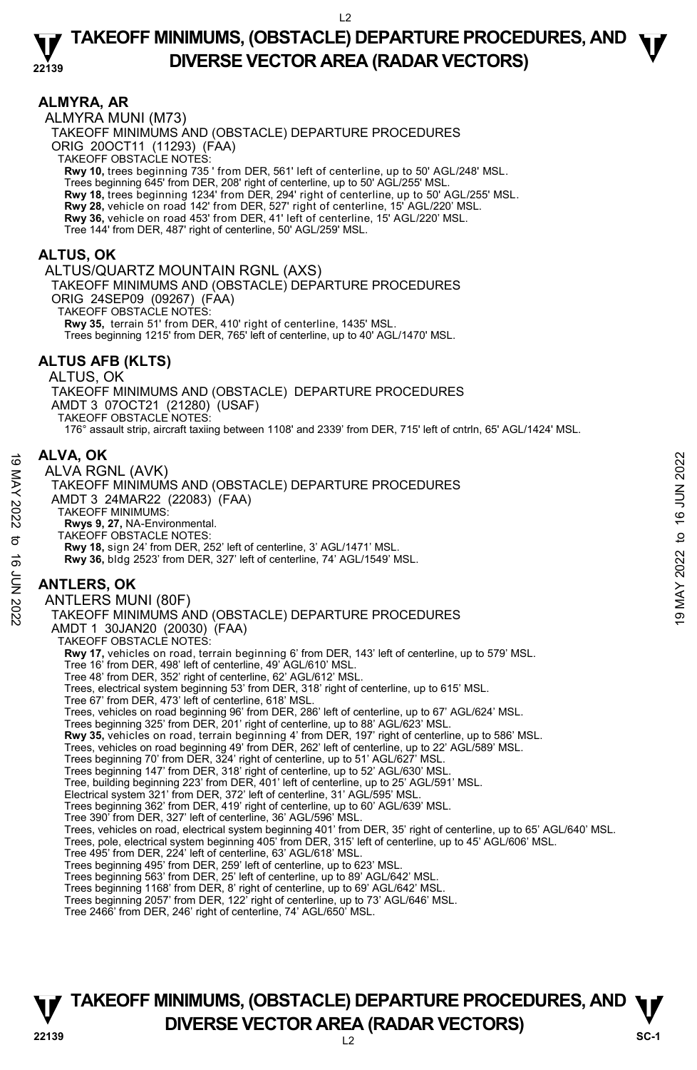## ALMYRA, AR

ALMYRA MUNI (M73)

TAKEOFF MINIMUMS AND (OBSTACLE) DEPARTURE PROCEDURES

ORIG 20OCT11 (11293) (FAA)

TAKEOFF OBSTACLE NOTES:

**Rwy 10,** trees beginning 735 ' from DER, 561' left of centerline, up to 50' AGL/248' MSL.
Trees beginning 645' from DER, 208' right of centerline, up to 50' AGL/255' MSL.
**Rwy 18,** trees beginning 1234' from DER, 294' right of centerline, up to 50' AGL/255' MSL.
**Rwy 28,** vehicle on road 142' from DER, 527' right of centerline, 15' AGL/220' MSL.
**Rwy 36,** vehicle on road 453' from DER, 41' left of centerline, 15' AGL/220' MSL.
Tree 144' from DER, 487' right of centerline, 50' AGL/259' MSL.

## ALTUS, OK

ALTUS/QUARTZ MOUNTAIN RGNL (AXS)

TAKEOFF MINIMUMS AND (OBSTACLE) DEPARTURE PROCEDURES

ORIG 24SEP09 (09267) (FAA)

TAKEOFF OBSTACLE NOTES:

**Rwy 35,** terrain 51' from DER, 410' right of centerline, 1435' MSL.
Trees beginning 1215' from DER, 765' left of centerline, up to 40' AGL/1470' MSL.

## ALTUS AFB (KLTS)

ALTUS, OK

TAKEOFF MINIMUMS AND (OBSTACLE) DEPARTURE PROCEDURES

AMDT 3 07OCT21 (21280) (USAF)

TAKEOFF OBSTACLE NOTES:

176° assault strip, aircraft taxiing between 1108' and 2339' from DER, 715' left of cntrln, 65' AGL/1424' MSL.

## ALVA, OK

ALVA RGNL (AVK)

TAKEOFF MINIMUMS AND (OBSTACLE) DEPARTURE PROCEDURES

AMDT 3 24MAR22 (22083) (FAA)

TAKEOFF MINIMUMS:

**Rwys 9, 27,** NA-Environmental.

TAKEOFF OBSTACLE NOTES:

**Rwy 18,** sign 24' from DER, 252' left of centerline, 3' AGL/1471' MSL.
**Rwy 36,** bldg 2523' from DER, 327' left of centerline, 74' AGL/1549' MSL.

## ANTLERS, OK

ANTLERS MUNI (80F)

TAKEOFF MINIMUMS AND (OBSTACLE) DEPARTURE PROCEDURES

AMDT 1 30JAN20 (20030) (FAA)

TAKEOFF OBSTACLE NOTES:

**Rwy 17,** vehicles on road, terrain beginning 6' from DER, 143' left of centerline, up to 579' MSL.
Tree 16' from DER, 498' left of centerline, 49' AGL/610' MSL.
Tree 48' from DER, 352' right of centerline, 62' AGL/612' MSL.
Trees, electrical system beginning 53' from DER, 318' right of centerline, up to 615' MSL.
Tree 67' from DER, 473' left of centerline, 618' MSL.
Trees, vehicles on road beginning 96' from DER, 286' left of centerline, up to 67' AGL/624' MSL.
Trees beginning 325' from DER, 201' right of centerline, up to 88' AGL/623' MSL.
**Rwy 35,** vehicles on road, terrain beginning 4' from DER, 197' right of centerline, up to 586' MSL.
Trees, vehicles on road beginning 49' from DER, 262' left of centerline, up to 22' AGL/589' MSL.
Trees beginning 70' from DER, 324' right of centerline, up to 51' AGL/627' MSL.
Trees beginning 147' from DER, 318' right of centerline, up to 52' AGL/630' MSL.
Tree, building beginning 223' from DER, 401' left of centerline, up to 25' AGL/591' MSL.
Electrical system 321' from DER, 372' left of centerline, 31' AGL/595' MSL.
Trees beginning 362' from DER, 419' right of centerline, up to 60' AGL/639' MSL.
Tree 390' from DER, 327' left of centerline, 36' AGL/596' MSL.
Trees, vehicles on road, electrical system beginning 401' from DER, 35' right of centerline, up to 65' AGL/640' MSL.
Trees, pole, electrical system beginning 405' from DER, 315' left of centerline, up to 45' AGL/606' MSL.
Tree 495' from DER, 224' left of centerline, 63' AGL/618' MSL.
Trees beginning 495' from DER, 259' left of centerline, up to 623' MSL.
Trees beginning 563' from DER, 25' left of centerline, up to 89' AGL/642' MSL.
Trees beginning 1168' from DER, 8' right of centerline, up to 69' AGL/642' MSL.
Trees beginning 2057' from DER, 122' right of centerline, up to 73' AGL/646' MSL.
Tree 2466' from DER, 246' right of centerline, 74' AGL/650' MSL.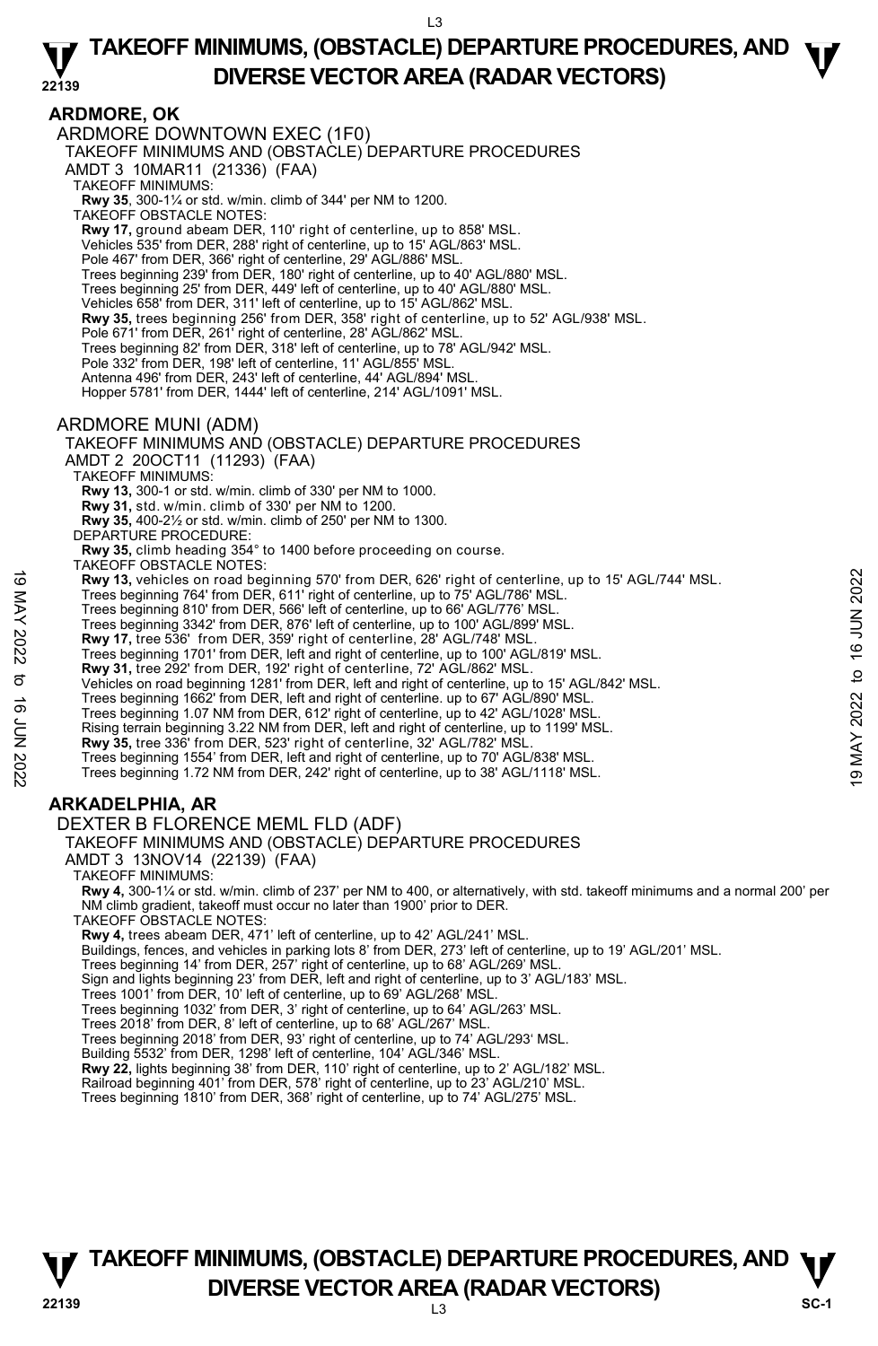## ARDMORE, OK

### ARDMORE DOWNTOWN EXEC (1F0)

TAKEOFF MINIMUMS AND (OBSTACLE) DEPARTURE PROCEDURES
AMDT 3 10MAR11 (21336) (FAA)

TAKEOFF MINIMUMS:
**Rwy 35**, 300-1¼ or std. w/min. climb of 344' per NM to 1200.

TAKEOFF OBSTACLE NOTES:
**Rwy 17,** ground abeam DER, 110' right of centerline, up to 858' MSL.
Vehicles 535' from DER, 288' right of centerline, up to 15' AGL/863' MSL.
Pole 467' from DER, 366' right of centerline, 29' AGL/886' MSL.
Trees beginning 239' from DER, 180' right of centerline, up to 40' AGL/880' MSL.
Trees beginning 25' from DER, 449' left of centerline, up to 40' AGL/880' MSL.
Vehicles 658' from DER, 311' left of centerline, up to 15' AGL/862' MSL.
**Rwy 35,** trees beginning 256' from DER, 358' right of centerline, up to 52' AGL/938' MSL.
Pole 671' from DER, 261' right of centerline, 28' AGL/862' MSL.
Trees beginning 82' from DER, 318' left of centerline, up to 78' AGL/942' MSL.
Pole 332' from DER, 198' left of centerline, 11' AGL/855' MSL.
Antenna 496' from DER, 243' left of centerline, 44' AGL/894' MSL.
Hopper 5781' from DER, 1444' left of centerline, 214' AGL/1091' MSL.

### ARDMORE MUNI (ADM)

TAKEOFF MINIMUMS AND (OBSTACLE) DEPARTURE PROCEDURES
AMDT 2 20OCT11 (11293) (FAA)

TAKEOFF MINIMUMS:
**Rwy 13,** 300-1 or std. w/min. climb of 330' per NM to 1000.
**Rwy 31,** std. w/min. climb of 330' per NM to 1200.
**Rwy 35,** 400-2½ or std. w/min. climb of 250' per NM to 1300.

DEPARTURE PROCEDURE:
**Rwy 35,** climb heading 354° to 1400 before proceeding on course.

TAKEOFF OBSTACLE NOTES:
**Rwy 13,** vehicles on road beginning 570' from DER, 626' right of centerline, up to 15' AGL/744' MSL.
Trees beginning 764' from DER, 611' right of centerline, up to 75' AGL/786' MSL.
Trees beginning 810' from DER, 566' left of centerline, up to 66' AGL/776' MSL.
Trees beginning 3342' from DER, 876' left of centerline, up to 100' AGL/899' MSL.
**Rwy 17,** tree 536' from DER, 359' right of centerline, 28' AGL/748' MSL.
Trees beginning 1701' from DER, left and right of centerline, up to 100' AGL/819' MSL.
**Rwy 31,** tree 292' from DER, 192' right of centerline, 72' AGL/862' MSL.
Vehicles on road beginning 1281' from DER, left and right of centerline, up to 15' AGL/842' MSL.
Trees beginning 1662' from DER, left and right of centerline. up to 67' AGL/890' MSL.
Trees beginning 1.07 NM from DER, 612' right of centerline, up to 42' AGL/1028' MSL.
Rising terrain beginning 3.22 NM from DER, left and right of centerline, up to 1199' MSL.
**Rwy 35,** tree 336' from DER, 523' right of centerline, 32' AGL/782' MSL.
Trees beginning 1554' from DER, left and right of centerline, up to 70' AGL/838' MSL.
Trees beginning 1.72 NM from DER, 242' right of centerline, up to 38' AGL/1118' MSL.

## ARKADELPHIA, AR

### DEXTER B FLORENCE MEML FLD (ADF)

TAKEOFF MINIMUMS AND (OBSTACLE) DEPARTURE PROCEDURES
AMDT 3 13NOV14 (22139) (FAA)

TAKEOFF MINIMUMS:
**Rwy 4,** 300-1¼ or std. w/min. climb of 237' per NM to 400, or alternatively, with std. takeoff minimums and a normal 200' per NM climb gradient, takeoff must occur no later than 1900' prior to DER.

TAKEOFF OBSTACLE NOTES:
**Rwy 4,** trees abeam DER, 471' left of centerline, up to 42' AGL/241' MSL.
Buildings, fences, and vehicles in parking lots 8' from DER, 273' left of centerline, up to 19' AGL/201' MSL.
Trees beginning 14' from DER, 257' right of centerline, up to 68' AGL/269' MSL.
Sign and lights beginning 23' from DER, left and right of centerline, up to 3' AGL/183' MSL.
Trees 1001' from DER, 10' left of centerline, up to 69' AGL/268' MSL.
Trees beginning 1032' from DER, 3' right of centerline, up to 64' AGL/263' MSL.
Trees 2018' from DER, 8' left of centerline, up to 68' AGL/267' MSL.
Trees beginning 2018' from DER, 93' right of centerline, up to 74' AGL/293' MSL.
Building 5532' from DER, 1298' left of centerline, 104' AGL/346' MSL.
**Rwy 22,** lights beginning 38' from DER, 110' right of centerline, up to 2' AGL/182' MSL.
Railroad beginning 401' from DER, 578' right of centerline, up to 23' AGL/210' MSL.
Trees beginning 1810' from DER, 368' right of centerline, up to 74' AGL/275' MSL.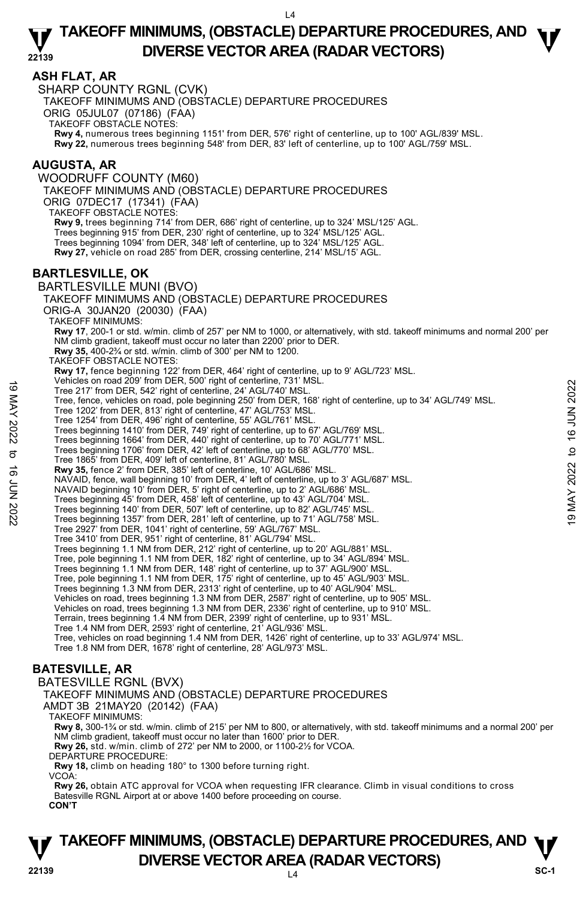# TAKEOFF MINIMUMS, (OBSTACLE) DEPARTURE PROCEDURES, AND DIVERSE VECTOR AREA (RADAR VECTORS)

## ASH FLAT, AR

SHARP COUNTY RGNL (CVK)
TAKEOFF MINIMUMS AND (OBSTACLE) DEPARTURE PROCEDURES
ORIG 05JUL07 (07186) (FAA)
TAKEOFF OBSTACLE NOTES:
**Rwy 4,** numerous trees beginning 1151' from DER, 576' right of centerline, up to 100' AGL/839' MSL.
**Rwy 22,** numerous trees beginning 548' from DER, 83' left of centerline, up to 100' AGL/759' MSL.

## AUGUSTA, AR

WOODRUFF COUNTY (M60)
TAKEOFF MINIMUMS AND (OBSTACLE) DEPARTURE PROCEDURES
ORIG 07DEC17 (17341) (FAA)
TAKEOFF OBSTACLE NOTES:
**Rwy 9,** trees beginning 714' from DER, 686' right of centerline, up to 324' MSL/125' AGL.
Trees beginning 915' from DER, 230' right of centerline, up to 324' MSL/125' AGL.
Trees beginning 1094' from DER, 348' left of centerline, up to 324' MSL/125' AGL.
**Rwy 27,** vehicle on road 285' from DER, crossing centerline, 214' MSL/15' AGL.

## BARTLESVILLE, OK

BARTLESVILLE MUNI (BVO)
TAKEOFF MINIMUMS AND (OBSTACLE) DEPARTURE PROCEDURES
ORIG-A 30JAN20 (20030) (FAA)
TAKEOFF MINIMUMS:
**Rwy 17**, 200-1 or std. w/min. climb of 257' per NM to 1000, or alternatively, with std. takeoff minimums and normal 200' per NM climb gradient, takeoff must occur no later than 2200' prior to DER.
**Rwy 35,** 400-2¾ or std. w/min. climb of 300' per NM to 1200.
TAKEOFF OBSTACLE NOTES:
**Rwy 17,** fence beginning 122' from DER, 464' right of centerline, up to 9' AGL/723' MSL.
Vehicles on road 209' from DER, 500' right of centerline, 731' MSL.
Tree 217' from DER, 542' right of centerline, 24' AGL/740' MSL.
Tree, fence, vehicles on road, pole beginning 250' from DER, 168' right of centerline, up to 34' AGL/749' MSL.
Tree 1202' from DER, 813' right of centerline, 47' AGL/753' MSL.
Tree 1254' from DER, 496' right of centerline, 55' AGL/761' MSL.
Trees beginning 1410' from DER, 749' right of centerline, up to 67' AGL/769' MSL.
Trees beginning 1664' from DER, 440' right of centerline, up to 70' AGL/771' MSL.
Trees beginning 1706' from DER, 42' left of centerline, up to 68' AGL/770' MSL.
Tree 1865' from DER, 409' left of centerline, 81' AGL/780' MSL.
**Rwy 35,** fence 2' from DER, 385' left of centerline, 10' AGL/686' MSL.
NAVAID, fence, wall beginning 10' from DER, 4' left of centerline, up to 3' AGL/687' MSL.
NAVAID beginning 10' from DER, 5' right of centerline, up to 2' AGL/686' MSL.
Trees beginning 45' from DER, 458' left of centerline, up to 43' AGL/704' MSL.
Trees beginning 140' from DER, 507' left of centerline, up to 82' AGL/745' MSL.
Trees beginning 1357' from DER, 281' left of centerline, up to 71' AGL/758' MSL.
Tree 2927' from DER, 1041' right of centerline, 59' AGL/767' MSL.
Tree 3410' from DER, 951' right of centerline, 81' AGL/794' MSL.
Trees beginning 1.1 NM from DER, 212' right of centerline, up to 20' AGL/881' MSL.
Tree, pole beginning 1.1 NM from DER, 182' right of centerline, up to 34' AGL/894' MSL.
Trees beginning 1.1 NM from DER, 148' right of centerline, up to 37' AGL/900' MSL.
Tree, pole beginning 1.1 NM from DER, 175' right of centerline, up to 45' AGL/903' MSL.
Trees beginning 1.3 NM from DER, 2313' right of centerline, up to 40' AGL/904' MSL.
Vehicles on road, trees beginning 1.3 NM from DER, 2587' right of centerline, up to 905' MSL.
Vehicles on road, trees beginning 1.3 NM from DER, 2336' right of centerline, up to 910' MSL.
Terrain, trees beginning 1.4 NM from DER, 2399' right of centerline, up to 931' MSL.
Tree 1.4 NM from DER, 2593' right of centerline, 21' AGL/936' MSL.
Tree, vehicles on road beginning 1.4 NM from DER, 1426' right of centerline, up to 33' AGL/974' MSL.
Tree 1.8 NM from DER, 1678' right of centerline, 28' AGL/973' MSL.

## BATESVILLE, AR

BATESVILLE RGNL (BVX)
TAKEOFF MINIMUMS AND (OBSTACLE) DEPARTURE PROCEDURES
AMDT 3B 21MAY20 (20142) (FAA)
TAKEOFF MINIMUMS:
**Rwy 8,** 300-1¾ or std. w/min. climb of 215' per NM to 800, or alternatively, with std. takeoff minimums and a normal 200' per NM climb gradient, takeoff must occur no later than 1600' prior to DER.
**Rwy 26,** std. w/min. climb of 272' per NM to 2000, or 1100-2½ for VCOA.
DEPARTURE PROCEDURE:
**Rwy 18,** climb on heading 180° to 1300 before turning right.
VCOA:
**Rwy 26,** obtain ATC approval for VCOA when requesting IFR clearance. Climb in visual conditions to cross Batesville RGNL Airport at or above 1400 before proceeding on course.
**CON'T**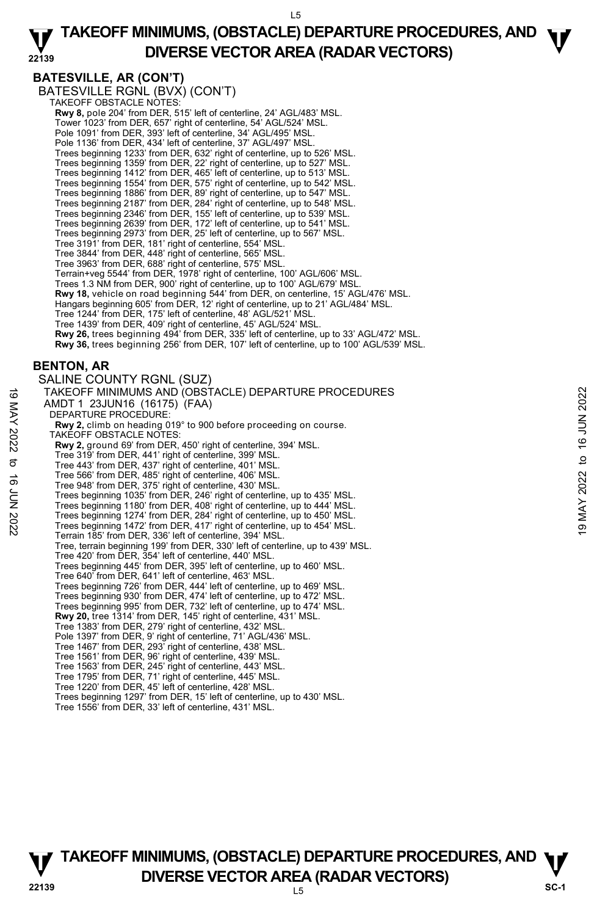## BATESVILLE, AR (CON'T)

BATESVILLE RGNL (BVX) (CON'T)

TAKEOFF OBSTACLE NOTES:

**Rwy 8,** pole 204' from DER, 515' left of centerline, 24' AGL/483' MSL.
Tower 1023' from DER, 657' right of centerline, 54' AGL/524' MSL.
Pole 1091' from DER, 393' left of centerline, 34' AGL/495' MSL.
Pole 1136' from DER, 434' left of centerline, 37' AGL/497' MSL.
Trees beginning 1233' from DER, 632' right of centerline, up to 526' MSL.
Trees beginning 1359' from DER, 22' right of centerline, up to 527' MSL.
Trees beginning 1412' from DER, 465' left of centerline, up to 513' MSL.
Trees beginning 1554' from DER, 575' right of centerline, up to 542' MSL.
Trees beginning 1886' from DER, 89' right of centerline, up to 547' MSL.
Trees beginning 2187' from DER, 284' right of centerline, up to 548' MSL.
Trees beginning 2346' from DER, 155' left of centerline, up to 539' MSL.
Trees beginning 2639' from DER, 172' left of centerline, up to 541' MSL.
Trees beginning 2973' from DER, 25' left of centerline, up to 567' MSL.
Tree 3191' from DER, 181' right of centerline, 554' MSL.
Tree 3844' from DER, 448' right of centerline, 565' MSL.
Tree 3963' from DER, 688' right of centerline, 575' MSL.
Terrain+veg 5544' from DER, 1978' right of centerline, 100' AGL/606' MSL.
Trees 1.3 NM from DER, 900' right of centerline, up to 100' AGL/679' MSL.
**Rwy 18,** vehicle on road beginning 544' from DER, on centerline, 15' AGL/476' MSL.
Hangars beginning 605' from DER, 12' right of centerline, up to 21' AGL/484' MSL.
Tree 1244' from DER, 175' left of centerline, 48' AGL/521' MSL.
Tree 1439' from DER, 409' right of centerline, 45' AGL/524' MSL.
**Rwy 26,** trees beginning 494' from DER, 335' left of centerline, up to 33' AGL/472' MSL.
**Rwy 36,** trees beginning 256' from DER, 107' left of centerline, up to 100' AGL/539' MSL.

## BENTON, AR

SALINE COUNTY RGNL (SUZ)

TAKEOFF MINIMUMS AND (OBSTACLE) DEPARTURE PROCEDURES
AMDT 1 23JUN16 (16175) (FAA)

DEPARTURE PROCEDURE:

**Rwy 2,** climb on heading 019° to 900 before proceeding on course.

TAKEOFF OBSTACLE NOTES:

**Rwy 2,** ground 69' from DER, 450' right of centerline, 394' MSL.
Tree 319' from DER, 441' right of centerline, 399' MSL.
Tree 443' from DER, 437' right of centerline, 401' MSL.
Tree 566' from DER, 485' right of centerline, 406' MSL.
Tree 948' from DER, 375' right of centerline, 430' MSL.
Trees beginning 1035' from DER, 246' right of centerline, up to 435' MSL.
Trees beginning 1180' from DER, 408' right of centerline, up to 444' MSL.
Trees beginning 1274' from DER, 284' right of centerline, up to 450' MSL.
Trees beginning 1472' from DER, 417' right of centerline, up to 454' MSL.
Terrain 185' from DER, 336' left of centerline, 394' MSL.
Tree, terrain beginning 199' from DER, 330' left of centerline, up to 439' MSL.
Tree 420' from DER, 354' left of centerline, 440' MSL.
Trees beginning 445' from DER, 395' left of centerline, up to 460' MSL.
Tree 640' from DER, 641' left of centerline, 463' MSL.
Trees beginning 726' from DER, 444' left of centerline, up to 469' MSL.
Trees beginning 930' from DER, 474' left of centerline, up to 472' MSL.
Trees beginning 995' from DER, 732' left of centerline, up to 474' MSL.
**Rwy 20,** tree 1314' from DER, 145' right of centerline, 431' MSL.
Tree 1383' from DER, 279' right of centerline, 432' MSL.
Pole 1397' from DER, 9' right of centerline, 71' AGL/436' MSL.
Tree 1467' from DER, 293' right of centerline, 438' MSL.
Tree 1561' from DER, 96' right of centerline, 439' MSL.
Tree 1563' from DER, 245' right of centerline, 443' MSL.
Tree 1795' from DER, 71' right of centerline, 445' MSL.
Tree 1220' from DER, 45' left of centerline, 428' MSL.
Trees beginning 1297' from DER, 15' left of centerline, up to 430' MSL.
Tree 1556' from DER, 33' left of centerline, 431' MSL.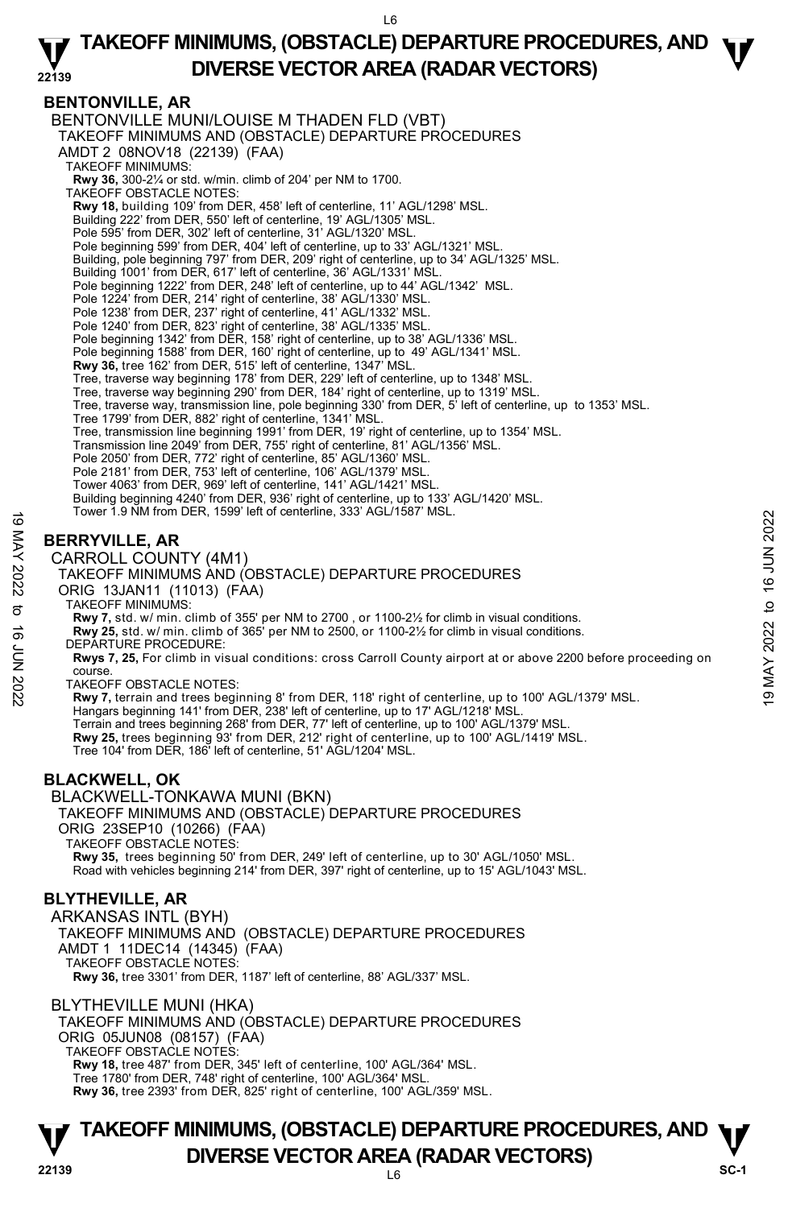## BENTONVILLE, AR

BENTONVILLE MUNI/LOUISE M THADEN FLD (VBT)
TAKEOFF MINIMUMS AND (OBSTACLE) DEPARTURE PROCEDURES
AMDT 2 08NOV18 (22139) (FAA)
TAKEOFF MINIMUMS:
**Rwy 36,** 300-2¼ or std. w/min. climb of 204' per NM to 1700.
TAKEOFF OBSTACLE NOTES:
**Rwy 18,** building 109' from DER, 458' left of centerline, 11' AGL/1298' MSL.
Building 222' from DER, 550' left of centerline, 19' AGL/1305' MSL.
Pole 595' from DER, 302' left of centerline, 31' AGL/1320' MSL.
Pole beginning 599' from DER, 404' left of centerline, up to 33' AGL/1321' MSL.
Building, pole beginning 797' from DER, 209' right of centerline, up to 34' AGL/1325' MSL.
Building 1001' from DER, 617' left of centerline, 36' AGL/1331' MSL.
Pole beginning 1222' from DER, 248' left of centerline, up to 44' AGL/1342' MSL.
Pole 1224' from DER, 214' right of centerline, 38' AGL/1330' MSL.
Pole 1238' from DER, 237' right of centerline, 41' AGL/1332' MSL.
Pole 1240' from DER, 823' right of centerline, 38' AGL/1335' MSL.
Pole beginning 1342' from DER, 158' right of centerline, up to 38' AGL/1336' MSL.
Pole beginning 1588' from DER, 160' right of centerline, up to 49' AGL/1341' MSL.
**Rwy 36,** tree 162' from DER, 515' left of centerline, 1347' MSL.
Tree, traverse way beginning 178' from DER, 229' left of centerline, up to 1348' MSL.
Tree, traverse way beginning 290' from DER, 184' right of centerline, up to 1319' MSL.
Tree, traverse way, transmission line, pole beginning 330' from DER, 5' left of centerline, up to 1353' MSL.
Tree 1799' from DER, 882' right of centerline, 1341' MSL.
Tree, transmission line beginning 1991' from DER, 19' right of centerline, up to 1354' MSL.
Transmission line 2049' from DER, 755' right of centerline, 81' AGL/1356' MSL.
Pole 2050' from DER, 772' right of centerline, 85' AGL/1360' MSL.
Pole 2181' from DER, 753' left of centerline, 106' AGL/1379' MSL.
Tower 4063' from DER, 969' left of centerline, 141' AGL/1421' MSL.
Building beginning 4240' from DER, 936' right of centerline, up to 133' AGL/1420' MSL.
Tower 1.9 NM from DER, 1599' left of centerline, 333' AGL/1587' MSL.

## BERRYVILLE, AR

CARROLL COUNTY (4M1)
TAKEOFF MINIMUMS AND (OBSTACLE) DEPARTURE PROCEDURES
ORIG 13JAN11 (11013) (FAA)
TAKEOFF MINIMUMS:
**Rwy 7,** std. w/ min. climb of 355' per NM to 2700 , or 1100-2½ for climb in visual conditions.
**Rwy 25,** std. w/ min. climb of 365' per NM to 2500, or 1100-2½ for climb in visual conditions.
DEPARTURE PROCEDURE:
**Rwys 7, 25,** For climb in visual conditions: cross Carroll County airport at or above 2200 before proceeding on course.
TAKEOFF OBSTACLE NOTES:
**Rwy 7,** terrain and trees beginning 8' from DER, 118' right of centerline, up to 100' AGL/1379' MSL.
Hangars beginning 141' from DER, 238' left of centerline, up to 17' AGL/1218' MSL.
Terrain and trees beginning 268' from DER, 77' left of centerline, up to 100' AGL/1379' MSL.
**Rwy 25,** trees beginning 93' from DER, 212' right of centerline, up to 100' AGL/1419' MSL.
Tree 104' from DER, 186' left of centerline, 51' AGL/1204' MSL.

## BLACKWELL, OK

BLACKWELL-TONKAWA MUNI (BKN)
TAKEOFF MINIMUMS AND (OBSTACLE) DEPARTURE PROCEDURES
ORIG 23SEP10 (10266) (FAA)
TAKEOFF OBSTACLE NOTES:
**Rwy 35,** trees beginning 50' from DER, 249' left of centerline, up to 30' AGL/1050' MSL.
Road with vehicles beginning 214' from DER, 397' right of centerline, up to 15' AGL/1043' MSL.

## BLYTHEVILLE, AR

ARKANSAS INTL (BYH)
TAKEOFF MINIMUMS AND (OBSTACLE) DEPARTURE PROCEDURES
AMDT 1 11DEC14 (14345) (FAA)
TAKEOFF OBSTACLE NOTES:
**Rwy 36,** tree 3301' from DER, 1187' left of centerline, 88' AGL/337' MSL.

BLYTHEVILLE MUNI (HKA)
TAKEOFF MINIMUMS AND (OBSTACLE) DEPARTURE PROCEDURES
ORIG 05JUN08 (08157) (FAA)
TAKEOFF OBSTACLE NOTES:
**Rwy 18,** tree 487' from DER, 345' left of centerline, 100' AGL/364' MSL.
Tree 1780' from DER, 748' right of centerline, 100' AGL/364' MSL.
**Rwy 36,** tree 2393' from DER, 825' right of centerline, 100' AGL/359' MSL.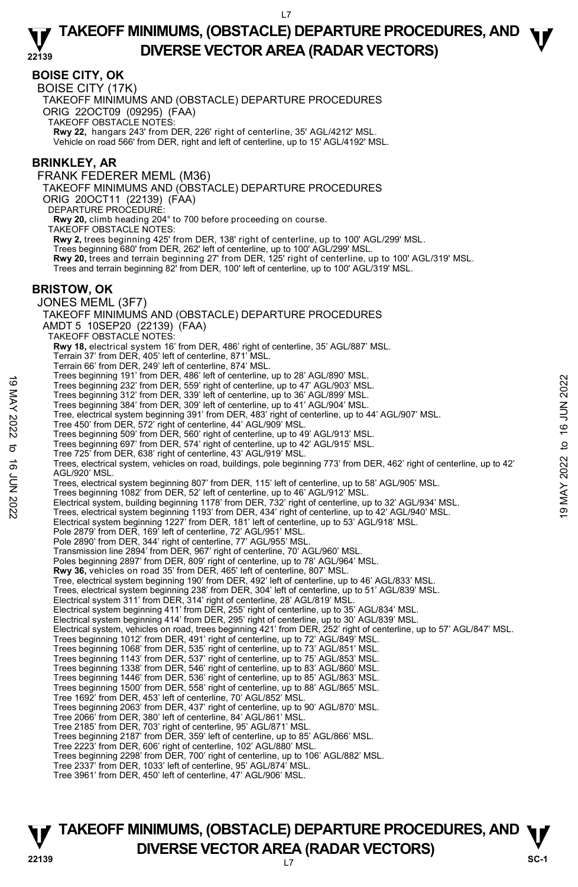## BOISE CITY, OK

BOISE CITY (17K)

TAKEOFF MINIMUMS AND (OBSTACLE) DEPARTURE PROCEDURES

ORIG 22OCT09 (09295) (FAA)

TAKEOFF OBSTACLE NOTES:

**Rwy 22,** hangars 243' from DER, 226' right of centerline, 35' AGL/4212' MSL.
Vehicle on road 566' from DER, right and left of centerline, up to 15' AGL/4192' MSL.

## BRINKLEY, AR

FRANK FEDERER MEML (M36)

TAKEOFF MINIMUMS AND (OBSTACLE) DEPARTURE PROCEDURES

ORIG 20OCT11 (22139) (FAA)

DEPARTURE PROCEDURE:

**Rwy 20,** climb heading 204° to 700 before proceeding on course.

TAKEOFF OBSTACLE NOTES:

**Rwy 2,** trees beginning 425' from DER, 138' right of centerline, up to 100' AGL/299' MSL.
Trees beginning 680' from DER, 262' left of centerline, up to 100' AGL/299' MSL.
**Rwy 20,** trees and terrain beginning 27' from DER, 125' right of centerline, up to 100' AGL/319' MSL.
Trees and terrain beginning 82' from DER, 100' left of centerline, up to 100' AGL/319' MSL.

## BRISTOW, OK

JONES MEML (3F7)

TAKEOFF MINIMUMS AND (OBSTACLE) DEPARTURE PROCEDURES

AMDT 5 10SEP20 (22139) (FAA)

TAKEOFF OBSTACLE NOTES:

**Rwy 18,** electrical system 16' from DER, 486' right of centerline, 35' AGL/887' MSL.
Terrain 37' from DER, 405' left of centerline, 871' MSL.
Terrain 66' from DER, 249' left of centerline, 874' MSL.
Trees beginning 191' from DER, 486' left of centerline, up to 28' AGL/890' MSL.
Trees beginning 232' from DER, 559' right of centerline, up to 47' AGL/903' MSL.
Trees beginning 312' from DER, 339' left of centerline, up to 36' AGL/899' MSL.
Trees beginning 384' from DER, 309' left of centerline, up to 41' AGL/904' MSL.
Tree, electrical system beginning 391' from DER, 483' right of centerline, up to 44' AGL/907' MSL.
Tree 450' from DER, 572' right of centerline, 44' AGL/909' MSL.
Trees beginning 509' from DER, 560' right of centerline, up to 49' AGL/913' MSL.
Trees beginning 697' from DER, 574' right of centerline, up to 42' AGL/915' MSL.
Tree 725' from DER, 638' right of centerline, 43' AGL/919' MSL.
Trees, electrical system, vehicles on road, buildings, pole beginning 773' from DER, 462' right of centerline, up to 42' AGL/920' MSL.
Trees, electrical system beginning 807' from DER, 115' left of centerline, up to 58' AGL/905' MSL.
Trees beginning 1082' from DER, 52' left of centerline, up to 46' AGL/912' MSL.
Electrical system, building beginning 1178' from DER, 732' right of centerline, up to 32' AGL/934' MSL.
Trees, electrical system beginning 1193' from DER, 434' right of centerline, up to 42' AGL/940' MSL.
Electrical system beginning 1227' from DER, 181' left of centerline, up to 53' AGL/918' MSL.
Pole 2879' from DER, 169' left of centerline, 72' AGL/951' MSL.
Pole 2890' from DER, 344' right of centerline, 77' AGL/955' MSL.
Transmission line 2894' from DER, 967' right of centerline, 70' AGL/960' MSL.
Poles beginning 2897' from DER, 809' right of centerline, up to 78' AGL/964' MSL.
**Rwy 36,** vehicles on road 35' from DER, 465' left of centerline, 807' MSL.
Tree, electrical system beginning 190' from DER, 492' left of centerline, up to 46' AGL/833' MSL.
Trees, electrical system beginning 238' from DER, 304' left of centerline, up to 51' AGL/839' MSL.
Electrical system 311' from DER, 314' right of centerline, 28' AGL/819' MSL.
Electrical system beginning 411' from DER, 255' right of centerline, up to 35' AGL/834' MSL.
Electrical system beginning 414' from DER, 295' right of centerline, up to 30' AGL/839' MSL.
Electrical system, vehicles on road, trees beginning 421' from DER, 252' right of centerline, up to 57' AGL/847' MSL.
Trees beginning 1012' from DER, 491' right of centerline, up to 72' AGL/849' MSL.
Trees beginning 1068' from DER, 535' right of centerline, up to 73' AGL/851' MSL.
Trees beginning 1143' from DER, 537' right of centerline, up to 75' AGL/853' MSL.
Trees beginning 1338' from DER, 546' right of centerline, up to 83' AGL/860' MSL.
Trees beginning 1446' from DER, 536' right of centerline, up to 85' AGL/863' MSL.
Trees beginning 1500' from DER, 558' right of centerline, up to 88' AGL/865' MSL.
Tree 1692' from DER, 453' left of centerline, 70' AGL/852' MSL.
Trees beginning 2063' from DER, 437' right of centerline, up to 90' AGL/870' MSL.
Tree 2066' from DER, 380' left of centerline, 84' AGL/861' MSL.
Tree 2185' from DER, 703' right of centerline, 95' AGL/871' MSL.
Trees beginning 2187' from DER, 359' left of centerline, up to 85' AGL/866' MSL.
Tree 2223' from DER, 606' right of centerline, 102' AGL/880' MSL.
Trees beginning 2298' from DER, 700' right of centerline, up to 106' AGL/882' MSL.
Tree 2337' from DER, 1033' left of centerline, 95' AGL/874' MSL.
Tree 3961' from DER, 450' left of centerline, 47' AGL/906' MSL.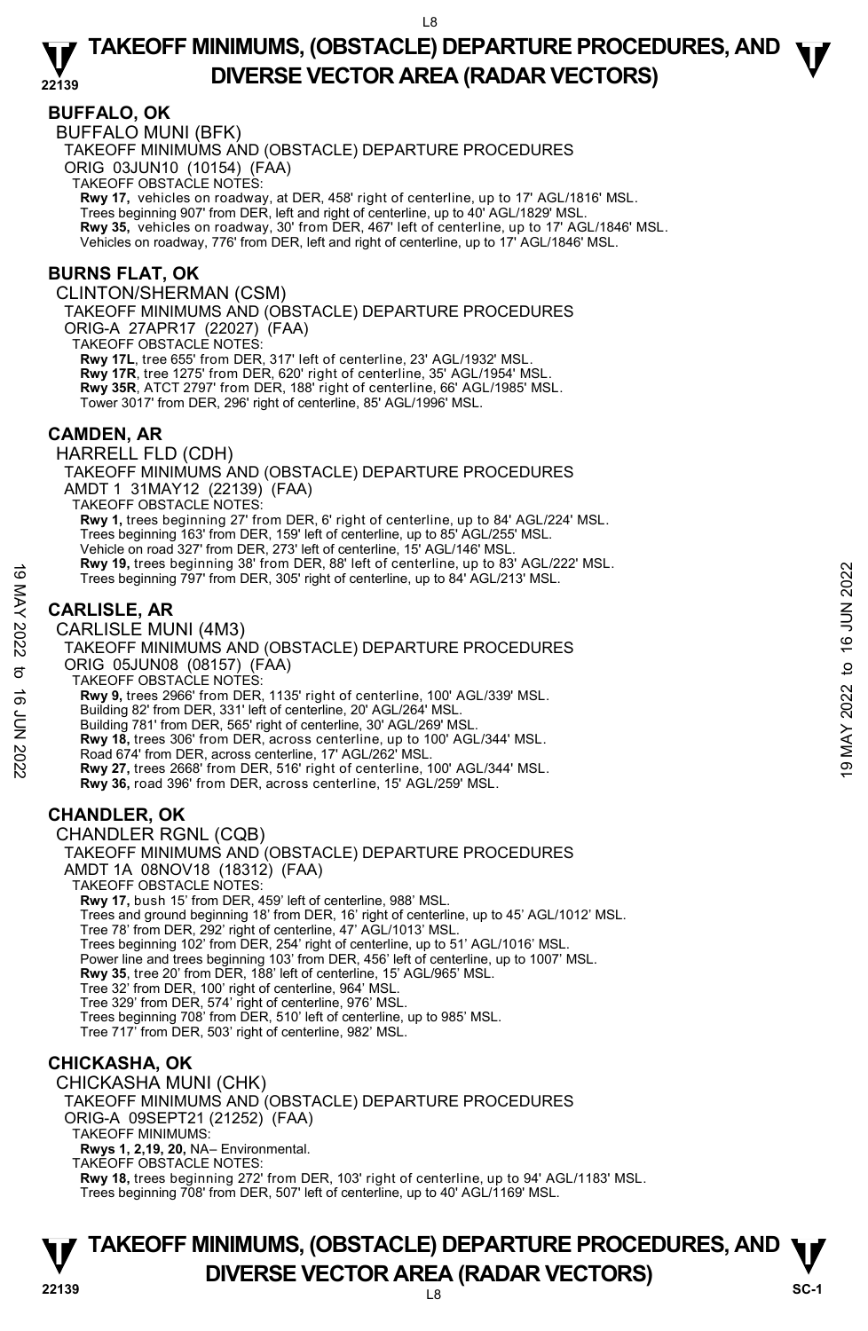## BUFFALO, OK

BUFFALO MUNI (BFK)

TAKEOFF MINIMUMS AND (OBSTACLE) DEPARTURE PROCEDURES

ORIG 03JUN10 (10154) (FAA)

TAKEOFF OBSTACLE NOTES:

**Rwy 17,** vehicles on roadway, at DER, 458' right of centerline, up to 17' AGL/1816' MSL.
Trees beginning 907' from DER, left and right of centerline, up to 40' AGL/1829' MSL.
**Rwy 35,** vehicles on roadway, 30' from DER, 467' left of centerline, up to 17' AGL/1846' MSL.
Vehicles on roadway, 776' from DER, left and right of centerline, up to 17' AGL/1846' MSL.

## BURNS FLAT, OK

CLINTON/SHERMAN (CSM)

TAKEOFF MINIMUMS AND (OBSTACLE) DEPARTURE PROCEDURES

ORIG-A 27APR17 (22027) (FAA)

TAKEOFF OBSTACLE NOTES:

**Rwy 17L**, tree 655' from DER, 317' left of centerline, 23' AGL/1932' MSL.
**Rwy 17R**, tree 1275' from DER, 620' right of centerline, 35' AGL/1954' MSL.
**Rwy 35R**, ATCT 2797' from DER, 188' right of centerline, 66' AGL/1985' MSL.
Tower 3017' from DER, 296' right of centerline, 85' AGL/1996' MSL.

## CAMDEN, AR

HARRELL FLD (CDH)

TAKEOFF MINIMUMS AND (OBSTACLE) DEPARTURE PROCEDURES

AMDT 1 31MAY12 (22139) (FAA)

TAKEOFF OBSTACLE NOTES:

**Rwy 1,** trees beginning 27' from DER, 6' right of centerline, up to 84' AGL/224' MSL.
Trees beginning 163' from DER, 159' left of centerline, up to 85' AGL/255' MSL.
Vehicle on road 327' from DER, 273' left of centerline, 15' AGL/146' MSL.
**Rwy 19,** trees beginning 38' from DER, 88' left of centerline, up to 83' AGL/222' MSL.
Trees beginning 797' from DER, 305' right of centerline, up to 84' AGL/213' MSL.

## CARLISLE, AR

CARLISLE MUNI (4M3)

TAKEOFF MINIMUMS AND (OBSTACLE) DEPARTURE PROCEDURES

ORIG 05JUN08 (08157) (FAA)

TAKEOFF OBSTACLE NOTES:

**Rwy 9,** trees 2966' from DER, 1135' right of centerline, 100' AGL/339' MSL.
Building 82' from DER, 331' left of centerline, 20' AGL/264' MSL.
Building 781' from DER, 565' right of centerline, 30' AGL/269' MSL.
**Rwy 18,** trees 306' from DER, across centerline, up to 100' AGL/344' MSL.
Road 674' from DER, across centerline, 17' AGL/262' MSL.
**Rwy 27,** trees 2668' from DER, 516' right of centerline, 100' AGL/344' MSL.
**Rwy 36,** road 396' from DER, across centerline, 15' AGL/259' MSL.

## CHANDLER, OK

CHANDLER RGNL (CQB)

TAKEOFF MINIMUMS AND (OBSTACLE) DEPARTURE PROCEDURES

AMDT 1A 08NOV18 (18312) (FAA)

TAKEOFF OBSTACLE NOTES:

**Rwy 17,** bush 15' from DER, 459' left of centerline, 988' MSL.
Trees and ground beginning 18' from DER, 16' right of centerline, up to 45' AGL/1012' MSL.
Tree 78' from DER, 292' right of centerline, 47' AGL/1013' MSL.
Trees beginning 102' from DER, 254' right of centerline, up to 51' AGL/1016' MSL.
Power line and trees beginning 103' from DER, 456' left of centerline, up to 1007' MSL.
**Rwy 35**, tree 20' from DER, 188' left of centerline, 15' AGL/965' MSL.
Tree 32' from DER, 100' right of centerline, 964' MSL.
Tree 329' from DER, 574' right of centerline, 976' MSL.
Trees beginning 708' from DER, 510' left of centerline, up to 985' MSL.
Tree 717' from DER, 503' right of centerline, 982' MSL.

## CHICKASHA, OK

CHICKASHA MUNI (CHK)

TAKEOFF MINIMUMS AND (OBSTACLE) DEPARTURE PROCEDURES

ORIG-A 09SEPT21 (21252) (FAA)

TAKEOFF MINIMUMS:

**Rwys 1, 2,19, 20,** NA– Environmental.

TAKEOFF OBSTACLE NOTES:

**Rwy 18,** trees beginning 272' from DER, 103' right of centerline, up to 94' AGL/1183' MSL.
Trees beginning 708' from DER, 507' left of centerline, up to 40' AGL/1169' MSL.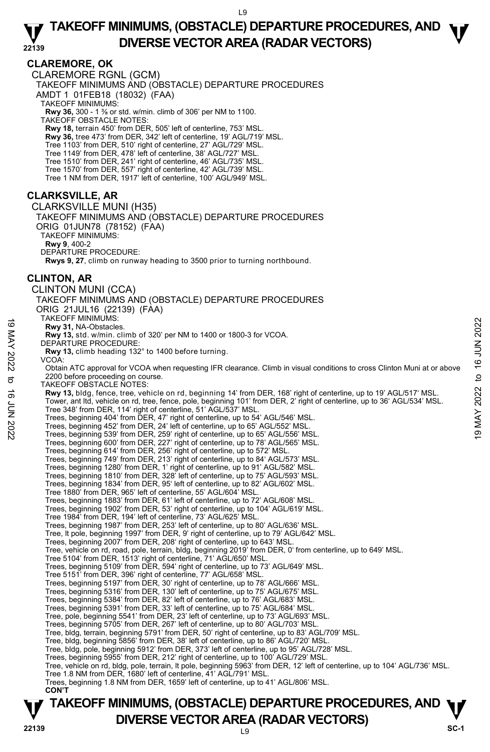## CLAREMORE, OK

CLAREMORE RGNL (GCM)

TAKEOFF MINIMUMS AND (OBSTACLE) DEPARTURE PROCEDURES

AMDT 1 01FEB18 (18032) (FAA)

TAKEOFF MINIMUMS:

**Rwy 36,** 300 - 1 ⅜ or std. w/min. climb of 306' per NM to 1100.

TAKEOFF OBSTACLE NOTES:

**Rwy 18,** terrain 450' from DER, 505' left of centerline, 753' MSL.

**Rwy 36,** tree 473' from DER, 342' left of centerline, 19' AGL/719' MSL.
Tree 1103' from DER, 510' right of centerline, 27' AGL/729' MSL.
Tree 1149' from DER, 478' left of centerline, 38' AGL/727' MSL.
Tree 1510' from DER, 241' right of centerline, 46' AGL/735' MSL.
Tree 1570' from DER, 557' right of centerline, 42' AGL/739' MSL.
Tree 1 NM from DER, 1917' left of centerline, 100' AGL/949' MSL.

## CLARKSVILLE, AR

CLARKSVILLE MUNI (H35)

TAKEOFF MINIMUMS AND (OBSTACLE) DEPARTURE PROCEDURES

ORIG 01JUN78 (78152) (FAA)

TAKEOFF MINIMUMS:

**Rwy 9**, 400-2

DEPARTURE PROCEDURE:

**Rwys 9, 27**, climb on runway heading to 3500 prior to turning northbound.

## CLINTON, AR

CLINTON MUNI (CCA)

TAKEOFF MINIMUMS AND (OBSTACLE) DEPARTURE PROCEDURES

ORIG 21JUL16 (22139) (FAA)

TAKEOFF MINIMUMS:

**Rwy 31,** NA-Obstacles.

**Rwy 13,** std. w/min. climb of 320' per NM to 1400 or 1800-3 for VCOA.

DEPARTURE PROCEDURE:

**Rwy 13,** climb heading 132° to 1400 before turning.

VCOA:

Obtain ATC approval for VCOA when requesting IFR clearance. Climb in visual conditions to cross Clinton Muni at or above 2200 before proceeding on course.

TAKEOFF OBSTACLE NOTES:

**Rwy 13,** bldg, fence, tree, vehicle on rd, beginning 14' from DER, 168' right of centerline, up to 19' AGL/517' MSL.
Tower, ant ltd, vehicle on rd, tree, fence, pole, beginning 101' from DER, 2' right of centerline, up to 36' AGL/534' MSL.
Tree 348' from DER, 114' right of centerline, 51' AGL/537' MSL.
Trees, beginning 404' from DER, 47' right of centerline, up to 54' AGL/546' MSL.
Trees, beginning 452' from DER, 24' left of centerline, up to 65' AGL/552' MSL.
Trees, beginning 539' from DER, 259' right of centerline, up to 65' AGL/556' MSL.
Trees, beginning 600' from DER, 227' right of centerline, up to 78' AGL/565' MSL.
Trees, beginning 614' from DER, 256' right of centerline, up to 572' MSL.
Trees, beginning 749' from DER, 213' right of centerline, up to 84' AGL/573' MSL.
Trees, beginning 1280' from DER, 1' right of centerline, up to 91' AGL/582' MSL.
Trees, beginning 1810' from DER, 328' left of centerline, up to 75' AGL/593' MSL.
Trees, beginning 1834' from DER, 95' left of centerline, up to 82' AGL/602' MSL.
Tree 1880' from DER, 965' left of centerline, 55' AGL/604' MSL.
Trees, beginning 1883' from DER, 61' left of centerline, up to 72' AGL/608' MSL.
Trees, beginning 1902' from DER, 53' right of centerline, up to 104' AGL/619' MSL.
Tree 1984' from DER, 194' left of centerline, 73' AGL/625' MSL.
Trees, beginning 1987' from DER, 253' left of centerline, up to 80' AGL/636' MSL.
Tree, lt pole, beginning 1997' from DER, 9' right of centerline, up to 79' AGL/642' MSL.
Trees, beginning 2007' from DER, 208' right of centerline, up to 643' MSL.
Tree, vehicle on rd, road, pole, terrain, bldg, beginning 2019' from DER, 0' from centerline, up to 649' MSL.
Tree 5104' from DER, 1513' right of centerline, 71' AGL/650' MSL.
Trees, beginning 5109' from DER, 594' right of centerline, up to 73' AGL/649' MSL.
Tree 5151' from DER, 396' right of centerline, 77' AGL/658' MSL.
Trees, beginning 5197' from DER, 30' right of centerline, up to 78' AGL/666' MSL.
Trees, beginning 5316' from DER, 130' left of centerline, up to 75' AGL/675' MSL.
Trees, beginning 5384' from DER, 82' left of centerline, up to 76' AGL/683' MSL.
Trees, beginning 5391' from DER, 33' left of centerline, up to 75' AGL/684' MSL.
Tree, pole, beginning 5541' from DER, 23' left of centerline, up to 73' AGL/693' MSL.
Trees, beginning 5705' from DER, 267' left of centerline, up to 80' AGL/703' MSL.
Tree, bldg, terrain, beginning 5791' from DER, 50' right of centerline, up to 83' AGL/709' MSL.
Tree, bldg, beginning 5856' from DER, 38' left of centerline, up to 86' AGL/720' MSL.
Tree, bldg, pole, beginning 5912' from DER, 373' left of centerline, up to 95' AGL/728' MSL.
Trees, beginning 5955' from DER, 212' right of centerline, up to 100' AGL/729' MSL.
Tree, vehicle on rd, bldg, pole, terrain, lt pole, beginning 5963' from DER, 12' left of centerline, up to 104' AGL/736' MSL.
Tree 1.8 NM from DER, 1680' left of centerline, 41' AGL/791' MSL.
Trees, beginning 1.8 NM from DER, 1659' left of centerline, up to 41' AGL/806' MSL.

**CON'T**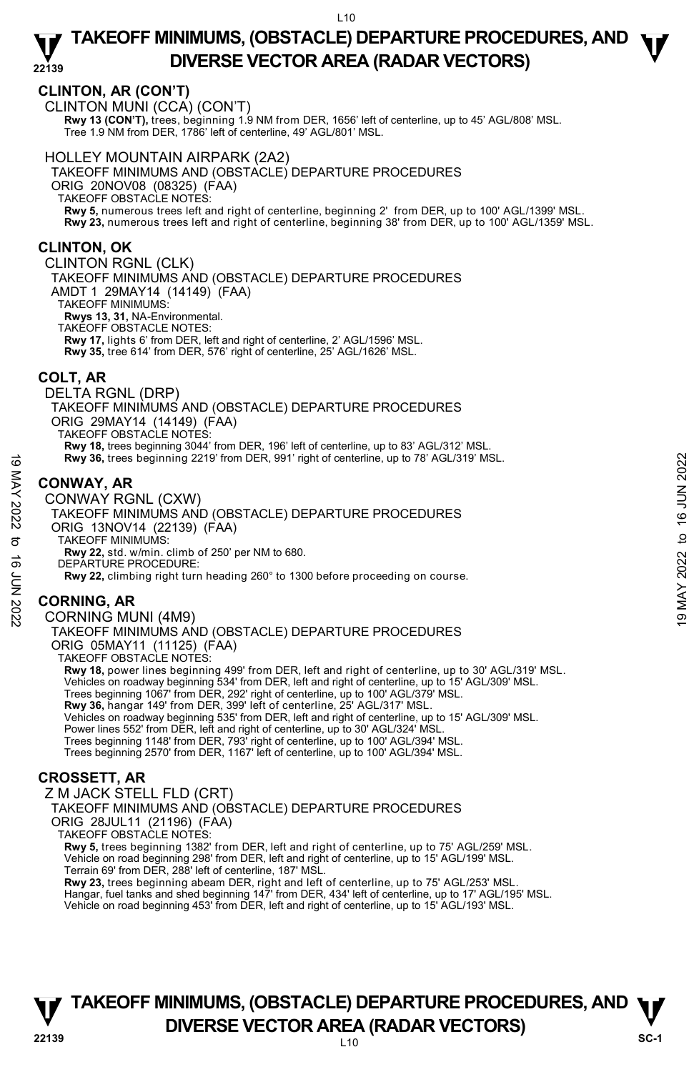## CLINTON, AR (CON'T)

CLINTON MUNI (CCA) (CON'T)

**Rwy 13 (CON'T),** trees, beginning 1.9 NM from DER, 1656' left of centerline, up to 45' AGL/808' MSL.
Tree 1.9 NM from DER, 1786' left of centerline, 49' AGL/801' MSL.

HOLLEY MOUNTAIN AIRPARK (2A2)

TAKEOFF MINIMUMS AND (OBSTACLE) DEPARTURE PROCEDURES
ORIG 20NOV08 (08325) (FAA)
TAKEOFF OBSTACLE NOTES:
**Rwy 5,** numerous trees left and right of centerline, beginning 2' from DER, up to 100' AGL/1399' MSL.
**Rwy 23,** numerous trees left and right of centerline, beginning 38' from DER, up to 100' AGL/1359' MSL.

## CLINTON, OK

CLINTON RGNL (CLK)

TAKEOFF MINIMUMS AND (OBSTACLE) DEPARTURE PROCEDURES
AMDT 1 29MAY14 (14149) (FAA)
TAKEOFF MINIMUMS:
**Rwys 13, 31,** NA-Environmental.
TAKEOFF OBSTACLE NOTES:
**Rwy 17,** lights 6' from DER, left and right of centerline, 2' AGL/1596' MSL.
**Rwy 35,** tree 614' from DER, 576' right of centerline, 25' AGL/1626' MSL.

## COLT, AR

DELTA RGNL (DRP)

TAKEOFF MINIMUMS AND (OBSTACLE) DEPARTURE PROCEDURES
ORIG 29MAY14 (14149) (FAA)
TAKEOFF OBSTACLE NOTES:
**Rwy 18,** trees beginning 3044' from DER, 196' left of centerline, up to 83' AGL/312' MSL.
**Rwy 36,** trees beginning 2219' from DER, 991' right of centerline, up to 78' AGL/319' MSL.

## CONWAY, AR

CONWAY RGNL (CXW)

TAKEOFF MINIMUMS AND (OBSTACLE) DEPARTURE PROCEDURES
ORIG 13NOV14 (22139) (FAA)
TAKEOFF MINIMUMS:
**Rwy 22,** std. w/min. climb of 250' per NM to 680.
DEPARTURE PROCEDURE:
**Rwy 22,** climbing right turn heading 260° to 1300 before proceeding on course.

## CORNING, AR

CORNING MUNI (4M9)

TAKEOFF MINIMUMS AND (OBSTACLE) DEPARTURE PROCEDURES
ORIG 05MAY11 (11125) (FAA)
TAKEOFF OBSTACLE NOTES:
**Rwy 18,** power lines beginning 499' from DER, left and right of centerline, up to 30' AGL/319' MSL.
Vehicles on roadway beginning 534' from DER, left and right of centerline, up to 15' AGL/309' MSL.
Trees beginning 1067' from DER, 292' right of centerline, up to 100' AGL/379' MSL.
**Rwy 36,** hangar 149' from DER, 399' left of centerline, 25' AGL/317' MSL.
Vehicles on roadway beginning 535' from DER, left and right of centerline, up to 15' AGL/309' MSL.
Power lines 552' from DER, left and right of centerline, up to 30' AGL/324' MSL.
Trees beginning 1148' from DER, 793' right of centerline, up to 100' AGL/394' MSL.
Trees beginning 2570' from DER, 1167' left of centerline, up to 100' AGL/394' MSL.

## CROSSETT, AR

Z M JACK STELL FLD (CRT)

TAKEOFF MINIMUMS AND (OBSTACLE) DEPARTURE PROCEDURES
ORIG 28JUL11 (21196) (FAA)
TAKEOFF OBSTACLE NOTES:
**Rwy 5,** trees beginning 1382' from DER, left and right of centerline, up to 75' AGL/259' MSL.
Vehicle on road beginning 298' from DER, left and right of centerline, up to 15' AGL/199' MSL.
Terrain 69' from DER, 288' left of centerline, 187' MSL.
**Rwy 23,** trees beginning abeam DER, right and left of centerline, up to 75' AGL/253' MSL.
Hangar, fuel tanks and shed beginning 147' from DER, 434' left of centerline, up to 17' AGL/195' MSL.
Vehicle on road beginning 453' from DER, left and right of centerline, up to 15' AGL/193' MSL.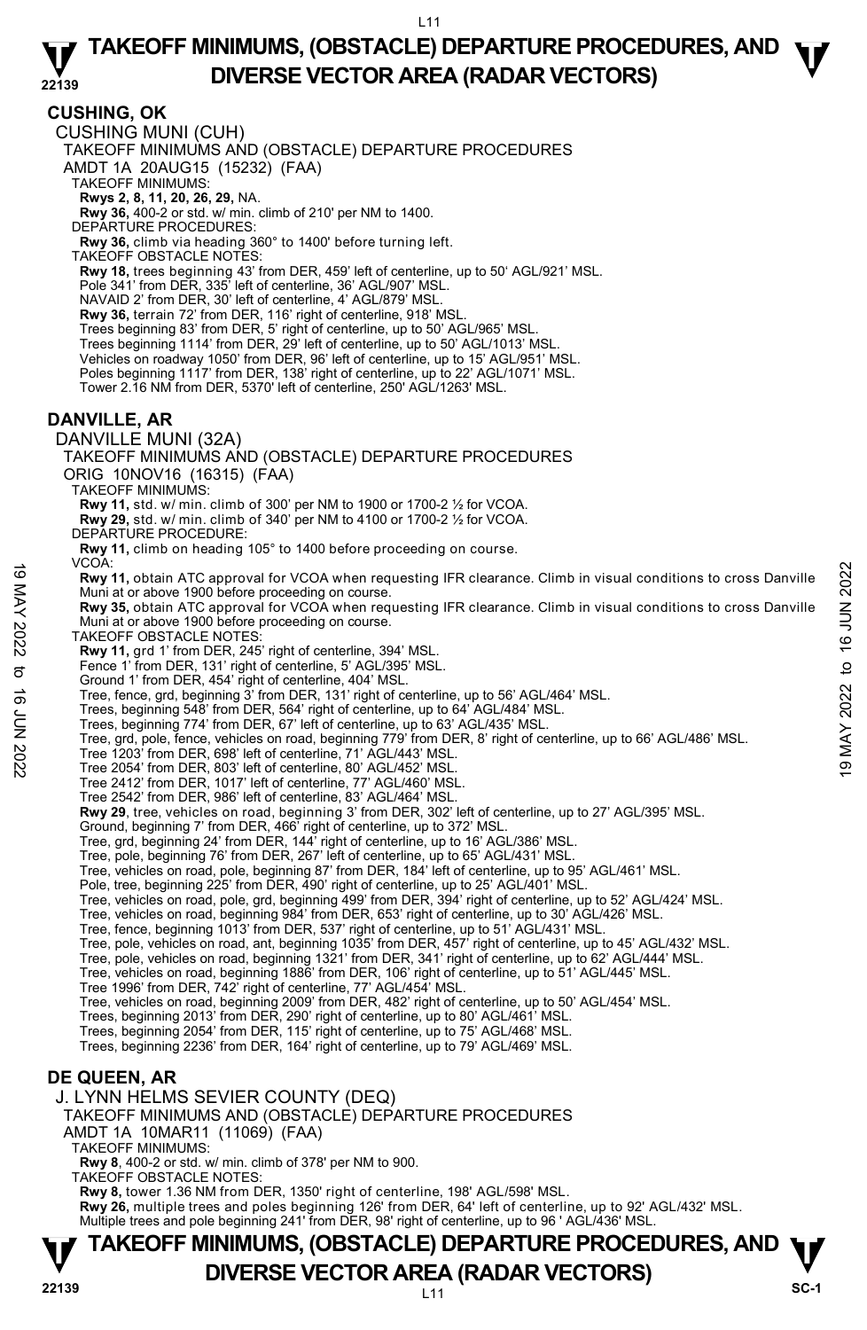## CUSHING, OK

CUSHING MUNI (CUH)

TAKEOFF MINIMUMS AND (OBSTACLE) DEPARTURE PROCEDURES

AMDT 1A 20AUG15 (15232) (FAA)

TAKEOFF MINIMUMS:

**Rwys 2, 8, 11, 20, 26, 29,** NA.

**Rwy 36,** 400-2 or std. w/ min. climb of 210' per NM to 1400.

DEPARTURE PROCEDURES:

**Rwy 36,** climb via heading 360° to 1400' before turning left.

TAKEOFF OBSTACLE NOTES:

**Rwy 18,** trees beginning 43' from DER, 459' left of centerline, up to 50' AGL/921' MSL.
Pole 341' from DER, 335' left of centerline, 36' AGL/907' MSL.
NAVAID 2' from DER, 30' left of centerline, 4' AGL/879' MSL.

**Rwy 36,** terrain 72' from DER, 116' right of centerline, 918' MSL.
Trees beginning 83' from DER, 5' right of centerline, up to 50' AGL/965' MSL.
Trees beginning 1114' from DER, 29' left of centerline, up to 50' AGL/1013' MSL.
Vehicles on roadway 1050' from DER, 96' left of centerline, up to 15' AGL/951' MSL.
Poles beginning 1117' from DER, 138' right of centerline, up to 22' AGL/1071' MSL.
Tower 2.16 NM from DER, 5370' left of centerline, 250' AGL/1263' MSL.

## DANVILLE, AR

DANVILLE MUNI (32A)

TAKEOFF MINIMUMS AND (OBSTACLE) DEPARTURE PROCEDURES

ORIG 10NOV16 (16315) (FAA)

TAKEOFF MINIMUMS:

**Rwy 11,** std. w/ min. climb of 300' per NM to 1900 or 1700-2 ½ for VCOA.

**Rwy 29,** std. w/ min. climb of 340' per NM to 4100 or 1700-2 ½ for VCOA.

DEPARTURE PROCEDURE:

**Rwy 11,** climb on heading 105° to 1400 before proceeding on course.

VCOA:

**Rwy 11,** obtain ATC approval for VCOA when requesting IFR clearance. Climb in visual conditions to cross Danville Muni at or above 1900 before proceeding on course.

**Rwy 35,** obtain ATC approval for VCOA when requesting IFR clearance. Climb in visual conditions to cross Danville Muni at or above 1900 before proceeding on course.

TAKEOFF OBSTACLE NOTES:

**Rwy 11,** grd 1' from DER, 245' right of centerline, 394' MSL.
Fence 1' from DER, 131' right of centerline, 5' AGL/395' MSL.
Ground 1' from DER, 454' right of centerline, 404' MSL.
Tree, fence, grd, beginning 3' from DER, 131' right of centerline, up to 56' AGL/464' MSL.
Trees, beginning 548' from DER, 564' right of centerline, up to 64' AGL/484' MSL.
Trees, beginning 774' from DER, 67' left of centerline, up to 63' AGL/435' MSL.
Tree, grd, pole, fence, vehicles on road, beginning 779' from DER, 8' right of centerline, up to 66' AGL/486' MSL.
Tree 1203' from DER, 698' left of centerline, 71' AGL/443' MSL.
Tree 2054' from DER, 803' left of centerline, 80' AGL/452' MSL.
Tree 2412' from DER, 1017' left of centerline, 77' AGL/460' MSL.
Tree 2542' from DER, 986' left of centerline, 83' AGL/464' MSL.

**Rwy 29**, tree, vehicles on road, beginning 3' from DER, 302' left of centerline, up to 27' AGL/395' MSL.
Ground, beginning 7' from DER, 466' right of centerline, up to 372' MSL.
Tree, grd, beginning 24' from DER, 144' right of centerline, up to 16' AGL/386' MSL.
Tree, pole, beginning 76' from DER, 267' left of centerline, up to 65' AGL/431' MSL.
Tree, vehicles on road, pole, beginning 87' from DER, 184' left of centerline, up to 95' AGL/461' MSL.
Pole, tree, beginning 225' from DER, 490' right of centerline, up to 25' AGL/401' MSL.
Tree, vehicles on road, pole, grd, beginning 499' from DER, 394' right of centerline, up to 52' AGL/424' MSL.
Tree, vehicles on road, beginning 984' from DER, 653' right of centerline, up to 30' AGL/426' MSL.
Tree, fence, beginning 1013' from DER, 537' right of centerline, up to 51' AGL/431' MSL.
Tree, pole, vehicles on road, ant, beginning 1035' from DER, 457' right of centerline, up to 45' AGL/432' MSL.
Tree, pole, vehicles on road, beginning 1321' from DER, 341' right of centerline, up to 62' AGL/444' MSL.
Tree, vehicles on road, beginning 1886' from DER, 106' right of centerline, up to 51' AGL/445' MSL.
Tree 1996' from DER, 742' right of centerline, 77' AGL/454' MSL.
Tree, vehicles on road, beginning 2009' from DER, 482' right of centerline, up to 50' AGL/454' MSL.
Trees, beginning 2013' from DER, 290' right of centerline, up to 80' AGL/461' MSL.
Trees, beginning 2054' from DER, 115' right of centerline, up to 75' AGL/468' MSL.
Trees, beginning 2236' from DER, 164' right of centerline, up to 79' AGL/469' MSL.

## DE QUEEN, AR

J. LYNN HELMS SEVIER COUNTY (DEQ)

TAKEOFF MINIMUMS AND (OBSTACLE) DEPARTURE PROCEDURES

AMDT 1A 10MAR11 (11069) (FAA)

TAKEOFF MINIMUMS:

**Rwy 8**, 400-2 or std. w/ min. climb of 378' per NM to 900.

TAKEOFF OBSTACLE NOTES:

**Rwy 8,** tower 1.36 NM from DER, 1350' right of centerline, 198' AGL/598' MSL.

**Rwy 26,** multiple trees and poles beginning 126' from DER, 64' left of centerline, up to 92' AGL/432' MSL.
Multiple trees and pole beginning 241' from DER, 98' right of centerline, up to 96 ' AGL/436' MSL.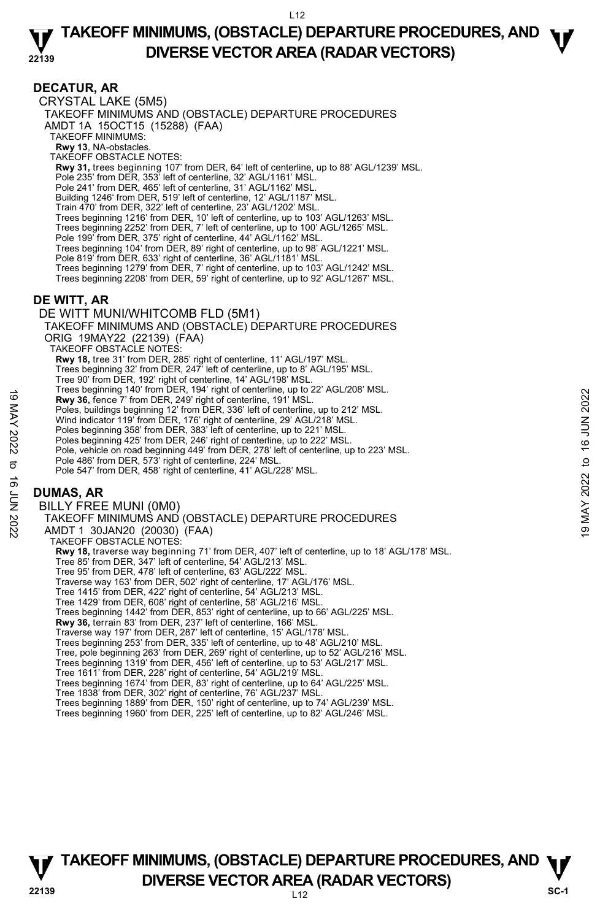# TAKEOFF MINIMUMS, (OBSTACLE) DEPARTURE PROCEDURES, AND DIVERSE VECTOR AREA (RADAR VECTORS)

## DECATUR, AR

CRYSTAL LAKE (5M5)
TAKEOFF MINIMUMS AND (OBSTACLE) DEPARTURE PROCEDURES
AMDT 1A 15OCT15 (15288) (FAA)
TAKEOFF MINIMUMS:
**Rwy 13**, NA-obstacles.
TAKEOFF OBSTACLE NOTES:
**Rwy 31,** trees beginning 107' from DER, 64' left of centerline, up to 88' AGL/1239' MSL.
Pole 235' from DER, 353' left of centerline, 32' AGL/1161' MSL.
Pole 241' from DER, 465' left of centerline, 31' AGL/1162' MSL.
Building 1246' from DER, 519' left of centerline, 12' AGL/1187' MSL.
Train 470' from DER, 322' left of centerline, 23' AGL/1202' MSL.
Trees beginning 1216' from DER, 10' left of centerline, up to 103' AGL/1263' MSL.
Trees beginning 2252' from DER, 7' left of centerline, up to 100' AGL/1265' MSL.
Pole 199' from DER, 375' right of centerline, 44' AGL/1162' MSL.
Trees beginning 104' from DER, 89' right of centerline, up to 98' AGL/1221' MSL.
Pole 819' from DER, 633' right of centerline, 36' AGL/1181' MSL.
Trees beginning 1279' from DER, 7' right of centerline, up to 103' AGL/1242' MSL.
Trees beginning 2208' from DER, 59' right of centerline, up to 92' AGL/1267' MSL.

## DE WITT, AR

DE WITT MUNI/WHITCOMB FLD (5M1)
TAKEOFF MINIMUMS AND (OBSTACLE) DEPARTURE PROCEDURES
ORIG 19MAY22 (22139) (FAA)
TAKEOFF OBSTACLE NOTES:
**Rwy 18,** tree 31' from DER, 285' right of centerline, 11' AGL/197' MSL.
Trees beginning 32' from DER, 247' left of centerline, up to 8' AGL/195' MSL.
Tree 90' from DER, 192' right of centerline, 14' AGL/198' MSL.
Trees beginning 140' from DER, 194' right of centerline, up to 22' AGL/208' MSL.
**Rwy 36,** fence 7' from DER, 249' right of centerline, 191' MSL.
Poles, buildings beginning 12' from DER, 336' left of centerline, up to 212' MSL.
Wind indicator 119' from DER, 176' right of centerline, 29' AGL/218' MSL.
Poles beginning 358' from DER, 383' left of centerline, up to 221' MSL.
Poles beginning 425' from DER, 246' right of centerline, up to 222' MSL.
Pole, vehicle on road beginning 449' from DER, 278' left of centerline, up to 223' MSL.
Pole 486' from DER, 573' right of centerline, 224' MSL.
Pole 547' from DER, 458' right of centerline, 41' AGL/228' MSL.

## DUMAS, AR

BILLY FREE MUNI (0M0)
TAKEOFF MINIMUMS AND (OBSTACLE) DEPARTURE PROCEDURES
AMDT 1 30JAN20 (20030) (FAA)
TAKEOFF OBSTACLE NOTES:
**Rwy 18,** traverse way beginning 71' from DER, 407' left of centerline, up to 18' AGL/178' MSL.
Tree 85' from DER, 347' left of centerline, 54' AGL/213' MSL.
Tree 95' from DER, 478' left of centerline, 63' AGL/222' MSL.
Traverse way 163' from DER, 502' right of centerline, 17' AGL/176' MSL.
Tree 1415' from DER, 422' right of centerline, 54' AGL/213' MSL.
Tree 1429' from DER, 608' right of centerline, 58' AGL/216' MSL.
Trees beginning 1442' from DER, 853' right of centerline, up to 66' AGL/225' MSL.
**Rwy 36,** terrain 83' from DER, 237' left of centerline, 166' MSL.
Traverse way 197' from DER, 287' left of centerline, 15' AGL/178' MSL.
Trees beginning 253' from DER, 335' left of centerline, up to 48' AGL/210' MSL.
Tree, pole beginning 263' from DER, 269' right of centerline, up to 52' AGL/216' MSL.
Trees beginning 1319' from DER, 456' left of centerline, up to 53' AGL/217' MSL.
Tree 1611' from DER, 228' right of centerline, 54' AGL/219' MSL.
Trees beginning 1674' from DER, 83' right of centerline, up to 64' AGL/225' MSL.
Tree 1838' from DER, 302' right of centerline, 76' AGL/237' MSL.
Trees beginning 1889' from DER, 150' right of centerline, up to 74' AGL/239' MSL.
Trees beginning 1960' from DER, 225' left of centerline, up to 82' AGL/246' MSL.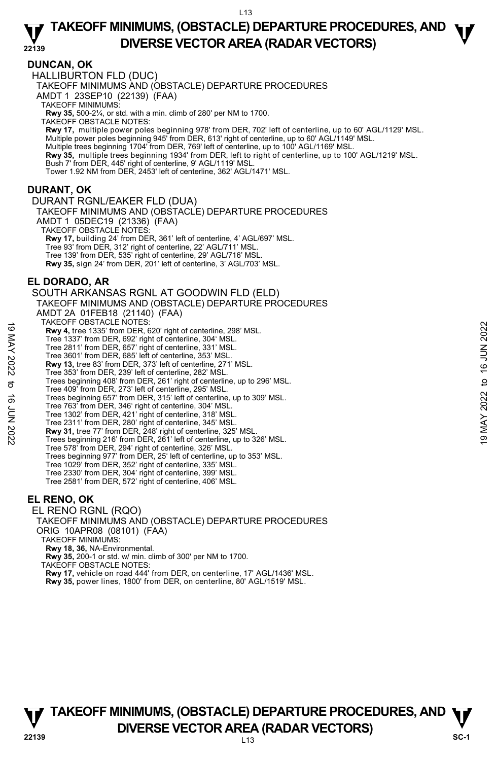## DUNCAN, OK

HALLIBURTON FLD (DUC)
TAKEOFF MINIMUMS AND (OBSTACLE) DEPARTURE PROCEDURES
AMDT 1 23SEP10 (22139) (FAA)
TAKEOFF MINIMUMS:
**Rwy 35,** 500-2¼, or std. with a min. climb of 280' per NM to 1700.
TAKEOFF OBSTACLE NOTES:
**Rwy 17,** multiple power poles beginning 978' from DER, 702' left of centerline, up to 60' AGL/1129' MSL.
Multiple power poles beginning 945' from DER, 613' right of centerline, up to 60' AGL/1149' MSL.
Multiple trees beginning 1704' from DER, 769' left of centerline, up to 100' AGL/1169' MSL.
**Rwy 35,** multiple trees beginning 1934' from DER, left to right of centerline, up to 100' AGL/1219' MSL.
Bush 7' from DER, 445' right of centerline, 9' AGL/1119' MSL.
Tower 1.92 NM from DER, 2453' left of centerline, 362' AGL/1471' MSL.

## DURANT, OK

DURANT RGNL/EAKER FLD (DUA)
TAKEOFF MINIMUMS AND (OBSTACLE) DEPARTURE PROCEDURES
AMDT 1 05DEC19 (21336) (FAA)
TAKEOFF OBSTACLE NOTES:
**Rwy 17,** building 24' from DER, 361' left of centerline, 4' AGL/697' MSL.
Tree 93' from DER, 312' right of centerline, 22' AGL/711' MSL.
Tree 139' from DER, 535' right of centerline, 29' AGL/716' MSL.
**Rwy 35,** sign 24' from DER, 201' left of centerline, 3' AGL/703' MSL.

## EL DORADO, AR

SOUTH ARKANSAS RGNL AT GOODWIN FLD (ELD)
TAKEOFF MINIMUMS AND (OBSTACLE) DEPARTURE PROCEDURES
AMDT 2A 01FEB18 (21140) (FAA)
TAKEOFF OBSTACLE NOTES:
**Rwy 4,** tree 1335' from DER, 620' right of centerline, 298' MSL.
Tree 1337' from DER, 692' right of centerline, 304' MSL.
Tree 2811' from DER, 657' right of centerline, 331' MSL.
Tree 3601' from DER, 685' left of centerline, 353' MSL.
**Rwy 13,** tree 83' from DER, 373' left of centerline, 271' MSL.
Tree 353' from DER, 239' left of centerline, 282' MSL.
Trees beginning 408' from DER, 261' right of centerline, up to 296' MSL.
Tree 409' from DER, 273' left of centerline, 295' MSL.
Trees beginning 657' from DER, 315' left of centerline, up to 309' MSL.
Tree 763' from DER, 346' right of centerline, 304' MSL.
Tree 1302' from DER, 421' right of centerline, 318' MSL.
Tree 2311' from DER, 280' right of centerline, 345' MSL.
**Rwy 31,** tree 77' from DER, 248' right of centerline, 325' MSL.
Trees beginning 216' from DER, 261' left of centerline, up to 326' MSL.
Tree 578' from DER, 294' right of centerline, 326' MSL.
Trees beginning 977' from DER, 25' left of centerline, up to 353' MSL.
Tree 1029' from DER, 352' right of centerline, 335' MSL.
Tree 2330' from DER, 304' right of centerline, 399' MSL.
Tree 2581' from DER, 572' right of centerline, 406' MSL.

## EL RENO, OK

EL RENO RGNL (RQO)
TAKEOFF MINIMUMS AND (OBSTACLE) DEPARTURE PROCEDURES
ORIG 10APR08 (08101) (FAA)
TAKEOFF MINIMUMS:
**Rwy 18, 36,** NA-Environmental.
**Rwy 35,** 200-1 or std. w/ min. climb of 300' per NM to 1700.
TAKEOFF OBSTACLE NOTES:
**Rwy 17,** vehicle on road 444' from DER, on centerline, 17' AGL/1436' MSL.
**Rwy 35,** power lines, 1800' from DER, on centerline, 80' AGL/1519' MSL.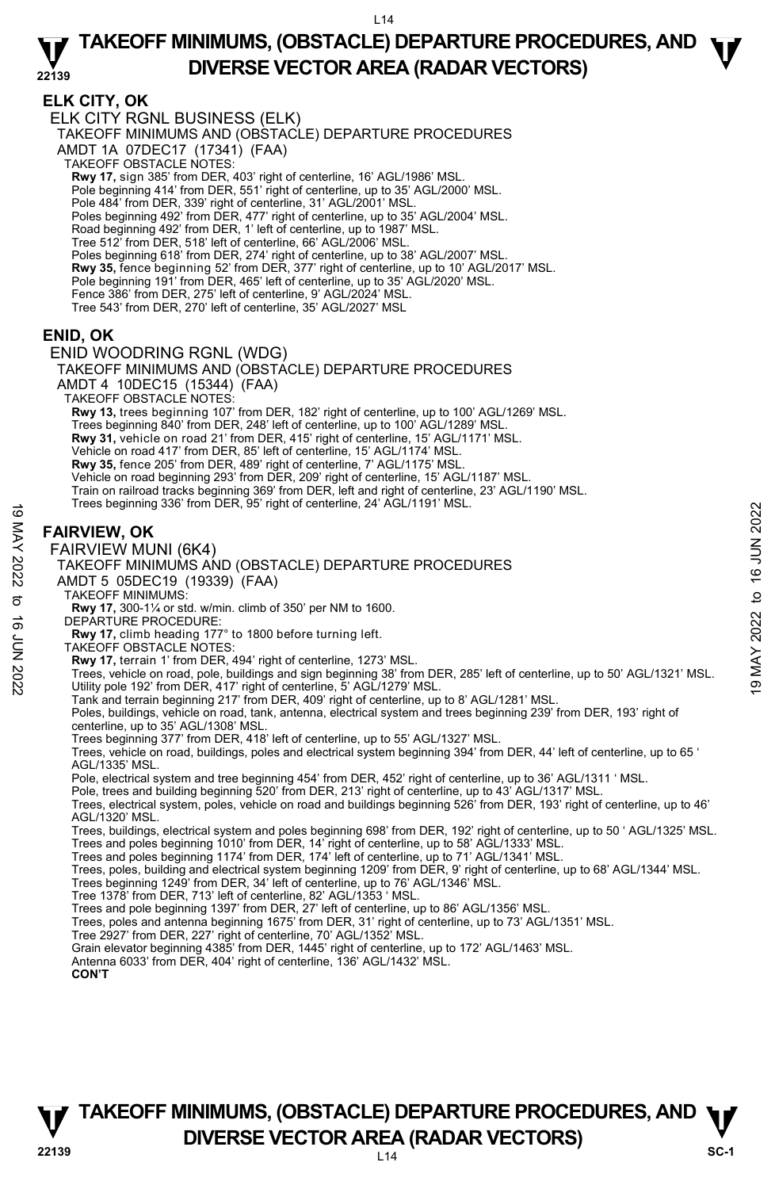# TAKEOFF MINIMUMS, (OBSTACLE) DEPARTURE PROCEDURES, AND DIVERSE VECTOR AREA (RADAR VECTORS)

## ELK CITY, OK

ELK CITY RGNL BUSINESS (ELK)
TAKEOFF MINIMUMS AND (OBSTACLE) DEPARTURE PROCEDURES
AMDT 1A 07DEC17 (17341) (FAA)
TAKEOFF OBSTACLE NOTES:
**Rwy 17,** sign 385' from DER, 403' right of centerline, 16' AGL/1986' MSL.
Pole beginning 414' from DER, 551' right of centerline, up to 35' AGL/2000' MSL.
Pole 484' from DER, 339' right of centerline, 31' AGL/2001' MSL.
Poles beginning 492' from DER, 477' right of centerline, up to 35' AGL/2004' MSL.
Road beginning 492' from DER, 1' left of centerline, up to 1987' MSL.
Tree 512' from DER, 518' left of centerline, 66' AGL/2006' MSL.
Poles beginning 618' from DER, 274' right of centerline, up to 38' AGL/2007' MSL.
**Rwy 35,** fence beginning 52' from DER, 377' right of centerline, up to 10' AGL/2017' MSL.
Pole beginning 191' from DER, 465' left of centerline, up to 35' AGL/2020' MSL.
Fence 386' from DER, 275' left of centerline, 9' AGL/2024' MSL.
Tree 543' from DER, 270' left of centerline, 35' AGL/2027' MSL

## ENID, OK

ENID WOODRING RGNL (WDG)
TAKEOFF MINIMUMS AND (OBSTACLE) DEPARTURE PROCEDURES
AMDT 4 10DEC15 (15344) (FAA)
TAKEOFF OBSTACLE NOTES:
**Rwy 13,** trees beginning 107' from DER, 182' right of centerline, up to 100' AGL/1269' MSL.
Trees beginning 840' from DER, 248' left of centerline, up to 100' AGL/1289' MSL.
**Rwy 31,** vehicle on road 21' from DER, 415' right of centerline, 15' AGL/1171' MSL.
Vehicle on road 417' from DER, 85' left of centerline, 15' AGL/1174' MSL.
**Rwy 35,** fence 205' from DER, 489' right of centerline, 7' AGL/1175' MSL.
Vehicle on road beginning 293' from DER, 209' right of centerline, 15' AGL/1187' MSL.
Train on railroad tracks beginning 369' from DER, left and right of centerline, 23' AGL/1190' MSL.
Trees beginning 336' from DER, 95' right of centerline, 24' AGL/1191' MSL.

## FAIRVIEW, OK

FAIRVIEW MUNI (6K4)
TAKEOFF MINIMUMS AND (OBSTACLE) DEPARTURE PROCEDURES
AMDT 5 05DEC19 (19339) (FAA)
TAKEOFF MINIMUMS:
**Rwy 17,** 300-1¼ or std. w/min. climb of 350' per NM to 1600.
DEPARTURE PROCEDURE:
**Rwy 17,** climb heading 177° to 1800 before turning left.
TAKEOFF OBSTACLE NOTES:
**Rwy 17,** terrain 1' from DER, 494' right of centerline, 1273' MSL.
Trees, vehicle on road, pole, buildings and sign beginning 38' from DER, 285' left of centerline, up to 50' AGL/1321' MSL.
Utility pole 192' from DER, 417' right of centerline, 5' AGL/1279' MSL.
Tank and terrain beginning 217' from DER, 409' right of centerline, up to 8' AGL/1281' MSL.
Poles, buildings, vehicle on road, tank, antenna, electrical system and trees beginning 239' from DER, 193' right of centerline, up to 35' AGL/1308' MSL.
Trees beginning 377' from DER, 418' left of centerline, up to 55' AGL/1327' MSL.
Trees, vehicle on road, buildings, poles and electrical system beginning 394' from DER, 44' left of centerline, up to 65 ' AGL/1335' MSL.
Pole, electrical system and tree beginning 454' from DER, 452' right of centerline, up to 36' AGL/1311 ' MSL.
Pole, trees and building beginning 520' from DER, 213' right of centerline, up to 43' AGL/1317' MSL.
Trees, electrical system, poles, vehicle on road and buildings beginning 526' from DER, 193' right of centerline, up to 46' AGL/1320' MSL.
Trees, buildings, electrical system and poles beginning 698' from DER, 192' right of centerline, up to 50 ' AGL/1325' MSL.
Trees and poles beginning 1010' from DER, 14' right of centerline, up to 58' AGL/1333' MSL.
Trees and poles beginning 1174' from DER, 174' left of centerline, up to 71' AGL/1341' MSL.
Trees, poles, building and electrical system beginning 1209' from DER, 9' right of centerline, up to 68' AGL/1344' MSL.
Trees beginning 1249' from DER, 34' left of centerline, up to 76' AGL/1346' MSL.
Tree 1378' from DER, 713' left of centerline, 82' AGL/1353 ' MSL.
Trees and pole beginning 1397' from DER, 27' left of centerline, up to 86' AGL/1356' MSL.
Trees, poles and antenna beginning 1675' from DER, 31' right of centerline, up to 73' AGL/1351' MSL.
Tree 2927' from DER, 227' right of centerline, 70' AGL/1352' MSL.
Grain elevator beginning 4385' from DER, 1445' right of centerline, up to 172' AGL/1463' MSL.
Antenna 6033' from DER, 404' right of centerline, 136' AGL/1432' MSL.
**CON'T**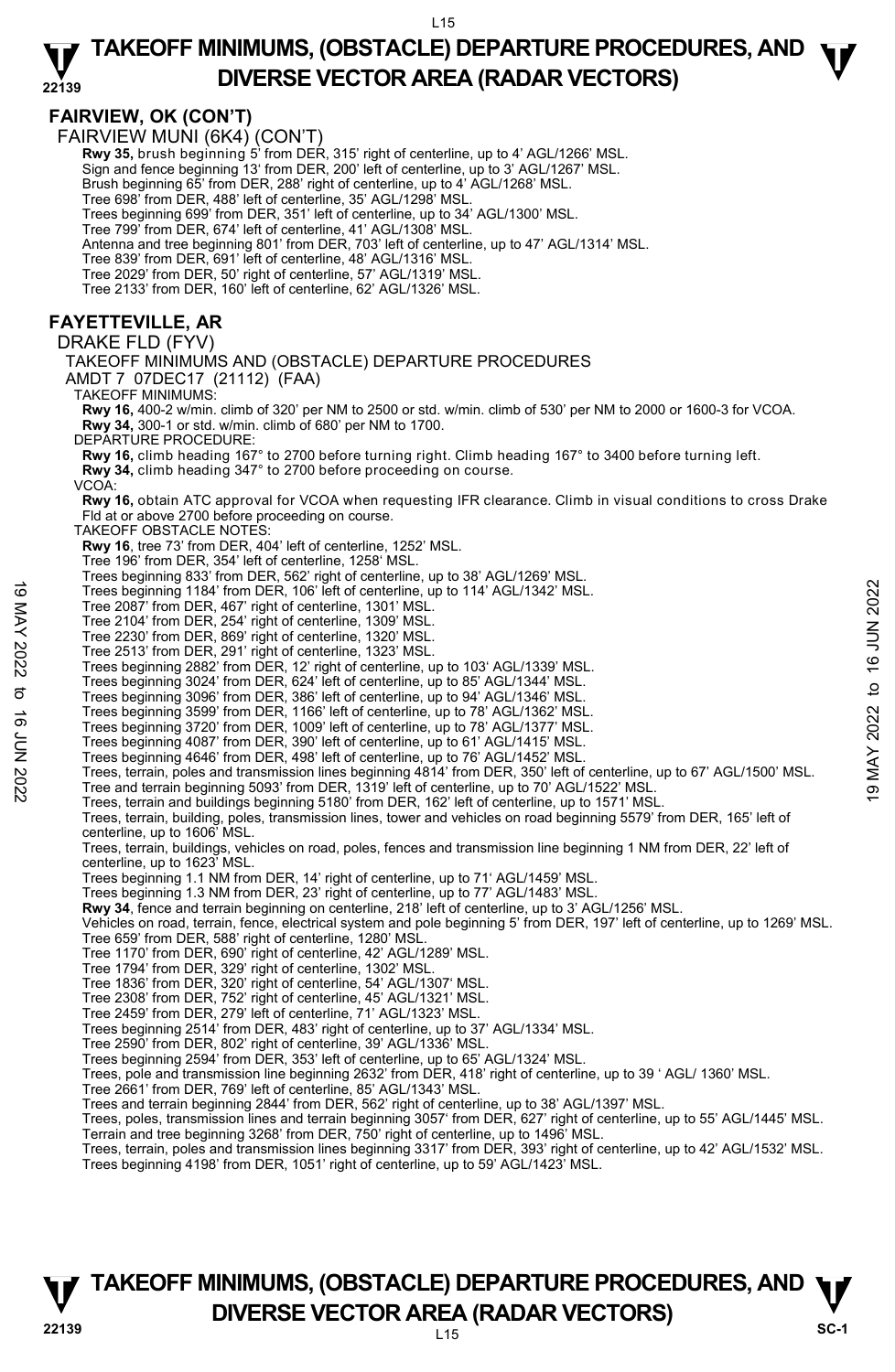## FAIRVIEW, OK (CON'T)

FAIRVIEW MUNI (6K4) (CON'T)

**Rwy 35,** brush beginning 5' from DER, 315' right of centerline, up to 4' AGL/1266' MSL.
Sign and fence beginning 13' from DER, 200' left of centerline, up to 3' AGL/1267' MSL.
Brush beginning 65' from DER, 288' right of centerline, up to 4' AGL/1268' MSL.
Tree 698' from DER, 488' left of centerline, 35' AGL/1298' MSL.
Trees beginning 699' from DER, 351' left of centerline, up to 34' AGL/1300' MSL.
Tree 799' from DER, 674' left of centerline, 41' AGL/1308' MSL.
Antenna and tree beginning 801' from DER, 703' left of centerline, up to 47' AGL/1314' MSL.
Tree 839' from DER, 691' left of centerline, 48' AGL/1316' MSL.
Tree 2029' from DER, 50' right of centerline, 57' AGL/1319' MSL.
Tree 2133' from DER, 160' left of centerline, 62' AGL/1326' MSL.

## FAYETTEVILLE, AR

DRAKE FLD (FYV)

TAKEOFF MINIMUMS AND (OBSTACLE) DEPARTURE PROCEDURES

AMDT 7 07DEC17 (21112) (FAA)

TAKEOFF MINIMUMS:

**Rwy 16,** 400-2 w/min. climb of 320' per NM to 2500 or std. w/min. climb of 530' per NM to 2000 or 1600-3 for VCOA.
**Rwy 34,** 300-1 or std. w/min. climb of 680' per NM to 1700.

DEPARTURE PROCEDURE:

**Rwy 16,** climb heading 167° to 2700 before turning right. Climb heading 167° to 3400 before turning left.
**Rwy 34,** climb heading 347° to 2700 before proceeding on course.

VCOA:

**Rwy 16,** obtain ATC approval for VCOA when requesting IFR clearance. Climb in visual conditions to cross Drake Fld at or above 2700 before proceeding on course.

TAKEOFF OBSTACLE NOTES:

**Rwy 16**, tree 73' from DER, 404' left of centerline, 1252' MSL.
Tree 196' from DER, 354' left of centerline, 1258' MSL.
Trees beginning 833' from DER, 562' right of centerline, up to 38' AGL/1269' MSL.
Trees beginning 1184' from DER, 106' left of centerline, up to 114' AGL/1342' MSL.
Tree 2087' from DER, 467' right of centerline, 1301' MSL.
Tree 2104' from DER, 254' right of centerline, 1309' MSL.
Tree 2230' from DER, 869' right of centerline, 1320' MSL.
Tree 2513' from DER, 291' right of centerline, 1323' MSL.
Trees beginning 2882' from DER, 12' right of centerline, up to 103' AGL/1339' MSL.
Trees beginning 3024' from DER, 624' left of centerline, up to 85' AGL/1344' MSL.
Trees beginning 3096' from DER, 386' left of centerline, up to 94' AGL/1346' MSL.
Trees beginning 3599' from DER, 1166' left of centerline, up to 78' AGL/1362' MSL.
Trees beginning 3720' from DER, 1009' left of centerline, up to 78' AGL/1377' MSL.
Trees beginning 4087' from DER, 390' left of centerline, up to 61' AGL/1415' MSL.
Trees beginning 4646' from DER, 498' left of centerline, up to 76' AGL/1452' MSL.
Trees, terrain, poles and transmission lines beginning 4814' from DER, 350' left of centerline, up to 67' AGL/1500' MSL.
Tree and terrain beginning 5093' from DER, 1319' left of centerline, up to 70' AGL/1522' MSL.
Trees, terrain and buildings beginning 5180' from DER, 162' left of centerline, up to 1571' MSL.
Trees, terrain, building, poles, transmission lines, tower and vehicles on road beginning 5579' from DER, 165' left of centerline, up to 1606' MSL.
Trees, terrain, buildings, vehicles on road, poles, fences and transmission line beginning 1 NM from DER, 22' left of centerline, up to 1623' MSL.
Trees beginning 1.1 NM from DER, 14' right of centerline, up to 71' AGL/1459' MSL.
Trees beginning 1.3 NM from DER, 23' right of centerline, up to 77' AGL/1483' MSL.
**Rwy 34**, fence and terrain beginning on centerline, 218' left of centerline, up to 3' AGL/1256' MSL.
Vehicles on road, terrain, fence, electrical system and pole beginning 5' from DER, 197' left of centerline, up to 1269' MSL.
Tree 659' from DER, 588' right of centerline, 1280' MSL.
Tree 1170' from DER, 690' right of centerline, 42' AGL/1289' MSL.
Tree 1794' from DER, 329' right of centerline, 1302' MSL.
Tree 1836' from DER, 320' right of centerline, 54' AGL/1307' MSL.
Tree 2308' from DER, 752' right of centerline, 45' AGL/1321' MSL.
Tree 2459' from DER, 279' left of centerline, 71' AGL/1323' MSL.
Trees beginning 2514' from DER, 483' right of centerline, up to 37' AGL/1334' MSL.
Tree 2590' from DER, 802' right of centerline, 39' AGL/1336' MSL.
Trees beginning 2594' from DER, 353' left of centerline, up to 65' AGL/1324' MSL.
Trees, pole and transmission line beginning 2632' from DER, 418' right of centerline, up to 39 ' AGL/ 1360' MSL.
Tree 2661' from DER, 769' left of centerline, 85' AGL/1343' MSL.
Trees and terrain beginning 2844' from DER, 562' right of centerline, up to 38' AGL/1397' MSL.
Trees, poles, transmission lines and terrain beginning 3057' from DER, 627' right of centerline, up to 55' AGL/1445' MSL.
Terrain and tree beginning 3268' from DER, 750' right of centerline, up to 1496' MSL.
Trees, terrain, poles and transmission lines beginning 3317' from DER, 393' right of centerline, up to 42' AGL/1532' MSL.
Trees beginning 4198' from DER, 1051' right of centerline, up to 59' AGL/1423' MSL.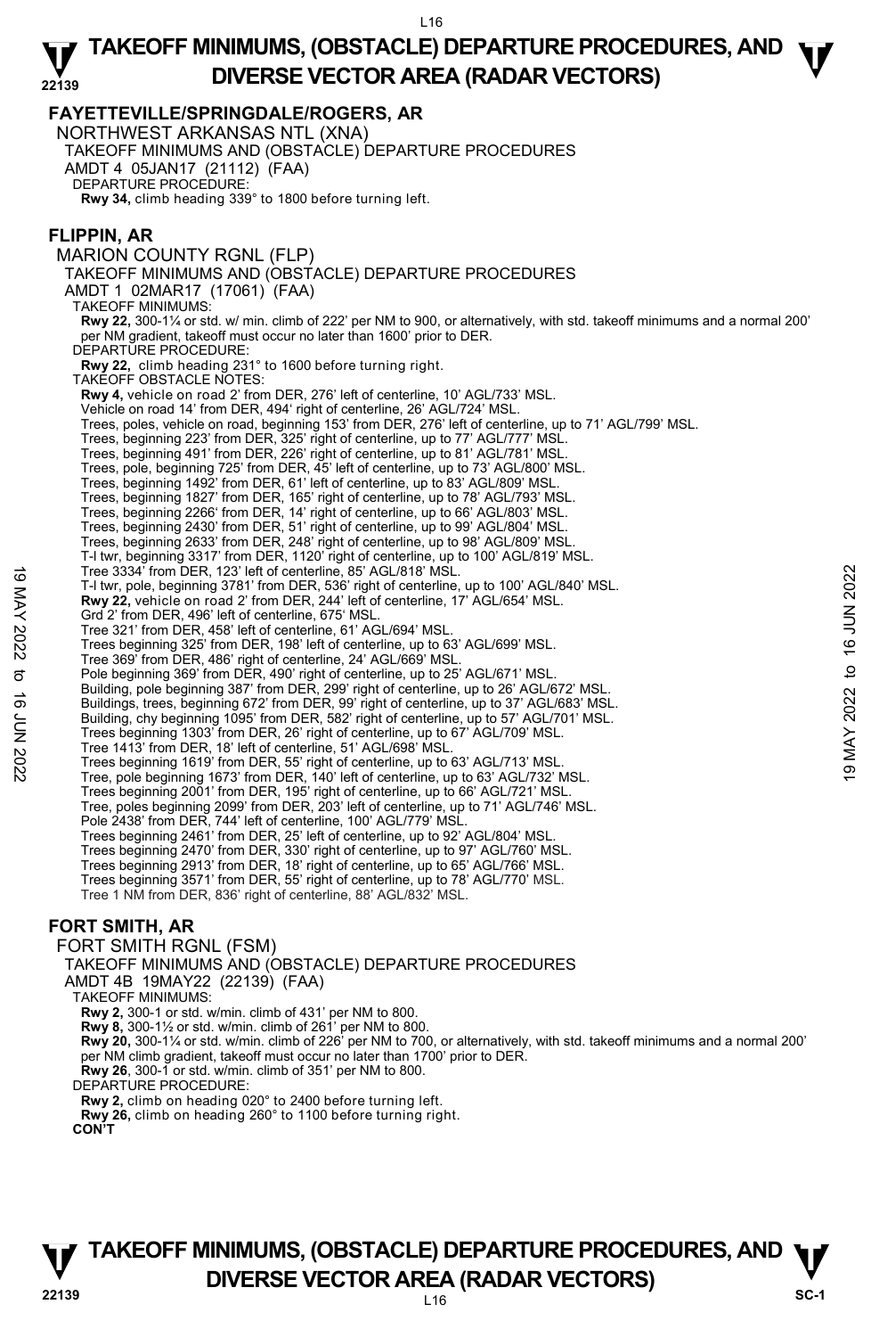## FAYETTEVILLE/SPRINGDALE/ROGERS, AR

NORTHWEST ARKANSAS NTL (XNA)
TAKEOFF MINIMUMS AND (OBSTACLE) DEPARTURE PROCEDURES
AMDT 4 05JAN17 (21112) (FAA)
DEPARTURE PROCEDURE:
**Rwy 34,** climb heading 339° to 1800 before turning left.

## FLIPPIN, AR

MARION COUNTY RGNL (FLP)
TAKEOFF MINIMUMS AND (OBSTACLE) DEPARTURE PROCEDURES
AMDT 1 02MAR17 (17061) (FAA)
TAKEOFF MINIMUMS:
**Rwy 22,** 300-1¼ or std. w/ min. climb of 222' per NM to 900, or alternatively, with std. takeoff minimums and a normal 200' per NM gradient, takeoff must occur no later than 1600' prior to DER.
DEPARTURE PROCEDURE:
**Rwy 22,** climb heading 231° to 1600 before turning right.
TAKEOFF OBSTACLE NOTES:
**Rwy 4,** vehicle on road 2' from DER, 276' left of centerline, 10' AGL/733' MSL.
Vehicle on road 14' from DER, 494' right of centerline, 26' AGL/724' MSL.
Trees, poles, vehicle on road, beginning 153' from DER, 276' left of centerline, up to 71' AGL/799' MSL.
Trees, beginning 223' from DER, 325' right of centerline, up to 77' AGL/777' MSL.
Trees, beginning 491' from DER, 226' right of centerline, up to 81' AGL/781' MSL.
Trees, pole, beginning 725' from DER, 45' left of centerline, up to 73' AGL/800' MSL.
Trees, beginning 1492' from DER, 61' left of centerline, up to 83' AGL/809' MSL.
Trees, beginning 1827' from DER, 165' right of centerline, up to 78' AGL/793' MSL.
Trees, beginning 2266' from DER, 14' right of centerline, up to 66' AGL/803' MSL.
Trees, beginning 2430' from DER, 51' right of centerline, up to 99' AGL/804' MSL.
Trees, beginning 2633' from DER, 248' right of centerline, up to 98' AGL/809' MSL.
T-l twr, beginning 3317' from DER, 1120' right of centerline, up to 100' AGL/819' MSL.
Tree 3334' from DER, 123' left of centerline, 85' AGL/818' MSL.
T-l twr, pole, beginning 3781' from DER, 536' right of centerline, up to 100' AGL/840' MSL.
**Rwy 22,** vehicle on road 2' from DER, 244' left of centerline, 17' AGL/654' MSL.
Grd 2' from DER, 496' left of centerline, 675' MSL.
Tree 321' from DER, 458' left of centerline, 61' AGL/694' MSL.
Trees beginning 325' from DER, 198' left of centerline, up to 63' AGL/699' MSL.
Tree 369' from DER, 486' right of centerline, 24' AGL/669' MSL.
Pole beginning 369' from DER, 490' right of centerline, up to 25' AGL/671' MSL.
Building, pole beginning 387' from DER, 299' right of centerline, up to 26' AGL/672' MSL.
Buildings, trees, beginning 672' from DER, 99' right of centerline, up to 37' AGL/683' MSL.
Building, chy beginning 1095' from DER, 582' right of centerline, up to 57' AGL/701' MSL.
Trees beginning 1303' from DER, 26' right of centerline, up to 67' AGL/709' MSL.
Tree 1413' from DER, 18' left of centerline, 51' AGL/698' MSL.
Trees beginning 1619' from DER, 55' right of centerline, up to 63' AGL/713' MSL.
Tree, pole beginning 1673' from DER, 140' left of centerline, up to 63' AGL/732' MSL.
Trees beginning 2001' from DER, 195' right of centerline, up to 66' AGL/721' MSL.
Tree, poles beginning 2099' from DER, 203' left of centerline, up to 71' AGL/746' MSL.
Pole 2438' from DER, 744' left of centerline, 100' AGL/779' MSL.
Trees beginning 2461' from DER, 25' left of centerline, up to 92' AGL/804' MSL.
Trees beginning 2470' from DER, 330' right of centerline, up to 97' AGL/760' MSL.
Trees beginning 2913' from DER, 18' right of centerline, up to 65' AGL/766' MSL.
Trees beginning 3571' from DER, 55' right of centerline, up to 78' AGL/770' MSL.
Tree 1 NM from DER, 836' right of centerline, 88' AGL/832' MSL.

## FORT SMITH, AR

FORT SMITH RGNL (FSM)
TAKEOFF MINIMUMS AND (OBSTACLE) DEPARTURE PROCEDURES
AMDT 4B 19MAY22 (22139) (FAA)
TAKEOFF MINIMUMS:
**Rwy 2,** 300-1 or std. w/min. climb of 431' per NM to 800.
**Rwy 8,** 300-1½ or std. w/min. climb of 261' per NM to 800.
**Rwy 20,** 300-1¼ or std. w/min. climb of 226' per NM to 700, or alternatively, with std. takeoff minimums and a normal 200' per NM climb gradient, takeoff must occur no later than 1700' prior to DER.
**Rwy 26**, 300-1 or std. w/min. climb of 351' per NM to 800.
DEPARTURE PROCEDURE:
**Rwy 2,** climb on heading 020° to 2400 before turning left.
**Rwy 26,** climb on heading 260° to 1100 before turning right.
**CON'T**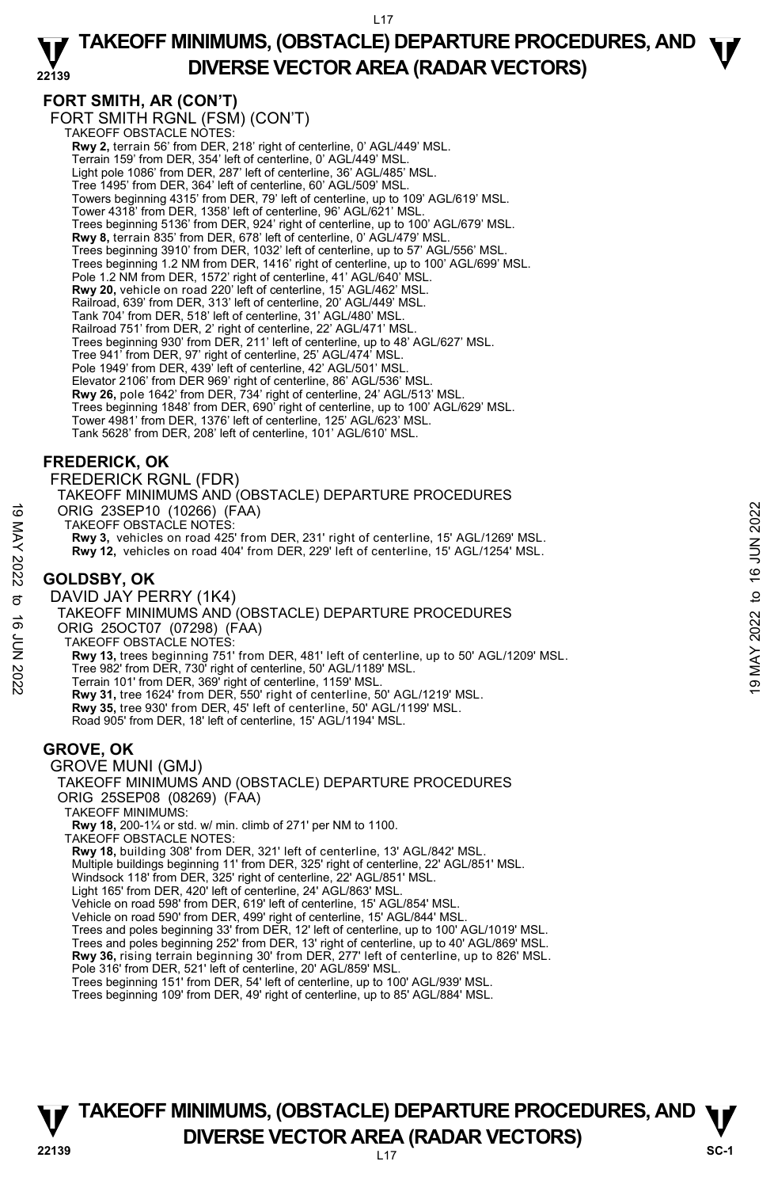# TAKEOFF MINIMUMS, (OBSTACLE) DEPARTURE PROCEDURES, AND DIVERSE VECTOR AREA (RADAR VECTORS)

## FORT SMITH, AR (CON'T)

FORT SMITH RGNL (FSM) (CON'T)

TAKEOFF OBSTACLE NOTES:

**Rwy 2,** terrain 56' from DER, 218' right of centerline, 0' AGL/449' MSL.
Terrain 159' from DER, 354' left of centerline, 0' AGL/449' MSL.
Light pole 1086' from DER, 287' left of centerline, 36' AGL/485' MSL.
Tree 1495' from DER, 364' left of centerline, 60' AGL/509' MSL.
Towers beginning 4315' from DER, 79' left of centerline, up to 109' AGL/619' MSL.
Tower 4318' from DER, 1358' left of centerline, 96' AGL/621' MSL.
Trees beginning 5136' from DER, 924' right of centerline, up to 100' AGL/679' MSL.
**Rwy 8,** terrain 835' from DER, 678' left of centerline, 0' AGL/479' MSL.
Trees beginning 3910' from DER, 1032' left of centerline, up to 57' AGL/556' MSL.
Trees beginning 1.2 NM from DER, 1416' right of centerline, up to 100' AGL/699' MSL.
Pole 1.2 NM from DER, 1572' right of centerline, 41' AGL/640' MSL.
**Rwy 20,** vehicle on road 220' left of centerline, 15' AGL/462' MSL.
Railroad, 639' from DER, 313' left of centerline, 20' AGL/449' MSL.
Tank 704' from DER, 518' left of centerline, 31' AGL/480' MSL.
Railroad 751' from DER, 2' right of centerline, 22' AGL/471' MSL.
Trees beginning 930' from DER, 211' left of centerline, up to 48' AGL/627' MSL.
Tree 941' from DER, 97' right of centerline, 25' AGL/474' MSL.
Pole 1949' from DER, 439' left of centerline, 42' AGL/501' MSL.
Elevator 2106' from DER 969' right of centerline, 86' AGL/536' MSL.
**Rwy 26,** pole 1642' from DER, 734' right of centerline, 24' AGL/513' MSL.
Trees beginning 1848' from DER, 690' right of centerline, up to 100' AGL/629' MSL.
Tower 4981' from DER, 1376' left of centerline, 125' AGL/623' MSL.
Tank 5628' from DER, 208' left of centerline, 101' AGL/610' MSL.

## FREDERICK, OK

FREDERICK RGNL (FDR)

TAKEOFF MINIMUMS AND (OBSTACLE) DEPARTURE PROCEDURES

ORIG 23SEP10 (10266) (FAA)

TAKEOFF OBSTACLE NOTES:

**Rwy 3,** vehicles on road 425' from DER, 231' right of centerline, 15' AGL/1269' MSL.
**Rwy 12,** vehicles on road 404' from DER, 229' left of centerline, 15' AGL/1254' MSL.

## GOLDSBY, OK

DAVID JAY PERRY (1K4)

TAKEOFF MINIMUMS AND (OBSTACLE) DEPARTURE PROCEDURES

ORIG 25OCT07 (07298) (FAA)

TAKEOFF OBSTACLE NOTES:

**Rwy 13,** trees beginning 751' from DER, 481' left of centerline, up to 50' AGL/1209' MSL.
Tree 982' from DER, 730' right of centerline, 50' AGL/1189' MSL.
Terrain 101' from DER, 369' right of centerline, 1159' MSL.
**Rwy 31,** tree 1624' from DER, 550' right of centerline, 50' AGL/1219' MSL.
**Rwy 35,** tree 930' from DER, 45' left of centerline, 50' AGL/1199' MSL.
Road 905' from DER, 18' left of centerline, 15' AGL/1194' MSL.

## GROVE, OK

GROVE MUNI (GMJ)

TAKEOFF MINIMUMS AND (OBSTACLE) DEPARTURE PROCEDURES

ORIG 25SEP08 (08269) (FAA)

TAKEOFF MINIMUMS:

**Rwy 18,** 200-1¼ or std. w/ min. climb of 271' per NM to 1100.

TAKEOFF OBSTACLE NOTES:

**Rwy 18,** building 308' from DER, 321' left of centerline, 13' AGL/842' MSL.
Multiple buildings beginning 11' from DER, 325' right of centerline, 22' AGL/851' MSL.
Windsock 118' from DER, 325' right of centerline, 22' AGL/851' MSL.
Light 165' from DER, 420' left of centerline, 24' AGL/863' MSL.
Vehicle on road 598' from DER, 619' left of centerline, 15' AGL/854' MSL.
Vehicle on road 590' from DER, 499' right of centerline, 15' AGL/844' MSL.
Trees and poles beginning 33' from DER, 12' left of centerline, up to 100' AGL/1019' MSL.
Trees and poles beginning 252' from DER, 13' right of centerline, up to 40' AGL/869' MSL.
**Rwy 36,** rising terrain beginning 30' from DER, 277' left of centerline, up to 826' MSL.
Pole 316' from DER, 521' left of centerline, 20' AGL/859' MSL.
Trees beginning 151' from DER, 54' left of centerline, up to 100' AGL/939' MSL.
Trees beginning 109' from DER, 49' right of centerline, up to 85' AGL/884' MSL.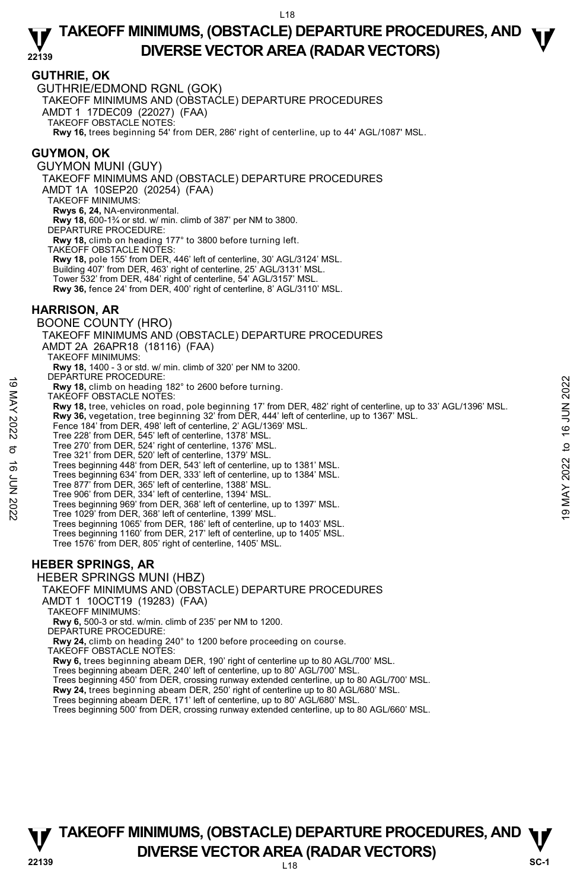## GUTHRIE, OK

GUTHRIE/EDMOND RGNL (GOK)
TAKEOFF MINIMUMS AND (OBSTACLE) DEPARTURE PROCEDURES
AMDT 1 17DEC09 (22027) (FAA)
TAKEOFF OBSTACLE NOTES:
**Rwy 16,** trees beginning 54' from DER, 286' right of centerline, up to 44' AGL/1087' MSL.

## GUYMON, OK

GUYMON MUNI (GUY)
TAKEOFF MINIMUMS AND (OBSTACLE) DEPARTURE PROCEDURES
AMDT 1A 10SEP20 (20254) (FAA)
TAKEOFF MINIMUMS:
**Rwys 6, 24,** NA-environmental.
**Rwy 18,** 600-1¾ or std. w/ min. climb of 387' per NM to 3800.
DEPARTURE PROCEDURE:
**Rwy 18,** climb on heading 177° to 3800 before turning left.
TAKEOFF OBSTACLE NOTES:
**Rwy 18,** pole 155' from DER, 446' left of centerline, 30' AGL/3124' MSL.
Building 407' from DER, 463' right of centerline, 25' AGL/3131' MSL.
Tower 532' from DER, 484' right of centerline, 54' AGL/3157' MSL.
**Rwy 36,** fence 24' from DER, 400' right of centerline, 8' AGL/3110' MSL.

## HARRISON, AR

BOONE COUNTY (HRO)
TAKEOFF MINIMUMS AND (OBSTACLE) DEPARTURE PROCEDURES
AMDT 2A 26APR18 (18116) (FAA)
TAKEOFF MINIMUMS:
**Rwy 18,** 1400 - 3 or std. w/ min. climb of 320' per NM to 3200.
DEPARTURE PROCEDURE:
**Rwy 18,** climb on heading 182° to 2600 before turning.
TAKEOFF OBSTACLE NOTES:
**Rwy 18,** tree, vehicles on road, pole beginning 17' from DER, 482' right of centerline, up to 33' AGL/1396' MSL.
**Rwy 36,** vegetation, tree beginning 32' from DER, 444' left of centerline, up to 1367' MSL.
Fence 184' from DER, 498' left of centerline, 2' AGL/1369' MSL.
Tree 228' from DER, 545' left of centerline, 1378' MSL.
Tree 270' from DER, 524' right of centerline, 1376' MSL.
Tree 321' from DER, 520' left of centerline, 1379' MSL.
Trees beginning 448' from DER, 543' left of centerline, up to 1381' MSL.
Trees beginning 634' from DER, 333' left of centerline, up to 1384' MSL.
Tree 877' from DER, 365' left of centerline, 1388' MSL.
Tree 906' from DER, 334' left of centerline, 1394' MSL.
Trees beginning 969' from DER, 368' left of centerline, up to 1397' MSL.
Tree 1029' from DER, 368' left of centerline, 1399' MSL.
Trees beginning 1065' from DER, 186' left of centerline, up to 1403' MSL.
Trees beginning 1160' from DER, 217' left of centerline, up to 1405' MSL.
Tree 1576' from DER, 805' right of centerline, 1405' MSL.

## HEBER SPRINGS, AR

HEBER SPRINGS MUNI (HBZ)
TAKEOFF MINIMUMS AND (OBSTACLE) DEPARTURE PROCEDURES
AMDT 1 10OCT19 (19283) (FAA)
TAKEOFF MINIMUMS:
**Rwy 6,** 500-3 or std. w/min. climb of 235' per NM to 1200.
DEPARTURE PROCEDURE:
**Rwy 24,** climb on heading 240° to 1200 before proceeding on course.
TAKEOFF OBSTACLE NOTES:
**Rwy 6,** trees beginning abeam DER, 190' right of centerline up to 80 AGL/700' MSL.
Trees beginning abeam DER, 240' left of centerline, up to 80' AGL/700' MSL.
Trees beginning 450' from DER, crossing runway extended centerline, up to 80 AGL/700' MSL.
**Rwy 24,** trees beginning abeam DER, 250' right of centerline up to 80 AGL/680' MSL.
Trees beginning abeam DER, 171' left of centerline, up to 80' AGL/680' MSL.
Trees beginning 500' from DER, crossing runway extended centerline, up to 80 AGL/660' MSL.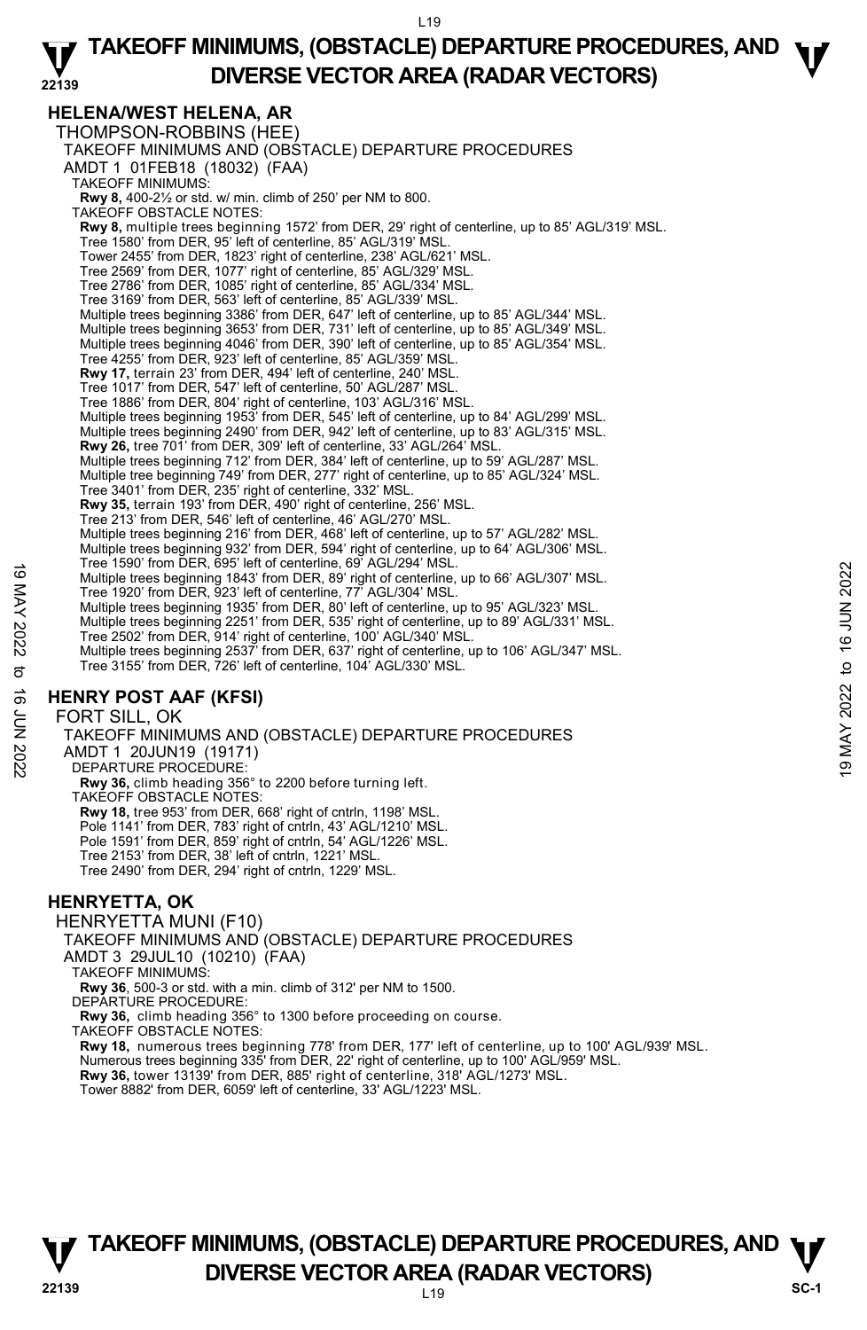## HELENA/WEST HELENA, AR

THOMPSON-ROBBINS (HEE)

TAKEOFF MINIMUMS AND (OBSTACLE) DEPARTURE PROCEDURES

AMDT 1 01FEB18 (18032) (FAA)

TAKEOFF MINIMUMS:

**Rwy 8,** 400-2½ or std. w/ min. climb of 250' per NM to 800.

TAKEOFF OBSTACLE NOTES:

**Rwy 8,** multiple trees beginning 1572' from DER, 29' right of centerline, up to 85' AGL/319' MSL.
Tree 1580' from DER, 95' left of centerline, 85' AGL/319' MSL.
Tower 2455' from DER, 1823' right of centerline, 238' AGL/621' MSL.
Tree 2569' from DER, 1077' right of centerline, 85' AGL/329' MSL.
Tree 2786' from DER, 1085' right of centerline, 85' AGL/334' MSL.
Tree 3169' from DER, 563' left of centerline, 85' AGL/339' MSL.
Multiple trees beginning 3386' from DER, 647' left of centerline, up to 85' AGL/344' MSL.
Multiple trees beginning 3653' from DER, 731' left of centerline, up to 85' AGL/349' MSL.
Multiple trees beginning 4046' from DER, 390' left of centerline, up to 85' AGL/354' MSL.
Tree 4255' from DER, 923' left of centerline, 85' AGL/359' MSL.

**Rwy 17,** terrain 23' from DER, 494' left of centerline, 240' MSL.
Tree 1017' from DER, 547' left of centerline, 50' AGL/287' MSL.
Tree 1886' from DER, 804' right of centerline, 103' AGL/316' MSL.
Multiple trees beginning 1953' from DER, 545' left of centerline, up to 84' AGL/299' MSL.
Multiple trees beginning 2490' from DER, 942' left of centerline, up to 83' AGL/315' MSL.

**Rwy 26,** tree 701' from DER, 309' left of centerline, 33' AGL/264' MSL.
Multiple trees beginning 712' from DER, 384' left of centerline, up to 59' AGL/287' MSL.
Multiple tree beginning 749' from DER, 277' right of centerline, up to 85' AGL/324' MSL.
Tree 3401' from DER, 235' right of centerline, 332' MSL.

**Rwy 35,** terrain 193' from DER, 490' right of centerline, 256' MSL.
Tree 213' from DER, 546' left of centerline, 46' AGL/270' MSL.
Multiple trees beginning 216' from DER, 468' left of centerline, up to 57' AGL/282' MSL.
Multiple trees beginning 932' from DER, 594' right of centerline, up to 64' AGL/306' MSL.
Tree 1590' from DER, 695' left of centerline, 69' AGL/294' MSL.
Multiple trees beginning 1843' from DER, 89' right of centerline, up to 66' AGL/307' MSL.
Tree 1920' from DER, 923' left of centerline, 77' AGL/304' MSL.
Multiple trees beginning 1935' from DER, 80' left of centerline, up to 95' AGL/323' MSL.
Multiple trees beginning 2251' from DER, 535' right of centerline, up to 89' AGL/331' MSL.
Tree 2502' from DER, 914' right of centerline, 100' AGL/340' MSL.
Multiple trees beginning 2537' from DER, 637' right of centerline, up to 106' AGL/347' MSL.
Tree 3155' from DER, 726' left of centerline, 104' AGL/330' MSL.

## HENRY POST AAF (KFSI)

FORT SILL, OK

TAKEOFF MINIMUMS AND (OBSTACLE) DEPARTURE PROCEDURES

AMDT 1 20JUN19 (19171)

DEPARTURE PROCEDURE:

**Rwy 36,** climb heading 356° to 2200 before turning left.

TAKEOFF OBSTACLE NOTES:

**Rwy 18,** tree 953' from DER, 668' right of cntrln, 1198' MSL.
Pole 1141' from DER, 783' right of cntrln, 43' AGL/1210' MSL.
Pole 1591' from DER, 859' right of cntrln, 54' AGL/1226' MSL.
Tree 2153' from DER, 38' left of cntrln, 1221' MSL.
Tree 2490' from DER, 294' right of cntrln, 1229' MSL.

## HENRYETTA, OK

HENRYETTA MUNI (F10)

TAKEOFF MINIMUMS AND (OBSTACLE) DEPARTURE PROCEDURES

AMDT 3 29JUL10 (10210) (FAA)

TAKEOFF MINIMUMS:

**Rwy 36**, 500-3 or std. with a min. climb of 312' per NM to 1500.

DEPARTURE PROCEDURE:

**Rwy 36,** climb heading 356° to 1300 before proceeding on course.

TAKEOFF OBSTACLE NOTES:

**Rwy 18,** numerous trees beginning 778' from DER, 177' left of centerline, up to 100' AGL/939' MSL.
Numerous trees beginning 335' from DER, 22' right of centerline, up to 100' AGL/959' MSL.

**Rwy 36,** tower 13139' from DER, 885' right of centerline, 318' AGL/1273' MSL.
Tower 8882' from DER, 6059' left of centerline, 33' AGL/1223' MSL.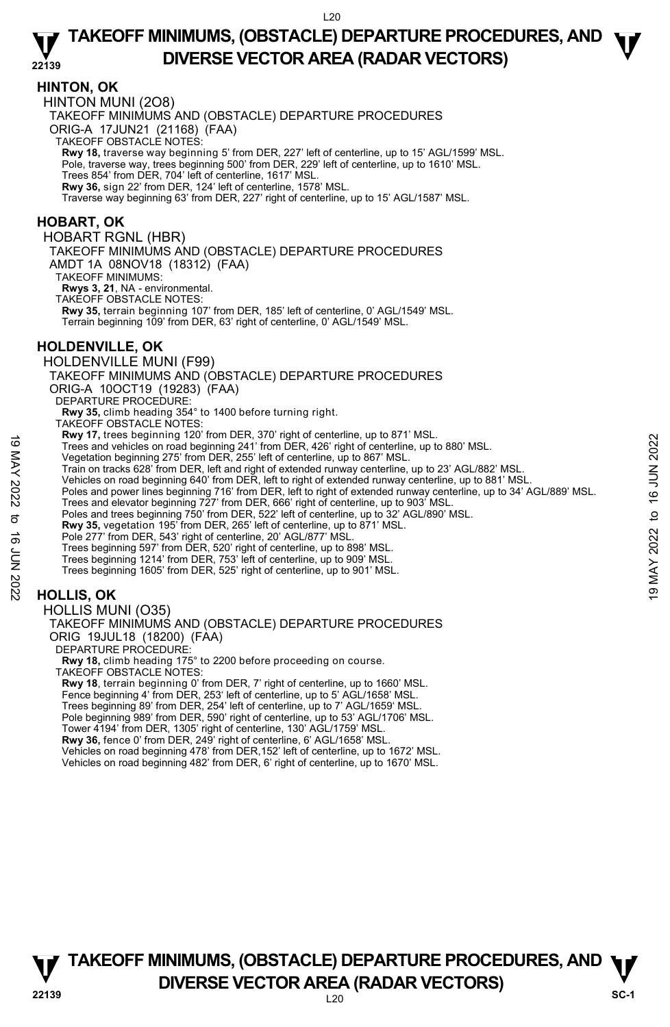## HINTON, OK

HINTON MUNI (2O8)

TAKEOFF MINIMUMS AND (OBSTACLE) DEPARTURE PROCEDURES

ORIG-A 17JUN21 (21168) (FAA)

TAKEOFF OBSTACLE NOTES:

**Rwy 18,** traverse way beginning 5' from DER, 227' left of centerline, up to 15' AGL/1599' MSL.
Pole, traverse way, trees beginning 500' from DER, 229' left of centerline, up to 1610' MSL.
Trees 854' from DER, 704' left of centerline, 1617' MSL.
**Rwy 36,** sign 22' from DER, 124' left of centerline, 1578' MSL.
Traverse way beginning 63' from DER, 227' right of centerline, up to 15' AGL/1587' MSL.

## HOBART, OK

HOBART RGNL (HBR)

TAKEOFF MINIMUMS AND (OBSTACLE) DEPARTURE PROCEDURES

AMDT 1A 08NOV18 (18312) (FAA)

TAKEOFF MINIMUMS:

**Rwys 3, 21**, NA - environmental.

TAKEOFF OBSTACLE NOTES:

**Rwy 35,** terrain beginning 107' from DER, 185' left of centerline, 0' AGL/1549' MSL.
Terrain beginning 109' from DER, 63' right of centerline, 0' AGL/1549' MSL.

## HOLDENVILLE, OK

HOLDENVILLE MUNI (F99)

TAKEOFF MINIMUMS AND (OBSTACLE) DEPARTURE PROCEDURES

ORIG-A 10OCT19 (19283) (FAA)

DEPARTURE PROCEDURE:

**Rwy 35,** climb heading 354° to 1400 before turning right.

TAKEOFF OBSTACLE NOTES:

**Rwy 17,** trees beginning 120' from DER, 370' right of centerline, up to 871' MSL.
Trees and vehicles on road beginning 241' from DER, 426' right of centerline, up to 880' MSL.
Vegetation beginning 275' from DER, 255' left of centerline, up to 867' MSL.
Train on tracks 628' from DER, left and right of extended runway centerline, up to 23' AGL/882' MSL.
Vehicles on road beginning 640' from DER, left to right of extended runway centerline, up to 881' MSL.
Poles and power lines beginning 716' from DER, left to right of extended runway centerline, up to 34' AGL/889' MSL.
Trees and elevator beginning 727' from DER, 666' right of centerline, up to 903' MSL.
Poles and trees beginning 750' from DER, 522' left of centerline, up to 32' AGL/890' MSL.
**Rwy 35,** vegetation 195' from DER, 265' left of centerline, up to 871' MSL.
Pole 277' from DER, 543' right of centerline, 20' AGL/877' MSL.
Trees beginning 597' from DER, 520' right of centerline, up to 898' MSL.
Trees beginning 1214' from DER, 753' left of centerline, up to 909' MSL.
Trees beginning 1605' from DER, 525' right of centerline, up to 901' MSL.

## HOLLIS, OK

HOLLIS MUNI (O35)

TAKEOFF MINIMUMS AND (OBSTACLE) DEPARTURE PROCEDURES

ORIG 19JUL18 (18200) (FAA)

DEPARTURE PROCEDURE:

**Rwy 18,** climb heading 175° to 2200 before proceeding on course.

TAKEOFF OBSTACLE NOTES:

**Rwy 18**, terrain beginning 0' from DER, 7' right of centerline, up to 1660' MSL.
Fence beginning 4' from DER, 253' left of centerline, up to 5' AGL/1658' MSL.
Trees beginning 89' from DER, 254' left of centerline, up to 7' AGL/1659' MSL.
Pole beginning 989' from DER, 590' right of centerline, up to 53' AGL/1706' MSL.
Tower 4194' from DER, 1305' right of centerline, 130' AGL/1759' MSL.
**Rwy 36,** fence 0' from DER, 249' right of centerline, 6' AGL/1658' MSL.
Vehicles on road beginning 478' from DER,152' left of centerline, up to 1672' MSL.
Vehicles on road beginning 482' from DER, 6' right of centerline, up to 1670' MSL.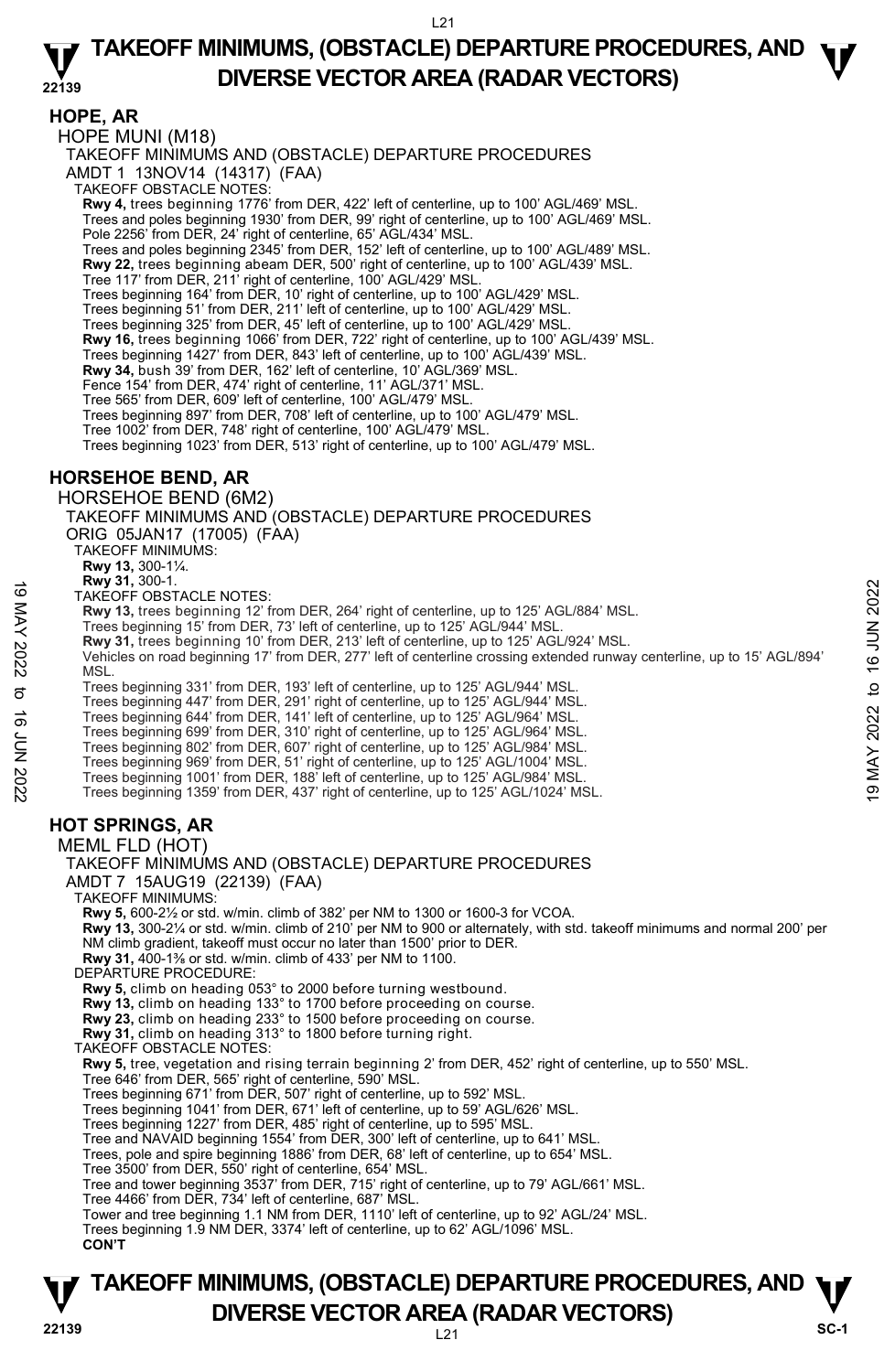# TAKEOFF MINIMUMS, (OBSTACLE) DEPARTURE PROCEDURES, AND DIVERSE VECTOR AREA (RADAR VECTORS)

## HOPE, AR

HOPE MUNI (M18)

TAKEOFF MINIMUMS AND (OBSTACLE) DEPARTURE PROCEDURES

AMDT 1 13NOV14 (14317) (FAA)

TAKEOFF OBSTACLE NOTES:

**Rwy 4,** trees beginning 1776' from DER, 422' left of centerline, up to 100' AGL/469' MSL.
Trees and poles beginning 1930' from DER, 99' right of centerline, up to 100' AGL/469' MSL.
Pole 2256' from DER, 24' right of centerline, 65' AGL/434' MSL.
Trees and poles beginning 2345' from DER, 152' left of centerline, up to 100' AGL/489' MSL.
**Rwy 22,** trees beginning abeam DER, 500' right of centerline, up to 100' AGL/439' MSL.
Tree 117' from DER, 211' right of centerline, 100' AGL/429' MSL.
Trees beginning 164' from DER, 10' right of centerline, up to 100' AGL/429' MSL.
Trees beginning 51' from DER, 211' left of centerline, up to 100' AGL/429' MSL.
Trees beginning 325' from DER, 45' left of centerline, up to 100' AGL/429' MSL.
**Rwy 16,** trees beginning 1066' from DER, 722' right of centerline, up to 100' AGL/439' MSL.
Trees beginning 1427' from DER, 843' left of centerline, up to 100' AGL/439' MSL.
**Rwy 34,** bush 39' from DER, 162' left of centerline, 10' AGL/369' MSL.
Fence 154' from DER, 474' right of centerline, 11' AGL/371' MSL.
Tree 565' from DER, 609' left of centerline, 100' AGL/479' MSL.
Trees beginning 897' from DER, 708' left of centerline, up to 100' AGL/479' MSL.
Tree 1002' from DER, 748' right of centerline, 100' AGL/479' MSL.
Trees beginning 1023' from DER, 513' right of centerline, up to 100' AGL/479' MSL.

## HORSEHOE BEND, AR

HORSEHOE BEND (6M2)

TAKEOFF MINIMUMS AND (OBSTACLE) DEPARTURE PROCEDURES

ORIG 05JAN17 (17005) (FAA)

TAKEOFF MINIMUMS:

**Rwy 13,** 300-1¼.
**Rwy 31,** 300-1.

TAKEOFF OBSTACLE NOTES:

**Rwy 13,** trees beginning 12' from DER, 264' right of centerline, up to 125' AGL/884' MSL.
Trees beginning 15' from DER, 73' left of centerline, up to 125' AGL/944' MSL.
**Rwy 31,** trees beginning 10' from DER, 213' left of centerline, up to 125' AGL/924' MSL.
Vehicles on road beginning 17' from DER, 277' left of centerline crossing extended runway centerline, up to 15' AGL/894' MSL.
Trees beginning 331' from DER, 193' left of centerline, up to 125' AGL/944' MSL.
Trees beginning 447' from DER, 291' right of centerline, up to 125' AGL/944' MSL.
Trees beginning 644' from DER, 141' left of centerline, up to 125' AGL/964' MSL.
Trees beginning 699' from DER, 310' right of centerline, up to 125' AGL/964' MSL.
Trees beginning 802' from DER, 607' right of centerline, up to 125' AGL/984' MSL.
Trees beginning 969' from DER, 51' right of centerline, up to 125' AGL/1004' MSL.
Trees beginning 1001' from DER, 188' left of centerline, up to 125' AGL/984' MSL.
Trees beginning 1359' from DER, 437' right of centerline, up to 125' AGL/1024' MSL.

## HOT SPRINGS, AR

MEML FLD (HOT)

TAKEOFF MINIMUMS AND (OBSTACLE) DEPARTURE PROCEDURES

AMDT 7 15AUG19 (22139) (FAA)

TAKEOFF MINIMUMS:

**Rwy 5,** 600-2½ or std. w/min. climb of 382' per NM to 1300 or 1600-3 for VCOA.
**Rwy 13,** 300-2¼ or std. w/min. climb of 210' per NM to 900 or alternately, with std. takeoff minimums and normal 200' per NM climb gradient, takeoff must occur no later than 1500' prior to DER.
**Rwy 31,** 400-1⅜ or std. w/min. climb of 433' per NM to 1100.

DEPARTURE PROCEDURE:

**Rwy 5,** climb on heading 053° to 2000 before turning westbound.
**Rwy 13,** climb on heading 133° to 1700 before proceeding on course.
**Rwy 23,** climb on heading 233° to 1500 before proceeding on course.
**Rwy 31,** climb on heading 313° to 1800 before turning right.

TAKEOFF OBSTACLE NOTES:

**Rwy 5,** tree, vegetation and rising terrain beginning 2' from DER, 452' right of centerline, up to 550' MSL.
Tree 646' from DER, 565' right of centerline, 590' MSL.
Trees beginning 671' from DER, 507' right of centerline, up to 592' MSL.
Trees beginning 1041' from DER, 671' left of centerline, up to 59' AGL/626' MSL.
Trees beginning 1227' from DER, 485' right of centerline, up to 595' MSL.
Tree and NAVAID beginning 1554' from DER, 300' left of centerline, up to 641' MSL.
Trees, pole and spire beginning 1886' from DER, 68' left of centerline, up to 654' MSL.
Tree 3500' from DER, 550' right of centerline, 654' MSL.
Tree and tower beginning 3537' from DER, 715' right of centerline, up to 79' AGL/661' MSL.
Tree 4466' from DER, 734' left of centerline, 687' MSL.
Tower and tree beginning 1.1 NM from DER, 1110' left of centerline, up to 92' AGL/24' MSL.
Trees beginning 1.9 NM DER, 3374' left of centerline, up to 62' AGL/1096' MSL.

**CON'T**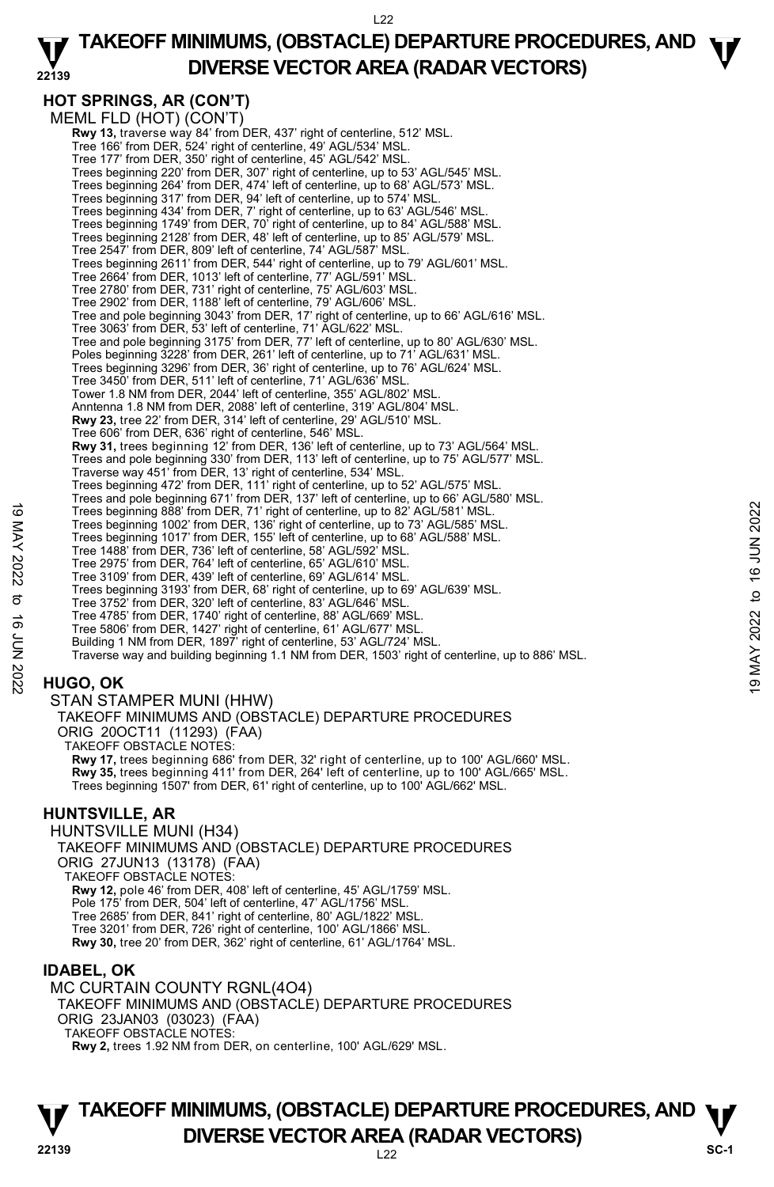## HOT SPRINGS, AR (CON'T)

MEML FLD (HOT) (CON'T)

**Rwy 13,** traverse way 84' from DER, 437' right of centerline, 512' MSL.
Tree 166' from DER, 524' right of centerline, 49' AGL/534' MSL.
Tree 177' from DER, 350' right of centerline, 45' AGL/542' MSL.
Trees beginning 220' from DER, 307' right of centerline, up to 53' AGL/545' MSL.
Trees beginning 264' from DER, 474' left of centerline, up to 68' AGL/573' MSL.
Trees beginning 317' from DER, 94' left of centerline, up to 574' MSL.
Trees beginning 434' from DER, 7' right of centerline, up to 63' AGL/546' MSL.
Trees beginning 1749' from DER, 70' right of centerline, up to 84' AGL/588' MSL.
Trees beginning 2128' from DER, 48' left of centerline, up to 85' AGL/579' MSL.
Tree 2547' from DER, 809' left of centerline, 74' AGL/587' MSL.
Trees beginning 2611' from DER, 544' right of centerline, up to 79' AGL/601' MSL.
Tree 2664' from DER, 1013' left of centerline, 77' AGL/591' MSL.
Tree 2780' from DER, 731' right of centerline, 75' AGL/603' MSL.
Tree 2902' from DER, 1188' left of centerline, 79' AGL/606' MSL.
Tree and pole beginning 3043' from DER, 17' right of centerline, up to 66' AGL/616' MSL.
Tree 3063' from DER, 53' left of centerline, 71' AGL/622' MSL.
Tree and pole beginning 3175' from DER, 77' left of centerline, up to 80' AGL/630' MSL.
Poles beginning 3228' from DER, 261' left of centerline, up to 71' AGL/631' MSL.
Trees beginning 3296' from DER, 36' right of centerline, up to 76' AGL/624' MSL.
Tree 3450' from DER, 511' left of centerline, 71' AGL/636' MSL.
Tower 1.8 NM from DER, 2044' left of centerline, 355' AGL/802' MSL.
Anntenna 1.8 NM from DER, 2088' left of centerline, 319' AGL/804' MSL.
**Rwy 23,** tree 22' from DER, 314' left of centerline, 29' AGL/510' MSL.
Tree 606' from DER, 636' right of centerline, 546' MSL.
**Rwy 31,** trees beginning 12' from DER, 136' left of centerline, up to 73' AGL/564' MSL.
Trees and pole beginning 330' from DER, 113' left of centerline, up to 75' AGL/577' MSL.
Traverse way 451' from DER, 13' right of centerline, 534' MSL.
Trees beginning 472' from DER, 111' right of centerline, up to 52' AGL/575' MSL.
Trees and pole beginning 671' from DER, 137' left of centerline, up to 66' AGL/580' MSL.
Trees beginning 888' from DER, 71' right of centerline, up to 82' AGL/581' MSL.
Trees beginning 1002' from DER, 136' right of centerline, up to 73' AGL/585' MSL.
Trees beginning 1017' from DER, 155' left of centerline, up to 68' AGL/588' MSL.
Tree 1488' from DER, 736' left of centerline, 58' AGL/592' MSL.
Tree 2975' from DER, 764' left of centerline, 65' AGL/610' MSL.
Tree 3109' from DER, 439' left of centerline, 69' AGL/614' MSL.
Trees beginning 3193' from DER, 68' right of centerline, up to 69' AGL/639' MSL.
Tree 3752' from DER, 320' left of centerline, 83' AGL/646' MSL.
Tree 4785' from DER, 1740' right of centerline, 88' AGL/669' MSL.
Tree 5806' from DER, 1427' right of centerline, 61' AGL/677' MSL.
Building 1 NM from DER, 1897' right of centerline, 53' AGL/724' MSL.
Traverse way and building beginning 1.1 NM from DER, 1503' right of centerline, up to 886' MSL.

## HUGO, OK

STAN STAMPER MUNI (HHW)
TAKEOFF MINIMUMS AND (OBSTACLE) DEPARTURE PROCEDURES
ORIG 20OCT11 (11293) (FAA)
TAKEOFF OBSTACLE NOTES:
**Rwy 17,** trees beginning 686' from DER, 32' right of centerline, up to 100' AGL/660' MSL.
**Rwy 35,** trees beginning 411' from DER, 264' left of centerline, up to 100' AGL/665' MSL.
Trees beginning 1507' from DER, 61' right of centerline, up to 100' AGL/662' MSL.

## HUNTSVILLE, AR

HUNTSVILLE MUNI (H34)
TAKEOFF MINIMUMS AND (OBSTACLE) DEPARTURE PROCEDURES
ORIG 27JUN13 (13178) (FAA)
TAKEOFF OBSTACLE NOTES:
**Rwy 12,** pole 46' from DER, 408' left of centerline, 45' AGL/1759' MSL.
Pole 175' from DER, 504' left of centerline, 47' AGL/1756' MSL.
Tree 2685' from DER, 841' right of centerline, 80' AGL/1822' MSL.
Tree 3201' from DER, 726' right of centerline, 100' AGL/1866' MSL.
**Rwy 30,** tree 20' from DER, 362' right of centerline, 61' AGL/1764' MSL.

## IDABEL, OK

MC CURTAIN COUNTY RGNL(4O4)
TAKEOFF MINIMUMS AND (OBSTACLE) DEPARTURE PROCEDURES
ORIG 23JAN03 (03023) (FAA)
TAKEOFF OBSTACLE NOTES:
**Rwy 2,** trees 1.92 NM from DER, on centerline, 100' AGL/629' MSL.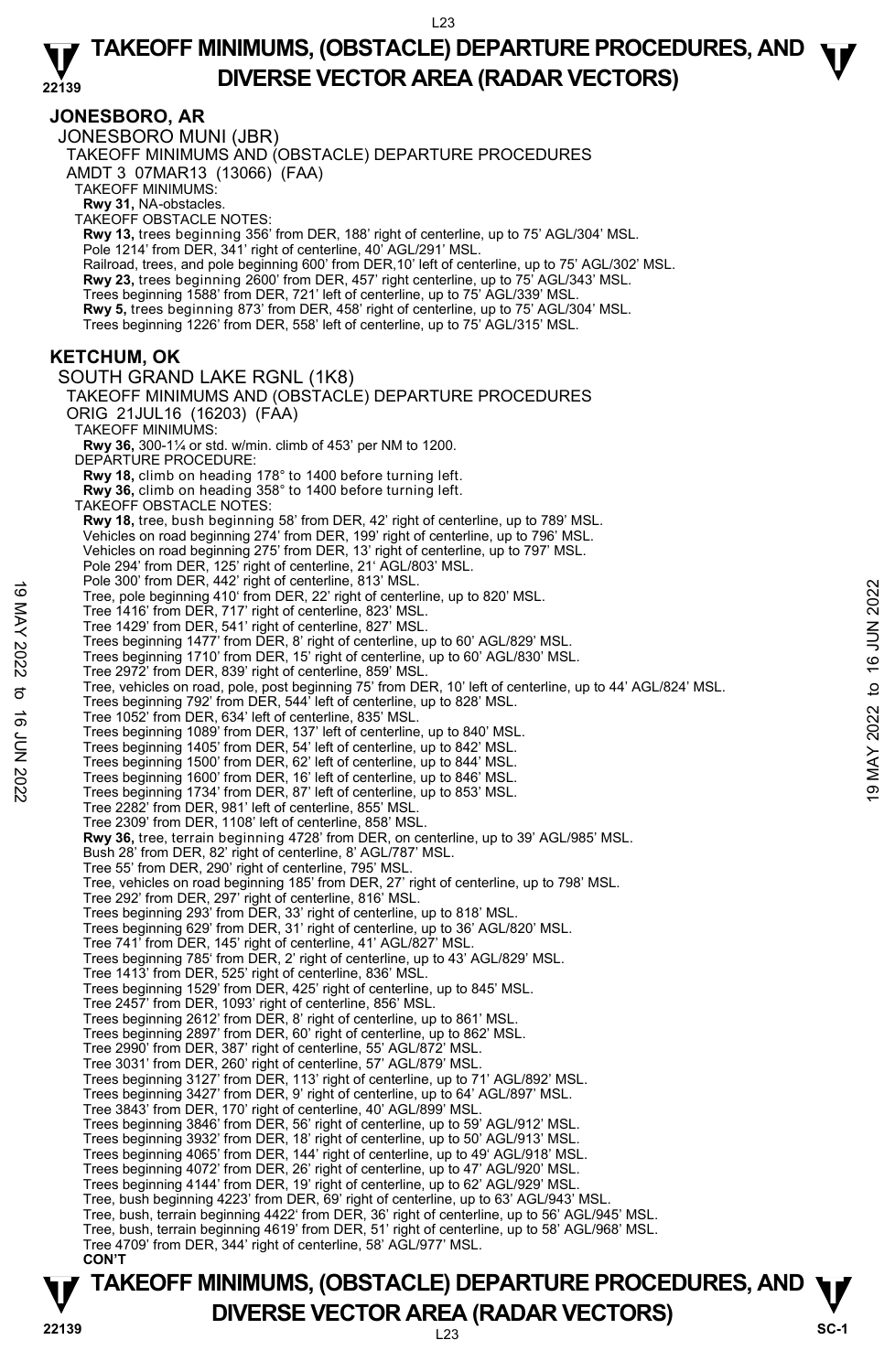## JONESBORO, AR

JONESBORO MUNI (JBR)
TAKEOFF MINIMUMS AND (OBSTACLE) DEPARTURE PROCEDURES
AMDT 3 07MAR13 (13066) (FAA)
TAKEOFF MINIMUMS:
**Rwy 31,** NA-obstacles.
TAKEOFF OBSTACLE NOTES:
**Rwy 13,** trees beginning 356' from DER, 188' right of centerline, up to 75' AGL/304' MSL.
Pole 1214' from DER, 341' right of centerline, 40' AGL/291' MSL.
Railroad, trees, and pole beginning 600' from DER,10' left of centerline, up to 75' AGL/302' MSL.
**Rwy 23,** trees beginning 2600' from DER, 457' right centerline, up to 75' AGL/343' MSL.
Trees beginning 1588' from DER, 721' left of centerline, up to 75' AGL/339' MSL.
**Rwy 5,** trees beginning 873' from DER, 458' right of centerline, up to 75' AGL/304' MSL.
Trees beginning 1226' from DER, 558' left of centerline, up to 75' AGL/315' MSL.

## KETCHUM, OK

SOUTH GRAND LAKE RGNL (1K8)
TAKEOFF MINIMUMS AND (OBSTACLE) DEPARTURE PROCEDURES
ORIG 21JUL16 (16203) (FAA)
TAKEOFF MINIMUMS:
**Rwy 36,** 300-1¼ or std. w/min. climb of 453' per NM to 1200.
DEPARTURE PROCEDURE:
**Rwy 18,** climb on heading 178° to 1400 before turning left.
**Rwy 36,** climb on heading 358° to 1400 before turning left.
TAKEOFF OBSTACLE NOTES:
**Rwy 18,** tree, bush beginning 58' from DER, 42' right of centerline, up to 789' MSL.
Vehicles on road beginning 274' from DER, 199' right of centerline, up to 796' MSL.
Vehicles on road beginning 275' from DER, 13' right of centerline, up to 797' MSL.
Pole 294' from DER, 125' right of centerline, 21' AGL/803' MSL.
Pole 300' from DER, 442' right of centerline, 813' MSL.
Tree, pole beginning 410' from DER, 22' right of centerline, up to 820' MSL.
Tree 1416' from DER, 717' right of centerline, 823' MSL.
Tree 1429' from DER, 541' right of centerline, 827' MSL.
Trees beginning 1477' from DER, 8' right of centerline, up to 60' AGL/829' MSL.
Trees beginning 1710' from DER, 15' right of centerline, up to 60' AGL/830' MSL.
Tree 2972' from DER, 839' right of centerline, 859' MSL.
Tree, vehicles on road, pole, post beginning 75' from DER, 10' left of centerline, up to 44' AGL/824' MSL.
Trees beginning 792' from DER, 544' left of centerline, up to 828' MSL.
Tree 1052' from DER, 634' left of centerline, 835' MSL.
Trees beginning 1089' from DER, 137' left of centerline, up to 840' MSL.
Trees beginning 1405' from DER, 54' left of centerline, up to 842' MSL.
Trees beginning 1500' from DER, 62' left of centerline, up to 844' MSL.
Trees beginning 1600' from DER, 16' left of centerline, up to 846' MSL.
Trees beginning 1734' from DER, 87' left of centerline, up to 853' MSL.
Tree 2282' from DER, 981' left of centerline, 855' MSL.
Tree 2309' from DER, 1108' left of centerline, 858' MSL.
**Rwy 36,** tree, terrain beginning 4728' from DER, on centerline, up to 39' AGL/985' MSL.
Bush 28' from DER, 82' right of centerline, 8' AGL/787' MSL.
Tree 55' from DER, 290' right of centerline, 795' MSL.
Tree, vehicles on road beginning 185' from DER, 27' right of centerline, up to 798' MSL.
Tree 292' from DER, 297' right of centerline, 816' MSL.
Trees beginning 293' from DER, 33' right of centerline, up to 818' MSL.
Trees beginning 629' from DER, 31' right of centerline, up to 36' AGL/820' MSL.
Tree 741' from DER, 145' right of centerline, 41' AGL/827' MSL.
Trees beginning 785' from DER, 2' right of centerline, up to 43' AGL/829' MSL.
Tree 1413' from DER, 525' right of centerline, 836' MSL.
Trees beginning 1529' from DER, 425' right of centerline, up to 845' MSL.
Tree 2457' from DER, 1093' right of centerline, 856' MSL.
Trees beginning 2612' from DER, 8' right of centerline, up to 861' MSL.
Trees beginning 2897' from DER, 60' right of centerline, up to 862' MSL.
Tree 2990' from DER, 387' right of centerline, 55' AGL/872' MSL.
Tree 3031' from DER, 260' right of centerline, 57' AGL/879' MSL.
Trees beginning 3127' from DER, 113' right of centerline, up to 71' AGL/892' MSL.
Trees beginning 3427' from DER, 9' right of centerline, up to 64' AGL/897' MSL.
Tree 3843' from DER, 170' right of centerline, 40' AGL/899' MSL.
Trees beginning 3846' from DER, 56' right of centerline, up to 59' AGL/912' MSL.
Trees beginning 3932' from DER, 18' right of centerline, up to 50' AGL/913' MSL.
Trees beginning 4065' from DER, 144' right of centerline, up to 49' AGL/918' MSL.
Trees beginning 4072' from DER, 26' right of centerline, up to 47' AGL/920' MSL.
Trees beginning 4144' from DER, 19' right of centerline, up to 62' AGL/929' MSL.
Tree, bush beginning 4223' from DER, 69' right of centerline, up to 63' AGL/943' MSL.
Tree, bush, terrain beginning 4422' from DER, 36' right of centerline, up to 56' AGL/945' MSL.
Tree, bush, terrain beginning 4619' from DER, 51' right of centerline, up to 58' AGL/968' MSL.
Tree 4709' from DER, 344' right of centerline, 58' AGL/977' MSL.
**CON'T**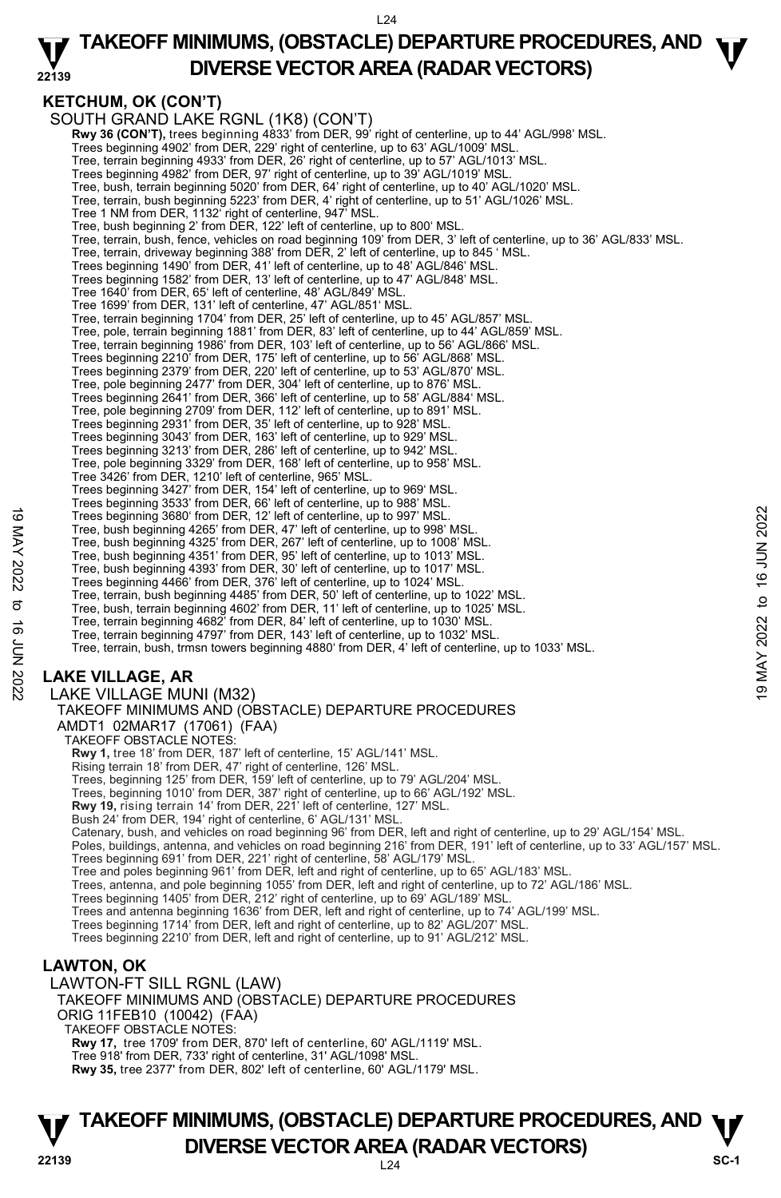## KETCHUM, OK (CON'T)

SOUTH GRAND LAKE RGNL (1K8) (CON'T)

**Rwy 36 (CON'T),** trees beginning 4833' from DER, 99' right of centerline, up to 44' AGL/998' MSL.
Trees beginning 4902' from DER, 229' right of centerline, up to 63' AGL/1009' MSL.
Tree, terrain beginning 4933' from DER, 26' right of centerline, up to 57' AGL/1013' MSL.
Trees beginning 4982' from DER, 97' right of centerline, up to 39' AGL/1019' MSL.
Tree, bush, terrain beginning 5020' from DER, 64' right of centerline, up to 40' AGL/1020' MSL.
Tree, terrain, bush beginning 5223' from DER, 4' right of centerline, up to 51' AGL/1026' MSL.
Tree 1 NM from DER, 1132' right of centerline, 947' MSL.
Tree, bush beginning 2' from DER, 122' left of centerline, up to 800' MSL.
Tree, terrain, bush, fence, vehicles on road beginning 109' from DER, 3' left of centerline, up to 36' AGL/833' MSL.
Tree, terrain, driveway beginning 388' from DER, 2' left of centerline, up to 845 ' MSL.
Trees beginning 1490' from DER, 41' left of centerline, up to 48' AGL/846' MSL.
Trees beginning 1582' from DER, 13' left of centerline, up to 47' AGL/848' MSL.
Tree 1640' from DER, 65' left of centerline, 48' AGL/849' MSL.
Tree 1699' from DER, 131' left of centerline, 47' AGL/851' MSL.
Tree, terrain beginning 1704' from DER, 25' left of centerline, up to 45' AGL/857' MSL.
Tree, pole, terrain beginning 1881' from DER, 83' left of centerline, up to 44' AGL/859' MSL.
Tree, terrain beginning 1986' from DER, 103' left of centerline, up to 56' AGL/866' MSL.
Trees beginning 2210' from DER, 175' left of centerline, up to 56' AGL/868' MSL.
Trees beginning 2379' from DER, 220' left of centerline, up to 53' AGL/870' MSL.
Tree, pole beginning 2477' from DER, 304' left of centerline, up to 876' MSL.
Trees beginning 2641' from DER, 366' left of centerline, up to 58' AGL/884' MSL.
Tree, pole beginning 2709' from DER, 112' left of centerline, up to 891' MSL.
Trees beginning 2931' from DER, 35' left of centerline, up to 928' MSL.
Trees beginning 3043' from DER, 163' left of centerline, up to 929' MSL.
Trees beginning 3213' from DER, 286' left of centerline, up to 942' MSL.
Tree, pole beginning 3329' from DER, 168' left of centerline, up to 958' MSL.
Tree 3426' from DER, 1210' left of centerline, 965' MSL.
Trees beginning 3427' from DER, 154' left of centerline, up to 969' MSL.
Trees beginning 3533' from DER, 66' left of centerline, up to 988' MSL.
Trees beginning 3680' from DER, 12' left of centerline, up to 997' MSL.
Tree, bush beginning 4265' from DER, 47' left of centerline, up to 998' MSL.
Tree, bush beginning 4325' from DER, 267' left of centerline, up to 1008' MSL.
Tree, bush beginning 4351' from DER, 95' left of centerline, up to 1013' MSL.
Tree, bush beginning 4393' from DER, 30' left of centerline, up to 1017' MSL.
Trees beginning 4466' from DER, 376' left of centerline, up to 1024' MSL.
Tree, terrain, bush beginning 4485' from DER, 50' left of centerline, up to 1022' MSL.
Tree, bush, terrain beginning 4602' from DER, 11' left of centerline, up to 1025' MSL.
Tree, terrain beginning 4682' from DER, 84' left of centerline, up to 1030' MSL.
Tree, terrain beginning 4797' from DER, 143' left of centerline, up to 1032' MSL.
Tree, terrain, bush, trmsn towers beginning 4880' from DER, 4' left of centerline, up to 1033' MSL.

## LAKE VILLAGE, AR

LAKE VILLAGE MUNI (M32)
TAKEOFF MINIMUMS AND (OBSTACLE) DEPARTURE PROCEDURES
AMDT1 02MAR17 (17061) (FAA)
TAKEOFF OBSTACLE NOTES:

**Rwy 1,** tree 18' from DER, 187' left of centerline, 15' AGL/141' MSL.
Rising terrain 18' from DER, 47' right of centerline, 126' MSL.
Trees, beginning 125' from DER, 159' left of centerline, up to 79' AGL/204' MSL.
Trees, beginning 1010' from DER, 387' right of centerline, up to 66' AGL/192' MSL.
**Rwy 19,** rising terrain 14' from DER, 221' left of centerline, 127' MSL.
Bush 24' from DER, 194' right of centerline, 6' AGL/131' MSL.
Catenary, bush, and vehicles on road beginning 96' from DER, left and right of centerline, up to 29' AGL/154' MSL.
Poles, buildings, antenna, and vehicles on road beginning 216' from DER, 191' left of centerline, up to 33' AGL/157' MSL.
Trees beginning 691' from DER, 221' right of centerline, 58' AGL/179' MSL.
Tree and poles beginning 961' from DER, left and right of centerline, up to 65' AGL/183' MSL.
Trees, antenna, and pole beginning 1055' from DER, left and right of centerline, up to 72' AGL/186' MSL.
Trees beginning 1405' from DER, 212' right of centerline, up to 69' AGL/189' MSL.
Trees and antenna beginning 1636' from DER, left and right of centerline, up to 74' AGL/199' MSL.
Trees beginning 1714' from DER, left and right of centerline, up to 82' AGL/207' MSL.
Trees beginning 2210' from DER, left and right of centerline, up to 91' AGL/212' MSL.

## LAWTON, OK

LAWTON-FT SILL RGNL (LAW)
TAKEOFF MINIMUMS AND (OBSTACLE) DEPARTURE PROCEDURES
ORIG 11FEB10 (10042) (FAA)
TAKEOFF OBSTACLE NOTES:

**Rwy 17,** tree 1709' from DER, 870' left of centerline, 60' AGL/1119' MSL.
Tree 918' from DER, 733' right of centerline, 31' AGL/1098' MSL.
**Rwy 35,** tree 2377' from DER, 802' left of centerline, 60' AGL/1179' MSL.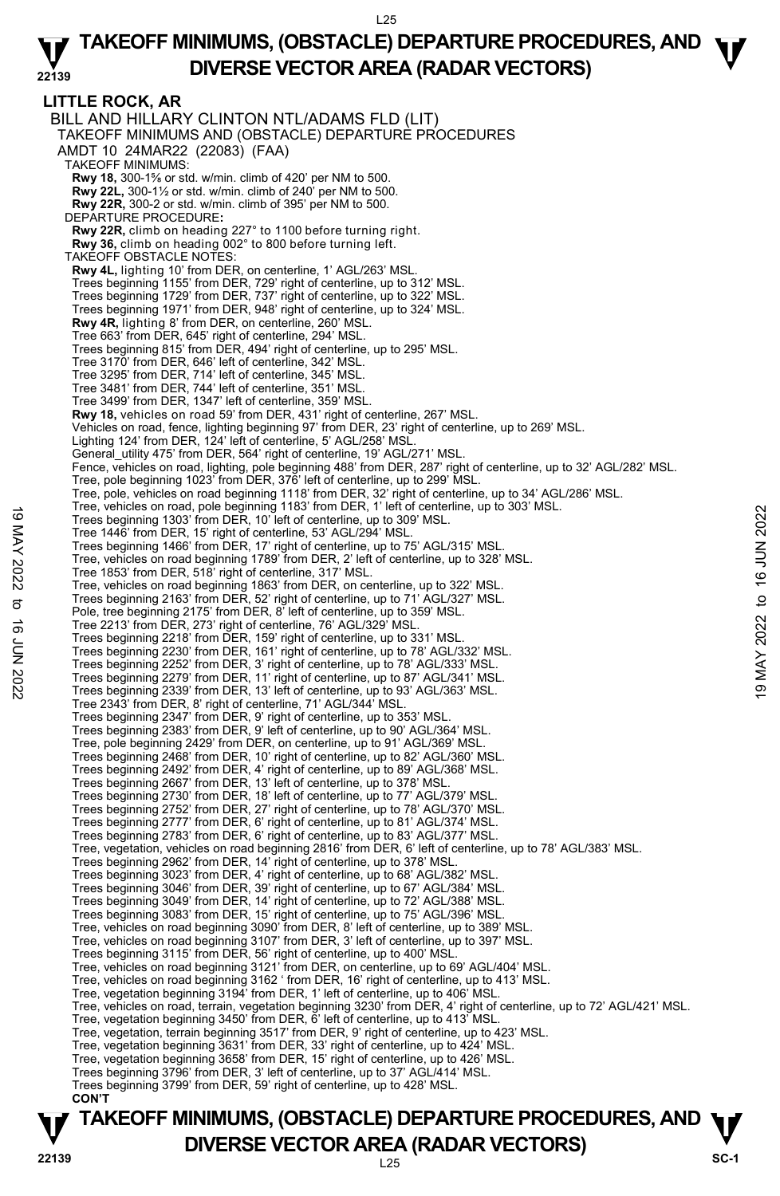# TAKEOFF MINIMUMS, (OBSTACLE) DEPARTURE PROCEDURES, AND DIVERSE VECTOR AREA (RADAR VECTORS)

## LITTLE ROCK, AR

BILL AND HILLARY CLINTON NTL/ADAMS FLD (LIT)
TAKEOFF MINIMUMS AND (OBSTACLE) DEPARTURE PROCEDURES
AMDT 10 24MAR22 (22083) (FAA)

TAKEOFF MINIMUMS:
**Rwy 18,** 300-1⅝ or std. w/min. climb of 420' per NM to 500.
**Rwy 22L,** 300-1½ or std. w/min. climb of 240' per NM to 500.
**Rwy 22R,** 300-2 or std. w/min. climb of 395' per NM to 500.

DEPARTURE PROCEDURE**:**
**Rwy 22R,** climb on heading 227° to 1100 before turning right.
**Rwy 36,** climb on heading 002° to 800 before turning left.

TAKEOFF OBSTACLE NOTES:
**Rwy 4L,** lighting 10' from DER, on centerline, 1' AGL/263' MSL.
Trees beginning 1155' from DER, 729' right of centerline, up to 312' MSL.
Trees beginning 1729' from DER, 737' right of centerline, up to 322' MSL.
Trees beginning 1971' from DER, 948' right of centerline, up to 324' MSL.
**Rwy 4R,** lighting 8' from DER, on centerline, 260' MSL.
Tree 663' from DER, 645' right of centerline, 294' MSL.
Trees beginning 815' from DER, 494' right of centerline, up to 295' MSL.
Tree 3170' from DER, 646' left of centerline, 342' MSL.
Tree 3295' from DER, 714' left of centerline, 345' MSL.
Tree 3481' from DER, 744' left of centerline, 351' MSL.
Tree 3499' from DER, 1347' left of centerline, 359' MSL.
**Rwy 18,** vehicles on road 59' from DER, 431' right of centerline, 267' MSL.
Vehicles on road, fence, lighting beginning 97' from DER, 23' right of centerline, up to 269' MSL.
Lighting 124' from DER, 124' left of centerline, 5' AGL/258' MSL.
General_utility 475' from DER, 564' right of centerline, 19' AGL/271' MSL.
Fence, vehicles on road, lighting, pole beginning 488' from DER, 287' right of centerline, up to 32' AGL/282' MSL.
Tree, pole beginning 1023' from DER, 376' left of centerline, up to 299' MSL.
Tree, pole, vehicles on road beginning 1118' from DER, 32' right of centerline, up to 34' AGL/286' MSL.
Tree, vehicles on road, pole beginning 1183' from DER, 1' left of centerline, up to 303' MSL.
Trees beginning 1303' from DER, 10' left of centerline, up to 309' MSL.
Tree 1446' from DER, 15' right of centerline, 53' AGL/294' MSL.
Trees beginning 1466' from DER, 17' right of centerline, up to 75' AGL/315' MSL.
Tree, vehicles on road beginning 1789' from DER, 2' left of centerline, up to 328' MSL.
Tree 1853' from DER, 518' right of centerline, 317' MSL.
Tree, vehicles on road beginning 1863' from DER, on centerline, up to 322' MSL.
Trees beginning 2163' from DER, 52' right of centerline, up to 71' AGL/327' MSL.
Pole, tree beginning 2175' from DER, 8' left of centerline, up to 359' MSL.
Tree 2213' from DER, 273' right of centerline, 76' AGL/329' MSL.
Trees beginning 2218' from DER, 159' right of centerline, up to 331' MSL.
Trees beginning 2230' from DER, 161' right of centerline, up to 78' AGL/332' MSL.
Trees beginning 2252' from DER, 3' right of centerline, up to 78' AGL/333' MSL.
Trees beginning 2279' from DER, 11' right of centerline, up to 87' AGL/341' MSL.
Trees beginning 2339' from DER, 13' left of centerline, up to 93' AGL/363' MSL.
Tree 2343' from DER, 8' right of centerline, 71' AGL/344' MSL.
Trees beginning 2347' from DER, 9' right of centerline, up to 353' MSL.
Trees beginning 2383' from DER, 9' left of centerline, up to 90' AGL/364' MSL.
Tree, pole beginning 2429' from DER, on centerline, up to 91' AGL/369' MSL.
Trees beginning 2468' from DER, 10' right of centerline, up to 82' AGL/360' MSL.
Trees beginning 2492' from DER, 4' right of centerline, up to 89' AGL/368' MSL.
Trees beginning 2667' from DER, 13' left of centerline, up to 378' MSL.
Trees beginning 2730' from DER, 18' left of centerline, up to 77' AGL/379' MSL.
Trees beginning 2752' from DER, 27' right of centerline, up to 78' AGL/370' MSL.
Trees beginning 2777' from DER, 6' right of centerline, up to 81' AGL/374' MSL.
Trees beginning 2783' from DER, 6' right of centerline, up to 83' AGL/377' MSL.
Tree, vegetation, vehicles on road beginning 2816' from DER, 6' left of centerline, up to 78' AGL/383' MSL.
Trees beginning 2962' from DER, 14' right of centerline, up to 378' MSL.
Trees beginning 3023' from DER, 4' right of centerline, up to 68' AGL/382' MSL.
Trees beginning 3046' from DER, 39' right of centerline, up to 67' AGL/384' MSL.
Trees beginning 3049' from DER, 14' right of centerline, up to 72' AGL/388' MSL.
Trees beginning 3083' from DER, 15' right of centerline, up to 75' AGL/396' MSL.
Tree, vehicles on road beginning 3090' from DER, 8' left of centerline, up to 389' MSL.
Tree, vehicles on road beginning 3107' from DER, 3' left of centerline, up to 397' MSL.
Trees beginning 3115' from DER, 56' right of centerline, up to 400' MSL.
Tree, vehicles on road beginning 3121' from DER, on centerline, up to 69' AGL/404' MSL.
Tree, vehicles on road beginning 3162 ' from DER, 16' right of centerline, up to 413' MSL.
Tree, vegetation beginning 3194' from DER, 1' left of centerline, up to 406' MSL.
Tree, vehicles on road, terrain, vegetation beginning 3230' from DER, 4' right of centerline, up to 72' AGL/421' MSL.
Tree, vegetation beginning 3450' from DER, 6' left of centerline, up to 413' MSL.
Tree, vegetation, terrain beginning 3517' from DER, 9' right of centerline, up to 423' MSL.
Tree, vegetation beginning 3631' from DER, 33' right of centerline, up to 424' MSL.
Tree, vegetation beginning 3658' from DER, 15' right of centerline, up to 426' MSL.
Trees beginning 3796' from DER, 3' left of centerline, up to 37' AGL/414' MSL.
Trees beginning 3799' from DER, 59' right of centerline, up to 428' MSL.

**CON'T**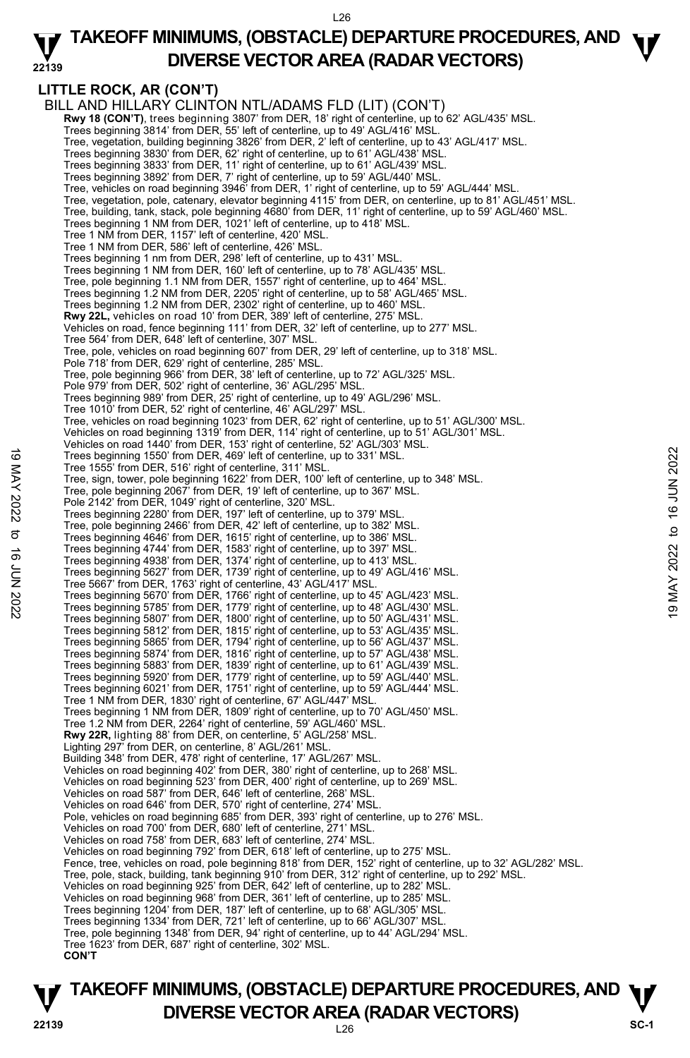# TAKEOFF MINIMUMS, (OBSTACLE) DEPARTURE PROCEDURES, AND DIVERSE VECTOR AREA (RADAR VECTORS)

## LITTLE ROCK, AR (CON'T)

BILL AND HILLARY CLINTON NTL/ADAMS FLD (LIT) (CON'T)

**Rwy 18 (CON'T)**, trees beginning 3807' from DER, 18' right of centerline, up to 62' AGL/435' MSL.
Trees beginning 3814' from DER, 55' left of centerline, up to 49' AGL/416' MSL.
Tree, vegetation, building beginning 3826' from DER, 2' left of centerline, up to 43' AGL/417' MSL.
Trees beginning 3830' from DER, 62' right of centerline, up to 61' AGL/438' MSL.
Trees beginning 3833' from DER, 11' right of centerline, up to 61' AGL/439' MSL.
Trees beginning 3892' from DER, 7' right of centerline, up to 59' AGL/440' MSL.
Tree, vehicles on road beginning 3946' from DER, 1' right of centerline, up to 59' AGL/444' MSL.
Tree, vegetation, pole, catenary, elevator beginning 4115' from DER, on centerline, up to 81' AGL/451' MSL.
Tree, building, tank, stack, pole beginning 4680' from DER, 11' right of centerline, up to 59' AGL/460' MSL.
Trees beginning 1 NM from DER, 1021' left of centerline, up to 418' MSL.
Tree 1 NM from DER, 1157' left of centerline, 420' MSL.
Tree 1 NM from DER, 586' left of centerline, 426' MSL.
Trees beginning 1 nm from DER, 298' left of centerline, up to 431' MSL.
Trees beginning 1 NM from DER, 160' left of centerline, up to 78' AGL/435' MSL.
Tree, pole beginning 1.1 NM from DER, 1557' right of centerline, up to 464' MSL.
Trees beginning 1.2 NM from DER, 2205' right of centerline, up to 58' AGL/465' MSL.
Trees beginning 1.2 NM from DER, 2302' right of centerline, up to 460' MSL.

**Rwy 22L,** vehicles on road 10' from DER, 389' left of centerline, 275' MSL.
Vehicles on road, fence beginning 111' from DER, 32' left of centerline, up to 277' MSL.
Tree 564' from DER, 648' left of centerline, 307' MSL.
Tree, pole, vehicles on road beginning 607' from DER, 29' left of centerline, up to 318' MSL.
Pole 718' from DER, 629' right of centerline, 285' MSL.
Tree, pole beginning 966' from DER, 38' left of centerline, up to 72' AGL/325' MSL.
Pole 979' from DER, 502' right of centerline, 36' AGL/295' MSL.
Trees beginning 989' from DER, 25' right of centerline, up to 49' AGL/296' MSL.
Tree 1010' from DER, 52' right of centerline, 46' AGL/297' MSL.
Tree, vehicles on road beginning 1023' from DER, 62' right of centerline, up to 51' AGL/300' MSL.
Vehicles on road beginning 1319' from DER, 114' right of centerline, up to 51' AGL/301' MSL.
Vehicles on road 1440' from DER, 153' right of centerline, 52' AGL/303' MSL.
Trees beginning 1550' from DER, 469' left of centerline, up to 331' MSL.
Tree 1555' from DER, 516' right of centerline, 311' MSL.
Tree, sign, tower, pole beginning 1622' from DER, 100' left of centerline, up to 348' MSL.
Tree, pole beginning 2067' from DER, 19' left of centerline, up to 367' MSL.
Pole 2142' from DER, 1049' right of centerline, 320' MSL.
Trees beginning 2280' from DER, 197' left of centerline, up to 379' MSL.
Tree, pole beginning 2466' from DER, 42' left of centerline, up to 382' MSL.
Trees beginning 4646' from DER, 1615' right of centerline, up to 386' MSL.
Trees beginning 4744' from DER, 1583' right of centerline, up to 397' MSL.
Trees beginning 4938' from DER, 1374' right of centerline, up to 413' MSL.
Trees beginning 5627' from DER, 1739' right of centerline, up to 49' AGL/416' MSL.
Tree 5667' from DER, 1763' right of centerline, 43' AGL/417' MSL.
Trees beginning 5670' from DER, 1766' right of centerline, up to 45' AGL/423' MSL.
Trees beginning 5785' from DER, 1779' right of centerline, up to 48' AGL/430' MSL.
Trees beginning 5807' from DER, 1800' right of centerline, up to 50' AGL/431' MSL.
Trees beginning 5812' from DER, 1815' right of centerline, up to 53' AGL/435' MSL.
Trees beginning 5865' from DER, 1794' right of centerline, up to 56' AGL/437' MSL.
Trees beginning 5874' from DER, 1816' right of centerline, up to 57' AGL/438' MSL.
Trees beginning 5883' from DER, 1839' right of centerline, up to 61' AGL/439' MSL.
Trees beginning 5920' from DER, 1779' right of centerline, up to 59' AGL/440' MSL.
Trees beginning 6021' from DER, 1751' right of centerline, up to 59' AGL/444' MSL.
Tree 1 NM from DER, 1830' right of centerline, 67' AGL/447' MSL.
Trees beginning 1 NM from DER, 1809' right of centerline, up to 70' AGL/450' MSL.
Tree 1.2 NM from DER, 2264' right of centerline, 59' AGL/460' MSL.

**Rwy 22R,** lighting 88' from DER, on centerline, 5' AGL/258' MSL.
Lighting 297' from DER, on centerline, 8' AGL/261' MSL.
Building 348' from DER, 478' right of centerline, 17' AGL/267' MSL.
Vehicles on road beginning 402' from DER, 380' right of centerline, up to 268' MSL.
Vehicles on road beginning 523' from DER, 400' right of centerline, up to 269' MSL.
Vehicles on road 587' from DER, 646' left of centerline, 268' MSL.
Vehicles on road 646' from DER, 570' right of centerline, 274' MSL.
Pole, vehicles on road beginning 685' from DER, 393' right of centerline, up to 276' MSL.
Vehicles on road 700' from DER, 680' left of centerline, 271' MSL.
Vehicles on road 758' from DER, 683' left of centerline, 274' MSL.
Vehicles on road beginning 792' from DER, 618' left of centerline, up to 275' MSL.
Fence, tree, vehicles on road, pole beginning 818' from DER, 152' right of centerline, up to 32' AGL/282' MSL.
Tree, pole, stack, building, tank beginning 910' from DER, 312' right of centerline, up to 292' MSL.
Vehicles on road beginning 925' from DER, 642' left of centerline, up to 282' MSL.
Vehicles on road beginning 968' from DER, 361' left of centerline, up to 285' MSL.
Trees beginning 1204' from DER, 187' left of centerline, up to 68' AGL/305' MSL.
Trees beginning 1334' from DER, 721' left of centerline, up to 66' AGL/307' MSL.
Tree, pole beginning 1348' from DER, 94' right of centerline, up to 44' AGL/294' MSL.
Tree 1623' from DER, 687' right of centerline, 302' MSL.

**CON'T**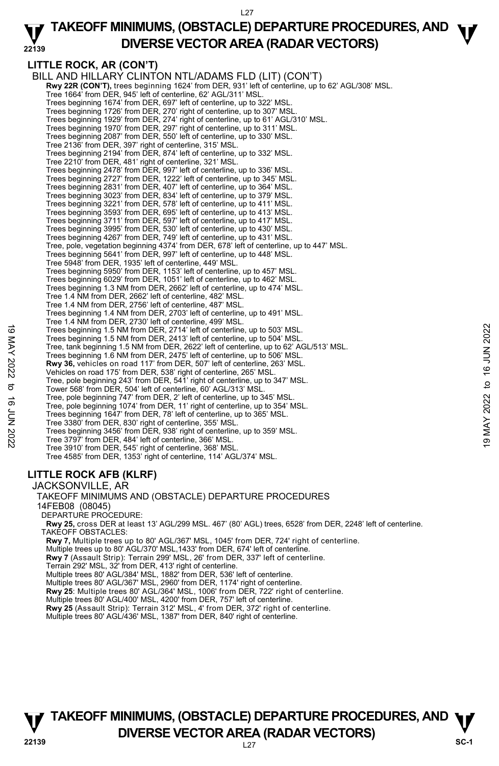**LITTLE ROCK, AR (CON'T)**

BILL AND HILLARY CLINTON NTL/ADAMS FLD (LIT) (CON'T)

**Rwy 22R (CON'T),** trees beginning 1624' from DER, 931' left of centerline, up to 62' AGL/308' MSL.
Tree 1664' from DER, 945' left of centerline, 62' AGL/311' MSL.
Trees beginning 1674' from DER, 697' left of centerline, up to 322' MSL.
Trees beginning 1726' from DER, 270' right of centerline, up to 307' MSL.
Trees beginning 1929' from DER, 274' right of centerline, up to 61' AGL/310' MSL.
Trees beginning 1970' from DER, 297' right of centerline, up to 311' MSL.
Trees beginning 2087' from DER, 550' left of centerline, up to 330' MSL.
Tree 2136' from DER, 397' right of centerline, 315' MSL.
Trees beginning 2194' from DER, 874' left of centerline, up to 332' MSL.
Tree 2210' from DER, 481' right of centerline, 321' MSL.
Trees beginning 2478' from DER, 997' left of centerline, up to 336' MSL.
Trees beginning 2727' from DER, 1222' left of centerline, up to 345' MSL.
Trees beginning 2831' from DER, 407' left of centerline, up to 364' MSL.
Trees beginning 3023' from DER, 834' left of centerline, up to 379' MSL.
Trees beginning 3221' from DER, 578' left of centerline, up to 411' MSL.
Trees beginning 3593' from DER, 695' left of centerline, up to 413' MSL.
Trees beginning 3711' from DER, 597' left of centerline, up to 417' MSL.
Trees beginning 3995' from DER, 530' left of centerline, up to 430' MSL.
Trees beginning 4267' from DER, 749' left of centerline, up to 431' MSL.
Tree, pole, vegetation beginning 4374' from DER, 678' left of centerline, up to 447' MSL.
Trees beginning 5641' from DER, 997' left of centerline, up to 448' MSL.
Tree 5948' from DER, 1935' left of centerline, 449' MSL.
Trees beginning 5950' from DER, 1153' left of centerline, up to 457' MSL.
Trees beginning 6029' from DER, 1051' left of centerline, up to 462' MSL.
Trees beginning 1.3 NM from DER, 2662' left of centerline, up to 474' MSL.
Tree 1.4 NM from DER, 2662' left of centerline, 482' MSL.
Tree 1.4 NM from DER, 2756' left of centerline, 487' MSL.
Trees beginning 1.4 NM from DER, 2703' left of centerline, up to 491' MSL.
Tree 1.4 NM from DER, 2730' left of centerline, 499' MSL.
Trees beginning 1.5 NM from DER, 2714' left of centerline, up to 503' MSL.
Trees beginning 1.5 NM from DER, 2413' left of centerline, up to 504' MSL.
Tree, tank beginning 1.5 NM from DER, 2622' left of centerline, up to 62' AGL/513' MSL.
Trees beginning 1.6 NM from DER, 2475' left of centerline, up to 506' MSL.

**Rwy 36,** vehicles on road 117' from DER, 507' left of centerline, 263' MSL.
Vehicles on road 175' from DER, 538' right of centerline, 265' MSL.
Tree, pole beginning 243' from DER, 541' right of centerline, up to 347' MSL.
Tower 568' from DER, 504' left of centerline, 60' AGL/313' MSL.
Tree, pole beginning 747' from DER, 2' left of centerline, up to 345' MSL.
Tree, pole beginning 1074' from DER, 11' right of centerline, up to 354' MSL.
Trees beginning 1647' from DER, 78' left of centerline, up to 365' MSL.
Tree 3380' from DER, 830' right of centerline, 355' MSL.
Trees beginning 3456' from DER, 938' right of centerline, up to 359' MSL.
Tree 3797' from DER, 484' left of centerline, 366' MSL.
Tree 3910' from DER, 545' right of centerline, 368' MSL.
Tree 4585' from DER, 1353' right of centerline, 114' AGL/374' MSL.

**LITTLE ROCK AFB (KLRF)**

JACKSONVILLE, AR

TAKEOFF MINIMUMS AND (OBSTACLE) DEPARTURE PROCEDURES

14FEB08 (08045)

DEPARTURE PROCEDURE:

**Rwy 25,** cross DER at least 13' AGL/299 MSL. 467' (80' AGL) trees, 6528' from DER, 2248' left of centerline.

TAKEOFF OBSTACLES:

**Rwy 7,** Multiple trees up to 80' AGL/367' MSL, 1045' from DER, 724' right of centerline.
Multiple trees up to 80' AGL/370' MSL,1433' from DER, 674' left of centerline.

**Rwy 7** (Assault Strip): Terrain 299' MSL, 26' from DER, 337' left of centerline.
Terrain 292' MSL, 32' from DER, 413' right of centerline.
Multiple trees 80' AGL/384' MSL, 1882' from DER, 536' left of centerline.
Multiple trees 80' AGL/367' MSL, 2960' from DER, 1174' right of centerline.

**Rwy 25**: Multiple trees 80' AGL/364' MSL, 1006' from DER, 722' right of centerline.
Multiple trees 80' AGL/400' MSL, 4200' from DER, 757' left of centerline.

**Rwy 25** (Assault Strip): Terrain 312' MSL, 4' from DER, 372' right of centerline.
Multiple trees 80' AGL/436' MSL, 1387' from DER, 840' right of centerline.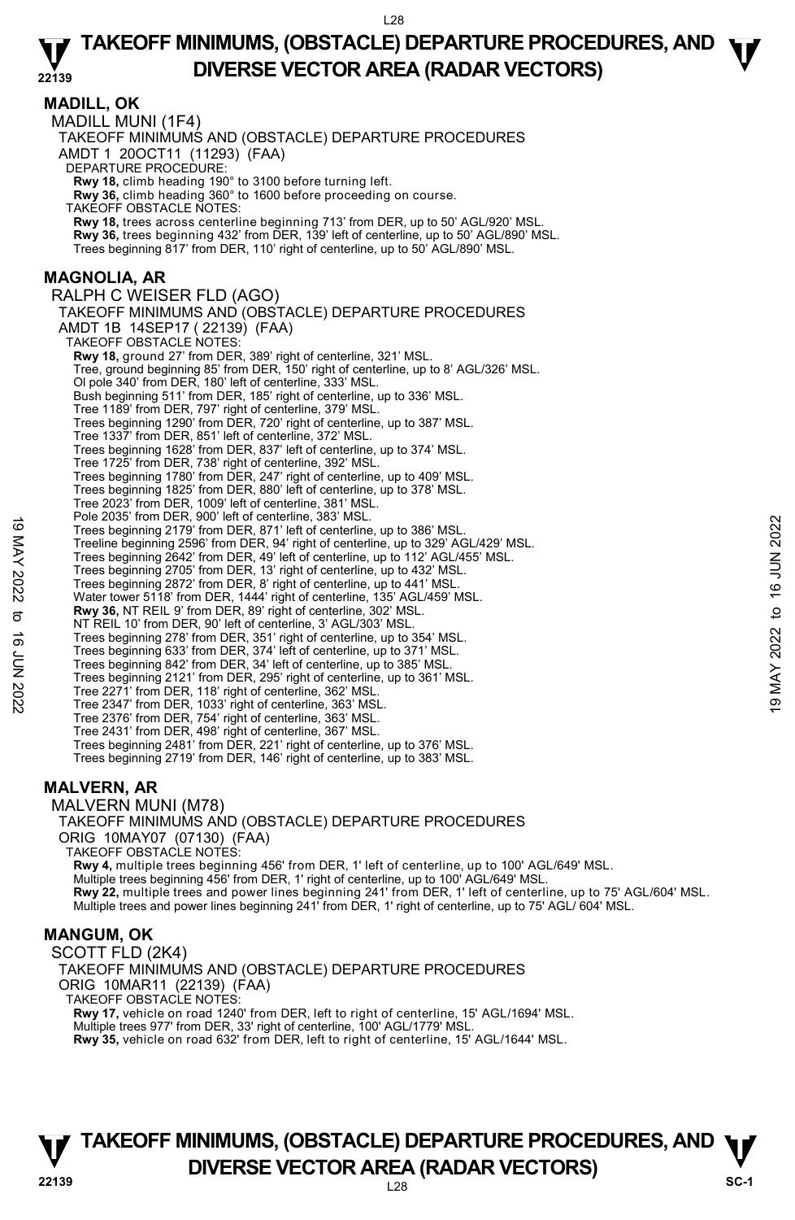# TAKEOFF MINIMUMS, (OBSTACLE) DEPARTURE PROCEDURES, AND DIVERSE VECTOR AREA (RADAR VECTORS)

## MADILL, OK

MADILL MUNI (1F4)
TAKEOFF MINIMUMS AND (OBSTACLE) DEPARTURE PROCEDURES
AMDT 1 20OCT11 (11293) (FAA)
DEPARTURE PROCEDURE:
**Rwy 18,** climb heading 190° to 3100 before turning left.
**Rwy 36,** climb heading 360° to 1600 before proceeding on course.
TAKEOFF OBSTACLE NOTES:
**Rwy 18,** trees across centerline beginning 713' from DER, up to 50' AGL/920' MSL.
**Rwy 36,** trees beginning 432' from DER, 139' left of centerline, up to 50' AGL/890' MSL.
Trees beginning 817' from DER, 110' right of centerline, up to 50' AGL/890' MSL.

## MAGNOLIA, AR

RALPH C WEISER FLD (AGO)
TAKEOFF MINIMUMS AND (OBSTACLE) DEPARTURE PROCEDURES
AMDT 1B 14SEP17 ( 22139) (FAA)
TAKEOFF OBSTACLE NOTES:
**Rwy 18,** ground 27' from DER, 389' right of centerline, 321' MSL.
Tree, ground beginning 85' from DER, 150' right of centerline, up to 8' AGL/326' MSL.
Ol pole 340' from DER, 180' left of centerline, 333' MSL.
Bush beginning 511' from DER, 185' right of centerline, up to 336' MSL.
Tree 1189' from DER, 797' right of centerline, 379' MSL.
Trees beginning 1290' from DER, 720' right of centerline, up to 387' MSL.
Tree 1337' from DER, 851' left of centerline, 372' MSL.
Trees beginning 1628' from DER, 837' left of centerline, up to 374' MSL.
Tree 1725' from DER, 738' right of centerline, 392' MSL.
Trees beginning 1780' from DER, 247' right of centerline, up to 409' MSL.
Trees beginning 1825' from DER, 880' left of centerline, up to 378' MSL.
Tree 2023' from DER, 1009' left of centerline, 381' MSL.
Pole 2035' from DER, 900' left of centerline, 383' MSL.
Trees beginning 2179' from DER, 871' left of centerline, up to 386' MSL.
Treeline beginning 2596' from DER, 94' right of centerline, up to 329' AGL/429' MSL.
Trees beginning 2642' from DER, 49' left of centerline, up to 112' AGL/455' MSL.
Trees beginning 2705' from DER, 13' right of centerline, up to 432' MSL.
Trees beginning 2872' from DER, 8' right of centerline, up to 441' MSL.
Water tower 5118' from DER, 1444' right of centerline, 135' AGL/459' MSL.
**Rwy 36,** NT REIL 9' from DER, 89' right of centerline, 302' MSL.
NT REIL 10' from DER, 90' left of centerline, 3' AGL/303' MSL.
Trees beginning 278' from DER, 351' right of centerline, up to 354' MSL.
Trees beginning 633' from DER, 374' left of centerline, up to 371' MSL.
Trees beginning 842' from DER, 34' left of centerline, up to 385' MSL.
Trees beginning 2121' from DER, 295' right of centerline, up to 361' MSL.
Tree 2271' from DER, 118' right of centerline, 362' MSL.
Tree 2347' from DER, 1033' right of centerline, 363' MSL.
Tree 2376' from DER, 754' right of centerline, 363' MSL.
Tree 2431' from DER, 498' right of centerline, 367' MSL.
Trees beginning 2481' from DER, 221' right of centerline, up to 376' MSL.
Trees beginning 2719' from DER, 146' right of centerline, up to 383' MSL.

## MALVERN, AR

MALVERN MUNI (M78)
TAKEOFF MINIMUMS AND (OBSTACLE) DEPARTURE PROCEDURES
ORIG 10MAY07 (07130) (FAA)
TAKEOFF OBSTACLE NOTES:
**Rwy 4,** multiple trees beginning 456' from DER, 1' left of centerline, up to 100' AGL/649' MSL.
Multiple trees beginning 456' from DER, 1' right of centerline, up to 100' AGL/649' MSL.
**Rwy 22,** multiple trees and power lines beginning 241' from DER, 1' left of centerline, up to 75' AGL/604' MSL.
Multiple trees and power lines beginning 241' from DER, 1' right of centerline, up to 75' AGL/ 604' MSL.

## MANGUM, OK

SCOTT FLD (2K4)
TAKEOFF MINIMUMS AND (OBSTACLE) DEPARTURE PROCEDURES
ORIG 10MAR11 (22139) (FAA)
TAKEOFF OBSTACLE NOTES:
**Rwy 17,** vehicle on road 1240' from DER, left to right of centerline, 15' AGL/1694' MSL.
Multiple trees 977' from DER, 33' right of centerline, 100' AGL/1779' MSL.
**Rwy 35,** vehicle on road 632' from DER, left to right of centerline, 15' AGL/1644' MSL.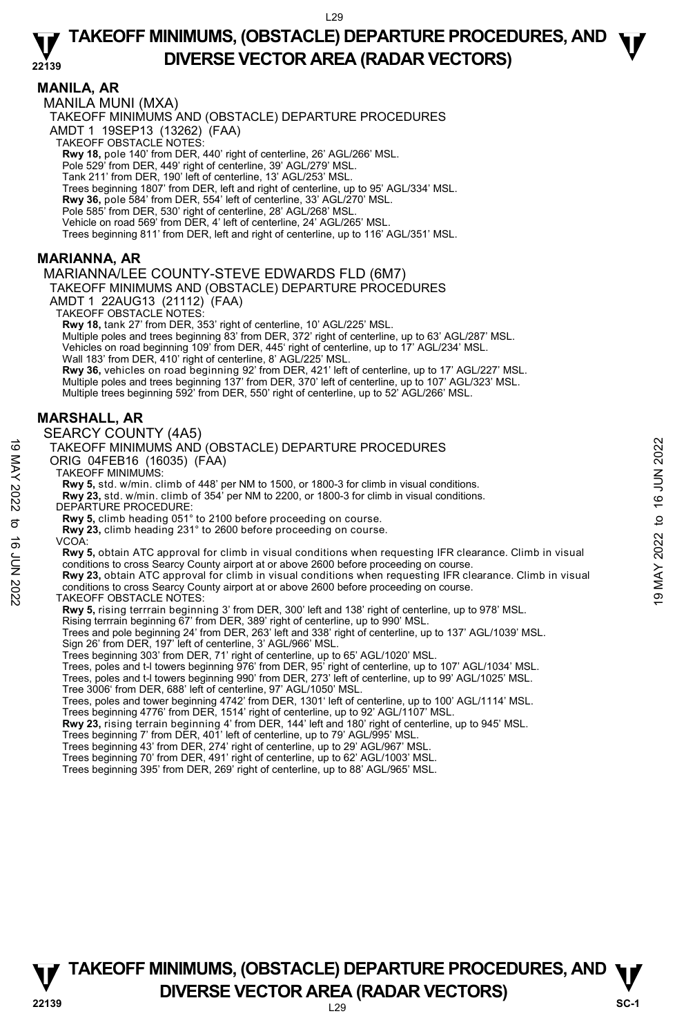## MANILA, AR

MANILA MUNI (MXA)

TAKEOFF MINIMUMS AND (OBSTACLE) DEPARTURE PROCEDURES

AMDT 1 19SEP13 (13262) (FAA)

TAKEOFF OBSTACLE NOTES:

**Rwy 18,** pole 140' from DER, 440' right of centerline, 26' AGL/266' MSL.
Pole 529' from DER, 449' right of centerline, 39' AGL/279' MSL.
Tank 211' from DER, 190' left of centerline, 13' AGL/253' MSL.
Trees beginning 1807' from DER, left and right of centerline, up to 95' AGL/334' MSL.
**Rwy 36,** pole 584' from DER, 554' left of centerline, 33' AGL/270' MSL.
Pole 585' from DER, 530' right of centerline, 28' AGL/268' MSL.
Vehicle on road 569' from DER, 4' left of centerline, 24' AGL/265' MSL.
Trees beginning 811' from DER, left and right of centerline, up to 116' AGL/351' MSL.

## MARIANNA, AR

MARIANNA/LEE COUNTY-STEVE EDWARDS FLD (6M7)

TAKEOFF MINIMUMS AND (OBSTACLE) DEPARTURE PROCEDURES

AMDT 1 22AUG13 (21112) (FAA)

TAKEOFF OBSTACLE NOTES:

**Rwy 18,** tank 27' from DER, 353' right of centerline, 10' AGL/225' MSL.
Multiple poles and trees beginning 83' from DER, 372' right of centerline, up to 63' AGL/287' MSL.
Vehicles on road beginning 109' from DER, 445' right of centerline, up to 17' AGL/234' MSL.
Wall 183' from DER, 410' right of centerline, 8' AGL/225' MSL.
**Rwy 36,** vehicles on road beginning 92' from DER, 421' left of centerline, up to 17' AGL/227' MSL.
Multiple poles and trees beginning 137' from DER, 370' left of centerline, up to 107' AGL/323' MSL.
Multiple trees beginning 592' from DER, 550' right of centerline, up to 52' AGL/266' MSL.

## MARSHALL, AR

SEARCY COUNTY (4A5)

TAKEOFF MINIMUMS AND (OBSTACLE) DEPARTURE PROCEDURES

ORIG 04FEB16 (16035) (FAA)

TAKEOFF MINIMUMS:

**Rwy 5,** std. w/min. climb of 448' per NM to 1500, or 1800-3 for climb in visual conditions.
**Rwy 23,** std. w/min. climb of 354' per NM to 2200, or 1800-3 for climb in visual conditions.

DEPARTURE PROCEDURE:

**Rwy 5,** climb heading 051° to 2100 before proceeding on course.
**Rwy 23,** climb heading 231° to 2600 before proceeding on course.

VCOA:

**Rwy 5,** obtain ATC approval for climb in visual conditions when requesting IFR clearance. Climb in visual conditions to cross Searcy County airport at or above 2600 before proceeding on course.
**Rwy 23,** obtain ATC approval for climb in visual conditions when requesting IFR clearance. Climb in visual conditions to cross Searcy County airport at or above 2600 before proceeding on course.

TAKEOFF OBSTACLE NOTES:

**Rwy 5,** rising terrrain beginning 3' from DER, 300' left and 138' right of centerline, up to 978' MSL.
Rising terrrain beginning 67' from DER, 389' right of centerline, up to 990' MSL.
Trees and pole beginning 24' from DER, 263' left and 338' right of centerline, up to 137' AGL/1039' MSL.
Sign 26' from DER, 197' left of centerline, 3' AGL/966' MSL.
Trees beginning 303' from DER, 71' right of centerline, up to 65' AGL/1020' MSL.
Trees, poles and t-l towers beginning 976' from DER, 95' right of centerline, up to 107' AGL/1034' MSL.
Trees, poles and t-l towers beginning 990' from DER, 273' left of centerline, up to 99' AGL/1025' MSL.
Tree 3006' from DER, 688' left of centerline, 97' AGL/1050' MSL.
Trees, poles and tower beginning 4742' from DER, 1301' left of centerline, up to 100' AGL/1114' MSL.
Trees beginning 4776' from DER, 1514' right of centerline, up to 92' AGL/1107' MSL.
**Rwy 23,** rising terrain beginning 4' from DER, 144' left and 180' right of centerline, up to 945' MSL.
Trees beginning 7' from DER, 401' left of centerline, up to 79' AGL/995' MSL.
Trees beginning 43' from DER, 274' right of centerline, up to 29' AGL/967' MSL.
Trees beginning 70' from DER, 491' right of centerline, up to 62' AGL/1003' MSL.
Trees beginning 395' from DER, 269' right of centerline, up to 88' AGL/965' MSL.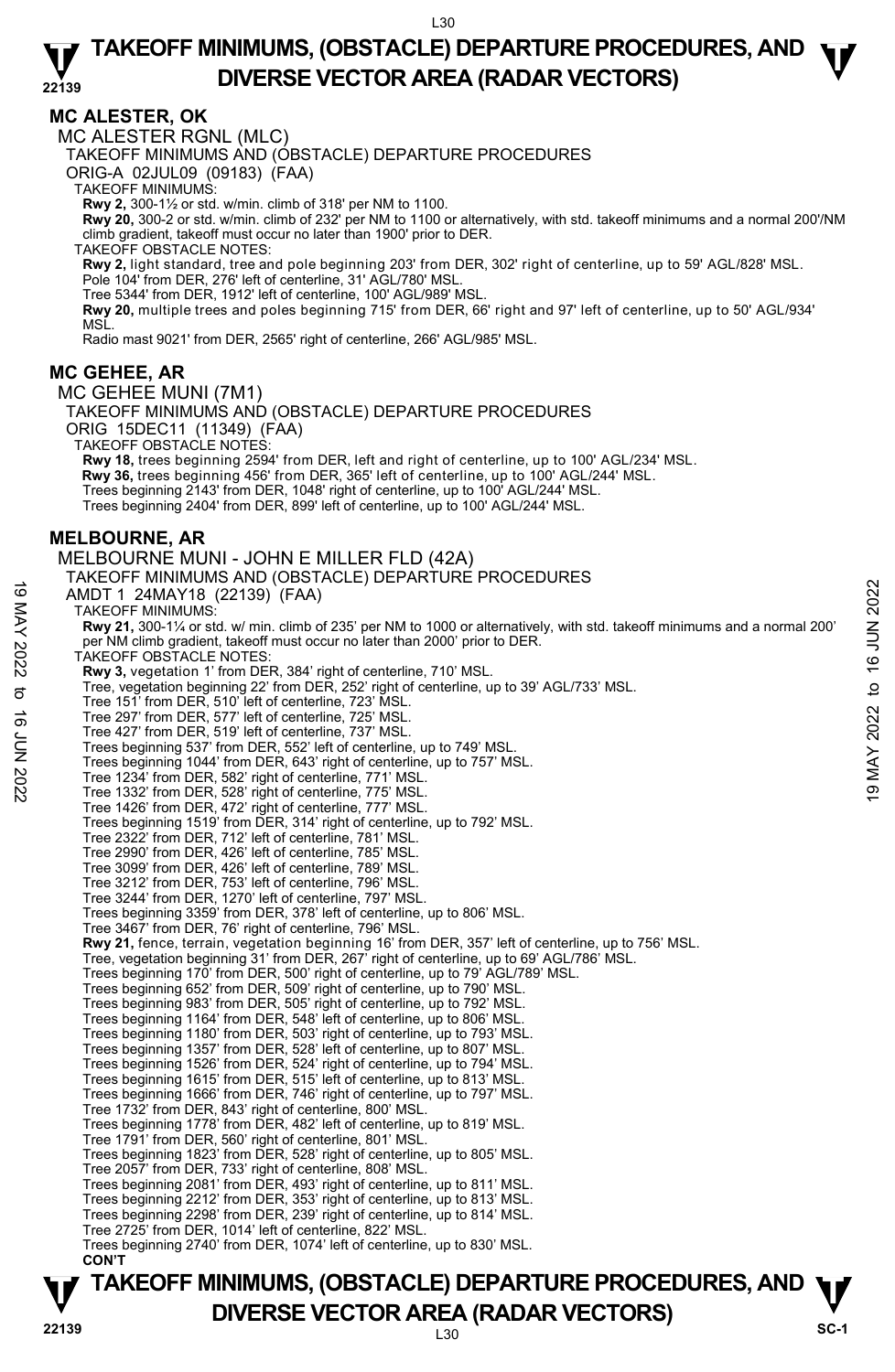# TAKEOFF MINIMUMS, (OBSTACLE) DEPARTURE PROCEDURES, AND DIVERSE VECTOR AREA (RADAR VECTORS)

## MC ALESTER, OK

MC ALESTER RGNL (MLC)

TAKEOFF MINIMUMS AND (OBSTACLE) DEPARTURE PROCEDURES

ORIG-A 02JUL09 (09183) (FAA)

TAKEOFF MINIMUMS:

**Rwy 2,** 300-1½ or std. w/min. climb of 318' per NM to 1100.

**Rwy 20,** 300-2 or std. w/min. climb of 232' per NM to 1100 or alternatively, with std. takeoff minimums and a normal 200'/NM climb gradient, takeoff must occur no later than 1900' prior to DER.

TAKEOFF OBSTACLE NOTES:

**Rwy 2,** light standard, tree and pole beginning 203' from DER, 302' right of centerline, up to 59' AGL/828' MSL.
Pole 104' from DER, 276' left of centerline, 31' AGL/780' MSL.
Tree 5344' from DER, 1912' left of centerline, 100' AGL/989' MSL.

**Rwy 20,** multiple trees and poles beginning 715' from DER, 66' right and 97' left of centerline, up to 50' AGL/934' MSL.
Radio mast 9021' from DER, 2565' right of centerline, 266' AGL/985' MSL.

## MC GEHEE, AR

MC GEHEE MUNI (7M1)

TAKEOFF MINIMUMS AND (OBSTACLE) DEPARTURE PROCEDURES

ORIG 15DEC11 (11349) (FAA)

TAKEOFF OBSTACLE NOTES:

**Rwy 18,** trees beginning 2594' from DER, left and right of centerline, up to 100' AGL/234' MSL.

**Rwy 36,** trees beginning 456' from DER, 365' left of centerline, up to 100' AGL/244' MSL.
Trees beginning 2143' from DER, 1048' right of centerline, up to 100' AGL/244' MSL.
Trees beginning 2404' from DER, 899' left of centerline, up to 100' AGL/244' MSL.

## MELBOURNE, AR

MELBOURNE MUNI - JOHN E MILLER FLD (42A)

TAKEOFF MINIMUMS AND (OBSTACLE) DEPARTURE PROCEDURES

AMDT 1 24MAY18 (22139) (FAA)

TAKEOFF MINIMUMS:

**Rwy 21,** 300-1¼ or std. w/ min. climb of 235' per NM to 1000 or alternatively, with std. takeoff minimums and a normal 200' per NM climb gradient, takeoff must occur no later than 2000' prior to DER.

TAKEOFF OBSTACLE NOTES:

**Rwy 3,** vegetation 1' from DER, 384' right of centerline, 710' MSL.
Tree, vegetation beginning 22' from DER, 252' right of centerline, up to 39' AGL/733' MSL.
Tree 151' from DER, 510' left of centerline, 723' MSL.
Tree 297' from DER, 577' left of centerline, 725' MSL.
Tree 427' from DER, 519' left of centerline, 737' MSL.
Trees beginning 537' from DER, 552' left of centerline, up to 749' MSL.
Trees beginning 1044' from DER, 643' right of centerline, up to 757' MSL.
Tree 1234' from DER, 582' right of centerline, 771' MSL.
Tree 1332' from DER, 528' right of centerline, 775' MSL.
Tree 1426' from DER, 472' right of centerline, 777' MSL.
Trees beginning 1519' from DER, 314' right of centerline, up to 792' MSL.
Tree 2322' from DER, 712' left of centerline, 781' MSL.
Tree 2990' from DER, 426' left of centerline, 785' MSL.
Tree 3099' from DER, 426' left of centerline, 789' MSL.
Tree 3212' from DER, 753' left of centerline, 796' MSL.
Tree 3244' from DER, 1270' left of centerline, 797' MSL.
Trees beginning 3359' from DER, 378' left of centerline, up to 806' MSL.
Tree 3467' from DER, 76' right of centerline, 796' MSL.

**Rwy 21,** fence, terrain, vegetation beginning 16' from DER, 357' left of centerline, up to 756' MSL.
Tree, vegetation beginning 31' from DER, 267' right of centerline, up to 69' AGL/786' MSL.
Trees beginning 170' from DER, 500' right of centerline, up to 79' AGL/789' MSL.
Trees beginning 652' from DER, 509' right of centerline, up to 790' MSL.
Trees beginning 983' from DER, 505' right of centerline, up to 792' MSL.
Trees beginning 1164' from DER, 548' left of centerline, up to 806' MSL.
Trees beginning 1180' from DER, 503' right of centerline, up to 793' MSL.
Trees beginning 1357' from DER, 528' left of centerline, up to 807' MSL.
Trees beginning 1526' from DER, 524' right of centerline, up to 794' MSL.
Trees beginning 1615' from DER, 515' left of centerline, up to 813' MSL.
Trees beginning 1666' from DER, 746' right of centerline, up to 797' MSL.
Tree 1732' from DER, 843' right of centerline, 800' MSL.
Trees beginning 1778' from DER, 482' left of centerline, up to 819' MSL.
Tree 1791' from DER, 560' right of centerline, 801' MSL.
Trees beginning 1823' from DER, 528' right of centerline, up to 805' MSL.
Tree 2057' from DER, 733' right of centerline, 808' MSL.
Trees beginning 2081' from DER, 493' right of centerline, up to 811' MSL.
Trees beginning 2212' from DER, 353' right of centerline, up to 813' MSL.
Trees beginning 2298' from DER, 239' right of centerline, up to 814' MSL.
Tree 2725' from DER, 1014' left of centerline, 822' MSL.
Trees beginning 2740' from DER, 1074' left of centerline, up to 830' MSL.

**CON'T**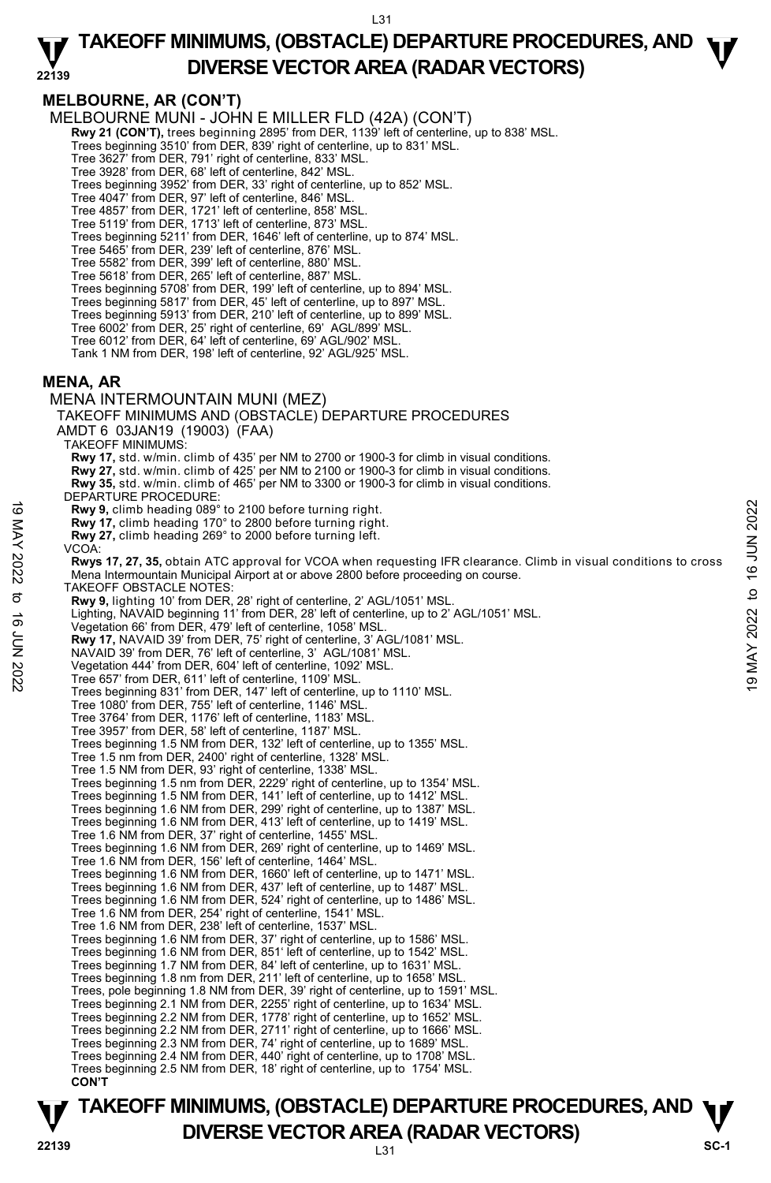## MELBOURNE, AR (CON'T)

MELBOURNE MUNI - JOHN E MILLER FLD (42A) (CON'T)

**Rwy 21 (CON'T),** trees beginning 2895' from DER, 1139' left of centerline, up to 838' MSL.
Trees beginning 3510' from DER, 839' right of centerline, up to 831' MSL.
Tree 3627' from DER, 791' right of centerline, 833' MSL.
Tree 3928' from DER, 68' left of centerline, 842' MSL.
Trees beginning 3952' from DER, 33' right of centerline, up to 852' MSL.
Tree 4047' from DER, 97' left of centerline, 846' MSL.
Tree 4857' from DER, 1721' left of centerline, 858' MSL.
Tree 5119' from DER, 1713' left of centerline, 873' MSL.
Trees beginning 5211' from DER, 1646' left of centerline, up to 874' MSL.
Tree 5465' from DER, 239' left of centerline, 876' MSL.
Tree 5582' from DER, 399' left of centerline, 880' MSL.
Tree 5618' from DER, 265' left of centerline, 887' MSL.
Trees beginning 5708' from DER, 199' left of centerline, up to 894' MSL.
Trees beginning 5817' from DER, 45' left of centerline, up to 897' MSL.
Trees beginning 5913' from DER, 210' left of centerline, up to 899' MSL.
Tree 6002' from DER, 25' right of centerline, 69' AGL/899' MSL.
Tree 6012' from DER, 64' left of centerline, 69' AGL/902' MSL.
Tank 1 NM from DER, 198' left of centerline, 92' AGL/925' MSL.

## MENA, AR

MENA INTERMOUNTAIN MUNI (MEZ)
TAKEOFF MINIMUMS AND (OBSTACLE) DEPARTURE PROCEDURES
AMDT 6 03JAN19 (19003) (FAA)

TAKEOFF MINIMUMS:
**Rwy 17,** std. w/min. climb of 435' per NM to 2700 or 1900-3 for climb in visual conditions.
**Rwy 27,** std. w/min. climb of 425' per NM to 2100 or 1900-3 for climb in visual conditions.
**Rwy 35,** std. w/min. climb of 465' per NM to 3300 or 1900-3 for climb in visual conditions.

DEPARTURE PROCEDURE:
**Rwy 9,** climb heading 089° to 2100 before turning right.
**Rwy 17,** climb heading 170° to 2800 before turning right.
**Rwy 27,** climb heading 269° to 2000 before turning left.

VCOA:
**Rwys 17, 27, 35,** obtain ATC approval for VCOA when requesting IFR clearance. Climb in visual conditions to cross Mena Intermountain Municipal Airport at or above 2800 before proceeding on course.

TAKEOFF OBSTACLE NOTES:
**Rwy 9,** lighting 10' from DER, 28' right of centerline, 2' AGL/1051' MSL.
Lighting, NAVAID beginning 11' from DER, 28' left of centerline, up to 2' AGL/1051' MSL.
Vegetation 66' from DER, 479' left of centerline, 1058' MSL.
**Rwy 17,** NAVAID 39' from DER, 75' right of centerline, 3' AGL/1081' MSL.
NAVAID 39' from DER, 76' left of centerline, 3' AGL/1081' MSL.
Vegetation 444' from DER, 604' left of centerline, 1092' MSL.
Tree 657' from DER, 611' left of centerline, 1109' MSL.
Trees beginning 831' from DER, 147' left of centerline, up to 1110' MSL.
Tree 1080' from DER, 755' left of centerline, 1146' MSL.
Tree 3764' from DER, 1176' left of centerline, 1183' MSL.
Tree 3957' from DER, 58' left of centerline, 1187' MSL.
Trees beginning 1.5 NM from DER, 132' left of centerline, up to 1355' MSL.
Tree 1.5 nm from DER, 2400' right of centerline, 1328' MSL.
Tree 1.5 NM from DER, 93' right of centerline, 1338' MSL.
Trees beginning 1.5 nm from DER, 2229' right of centerline, up to 1354' MSL.
Trees beginning 1.5 NM from DER, 141' left of centerline, up to 1412' MSL.
Trees beginning 1.6 NM from DER, 299' right of centerline, up to 1387' MSL.
Trees beginning 1.6 NM from DER, 413' left of centerline, up to 1419' MSL.
Tree 1.6 NM from DER, 37' right of centerline, 1455' MSL.
Trees beginning 1.6 NM from DER, 269' right of centerline, up to 1469' MSL.
Tree 1.6 NM from DER, 156' left of centerline, 1464' MSL.
Trees beginning 1.6 NM from DER, 1660' left of centerline, up to 1471' MSL.
Trees beginning 1.6 NM from DER, 437' left of centerline, up to 1487' MSL.
Trees beginning 1.6 NM from DER, 524' right of centerline, up to 1486' MSL.
Tree 1.6 NM from DER, 254' right of centerline, 1541' MSL.
Tree 1.6 NM from DER, 238' left of centerline, 1537' MSL.
Trees beginning 1.6 NM from DER, 37' right of centerline, up to 1586' MSL.
Trees beginning 1.6 NM from DER, 851' left of centerline, up to 1542' MSL.
Trees beginning 1.7 NM from DER, 84' left of centerline, up to 1631' MSL.
Trees beginning 1.8 nm from DER, 211' left of centerline, up to 1658' MSL.
Trees, pole beginning 1.8 NM from DER, 39' right of centerline, up to 1591' MSL.
Trees beginning 2.1 NM from DER, 2255' right of centerline, up to 1634' MSL.
Trees beginning 2.2 NM from DER, 1778' right of centerline, up to 1652' MSL.
Trees beginning 2.2 NM from DER, 2711' right of centerline, up to 1666' MSL.
Trees beginning 2.3 NM from DER, 74' right of centerline, up to 1689' MSL.
Trees beginning 2.4 NM from DER, 440' right of centerline, up to 1708' MSL.
Trees beginning 2.5 NM from DER, 18' right of centerline, up to 1754' MSL.
**CON'T**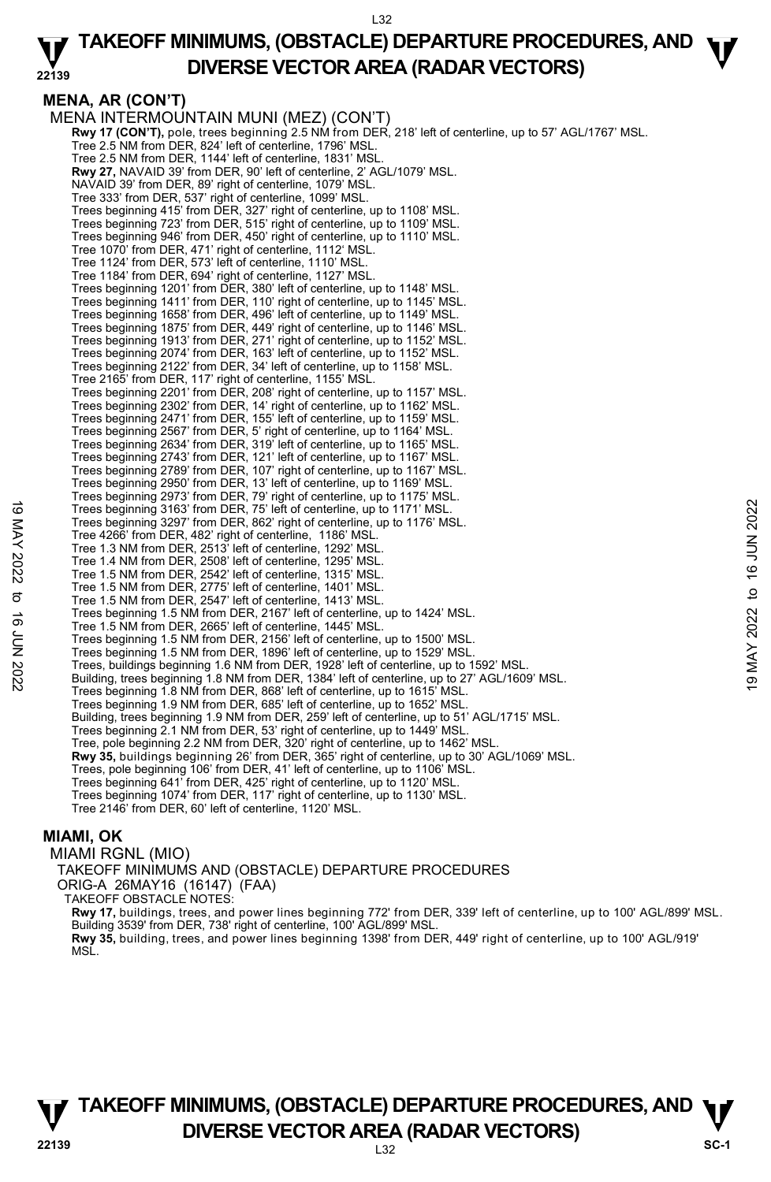## MENA, AR (CON'T)

MENA INTERMOUNTAIN MUNI (MEZ) (CON'T)

**Rwy 17 (CON'T),** pole, trees beginning 2.5 NM from DER, 218' left of centerline, up to 57' AGL/1767' MSL.
Tree 2.5 NM from DER, 824' left of centerline, 1796' MSL.
Tree 2.5 NM from DER, 1144' left of centerline, 1831' MSL.
**Rwy 27,** NAVAID 39' from DER, 90' left of centerline, 2' AGL/1079' MSL.
NAVAID 39' from DER, 89' right of centerline, 1079' MSL.
Tree 333' from DER, 537' right of centerline, 1099' MSL.
Trees beginning 415' from DER, 327' right of centerline, up to 1108' MSL.
Trees beginning 723' from DER, 515' right of centerline, up to 1109' MSL.
Trees beginning 946' from DER, 450' right of centerline, up to 1110' MSL.
Tree 1070' from DER, 471' right of centerline, 1112' MSL.
Tree 1124' from DER, 573' left of centerline, 1110' MSL.
Tree 1184' from DER, 694' right of centerline, 1127' MSL.
Trees beginning 1201' from DER, 380' left of centerline, up to 1148' MSL.
Trees beginning 1411' from DER, 110' right of centerline, up to 1145' MSL.
Trees beginning 1658' from DER, 496' left of centerline, up to 1149' MSL.
Trees beginning 1875' from DER, 449' right of centerline, up to 1146' MSL.
Trees beginning 1913' from DER, 271' right of centerline, up to 1152' MSL.
Trees beginning 2074' from DER, 163' left of centerline, up to 1152' MSL.
Trees beginning 2122' from DER, 34' left of centerline, up to 1158' MSL.
Tree 2165' from DER, 117' right of centerline, 1155' MSL.
Trees beginning 2201' from DER, 208' right of centerline, up to 1157' MSL.
Trees beginning 2302' from DER, 14' right of centerline, up to 1162' MSL.
Trees beginning 2471' from DER, 155' left of centerline, up to 1159' MSL.
Trees beginning 2567' from DER, 5' right of centerline, up to 1164' MSL.
Trees beginning 2634' from DER, 319' left of centerline, up to 1165' MSL.
Trees beginning 2743' from DER, 121' left of centerline, up to 1167' MSL.
Trees beginning 2789' from DER, 107' right of centerline, up to 1167' MSL.
Trees beginning 2950' from DER, 13' left of centerline, up to 1169' MSL.
Trees beginning 2973' from DER, 79' right of centerline, up to 1175' MSL.
Trees beginning 3163' from DER, 75' left of centerline, up to 1171' MSL.
Trees beginning 3297' from DER, 862' right of centerline, up to 1176' MSL.
Tree 4266' from DER, 482' right of centerline, 1186' MSL.
Tree 1.3 NM from DER, 2513' left of centerline, 1292' MSL.
Tree 1.4 NM from DER, 2508' left of centerline, 1295' MSL.
Tree 1.5 NM from DER, 2542' left of centerline, 1315' MSL.
Tree 1.5 NM from DER, 2775' left of centerline, 1401' MSL.
Tree 1.5 NM from DER, 2547' left of centerline, 1413' MSL.
Trees beginning 1.5 NM from DER, 2167' left of centerline, up to 1424' MSL.
Tree 1.5 NM from DER, 2665' left of centerline, 1445' MSL.
Trees beginning 1.5 NM from DER, 2156' left of centerline, up to 1500' MSL.
Trees beginning 1.5 NM from DER, 1896' left of centerline, up to 1529' MSL.
Trees, buildings beginning 1.6 NM from DER, 1928' left of centerline, up to 1592' MSL.
Building, trees beginning 1.8 NM from DER, 1384' left of centerline, up to 27' AGL/1609' MSL.
Trees beginning 1.8 NM from DER, 868' left of centerline, up to 1615' MSL.
Trees beginning 1.9 NM from DER, 685' left of centerline, up to 1652' MSL.
Building, trees beginning 1.9 NM from DER, 259' left of centerline, up to 51' AGL/1715' MSL.
Trees beginning 2.1 NM from DER, 53' right of centerline, up to 1449' MSL.
Tree, pole beginning 2.2 NM from DER, 320' right of centerline, up to 1462' MSL.
**Rwy 35,** buildings beginning 26' from DER, 365' right of centerline, up to 30' AGL/1069' MSL.
Trees, pole beginning 106' from DER, 41' left of centerline, up to 1106' MSL.
Trees beginning 641' from DER, 425' right of centerline, up to 1120' MSL.
Trees beginning 1074' from DER, 117' right of centerline, up to 1130' MSL.
Tree 2146' from DER, 60' left of centerline, 1120' MSL.

## MIAMI, OK

MIAMI RGNL (MIO)
TAKEOFF MINIMUMS AND (OBSTACLE) DEPARTURE PROCEDURES
ORIG-A 26MAY16 (16147) (FAA)
TAKEOFF OBSTACLE NOTES:
**Rwy 17,** buildings, trees, and power lines beginning 772' from DER, 339' left of centerline, up to 100' AGL/899' MSL.
Building 3539' from DER, 738' right of centerline, 100' AGL/899' MSL.
**Rwy 35,** building, trees, and power lines beginning 1398' from DER, 449' right of centerline, up to 100' AGL/919' MSL.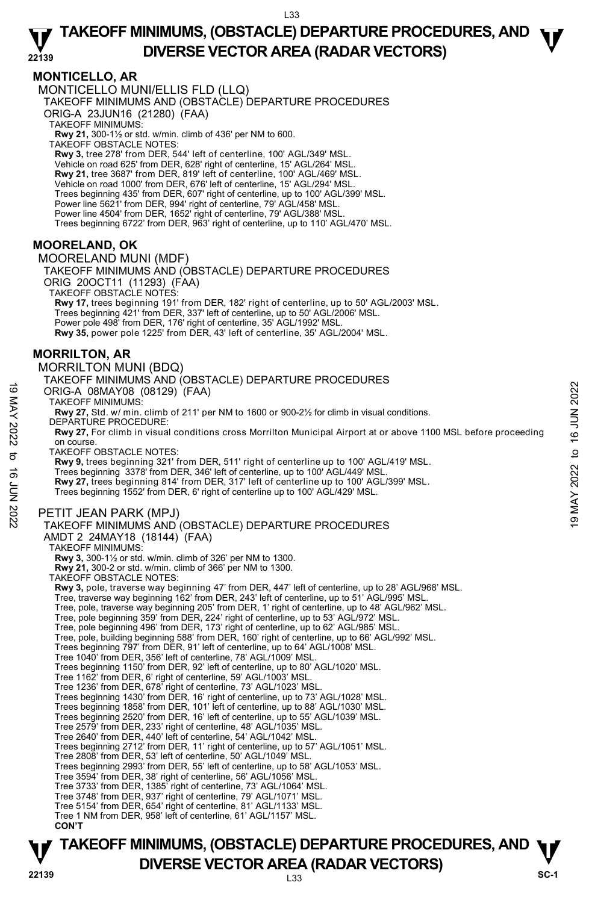## MONTICELLO, AR

MONTICELLO MUNI/ELLIS FLD (LLQ)

TAKEOFF MINIMUMS AND (OBSTACLE) DEPARTURE PROCEDURES

ORIG-A 23JUN16 (21280) (FAA)

TAKEOFF MINIMUMS:

**Rwy 21,** 300-1½ or std. w/min. climb of 436' per NM to 600.

TAKEOFF OBSTACLE NOTES:

**Rwy 3,** tree 278' from DER, 544' left of centerline, 100' AGL/349' MSL.
Vehicle on road 625' from DER, 628' right of centerline, 15' AGL/264' MSL.
**Rwy 21,** tree 3687' from DER, 819' left of centerline, 100' AGL/469' MSL.
Vehicle on road 1000' from DER, 676' left of centerline, 15' AGL/294' MSL.
Trees beginning 435' from DER, 607' right of centerline, up to 100' AGL/399' MSL.
Power line 5621' from DER, 994' right of centerline, 79' AGL/458' MSL.
Power line 4504' from DER, 1652' right of centerline, 79' AGL/388' MSL.
Trees beginning 6722' from DER, 963' right of centerline, up to 110' AGL/470' MSL.

## MOORELAND, OK

MOORELAND MUNI (MDF)

TAKEOFF MINIMUMS AND (OBSTACLE) DEPARTURE PROCEDURES

ORIG 20OCT11 (11293) (FAA)

TAKEOFF OBSTACLE NOTES:

**Rwy 17,** trees beginning 191' from DER, 182' right of centerline, up to 50' AGL/2003' MSL.
Trees beginning 421' from DER, 337' left of centerline, up to 50' AGL/2006' MSL.
Power pole 498' from DER, 176' right of centerline, 35' AGL/1992' MSL.
**Rwy 35,** power pole 1225' from DER, 43' left of centerline, 35' AGL/2004' MSL.

## MORRILTON, AR

MORRILTON MUNI (BDQ)

TAKEOFF MINIMUMS AND (OBSTACLE) DEPARTURE PROCEDURES

ORIG-A 08MAY08 (08129) (FAA)

TAKEOFF MINIMUMS:

**Rwy 27,** Std. w/ min. climb of 211' per NM to 1600 or 900-2½ for climb in visual conditions.

DEPARTURE PROCEDURE:

**Rwy 27,** For climb in visual conditions cross Morrilton Municipal Airport at or above 1100 MSL before proceeding on course.

TAKEOFF OBSTACLE NOTES:

**Rwy 9,** trees beginning 321' from DER, 511' right of centerline up to 100' AGL/419' MSL.
Trees beginning 3378' from DER, 346' left of centerline, up to 100' AGL/449' MSL.
**Rwy 27,** trees beginning 814' from DER, 317' left of centerline up to 100' AGL/399' MSL.
Trees beginning 1552' from DER, 6' right of centerline up to 100' AGL/429' MSL.

PETIT JEAN PARK (MPJ)

TAKEOFF MINIMUMS AND (OBSTACLE) DEPARTURE PROCEDURES

AMDT 2 24MAY18 (18144) (FAA)

TAKEOFF MINIMUMS:

**Rwy 3,** 300-1½ or std. w/min. climb of 326' per NM to 1300.
**Rwy 21,** 300-2 or std. w/min. climb of 366' per NM to 1300.

TAKEOFF OBSTACLE NOTES:

**Rwy 3,** pole, traverse way beginning 47' from DER, 447' left of centerline, up to 28' AGL/968' MSL.
Tree, traverse way beginning 162' from DER, 243' left of centerline, up to 51' AGL/995' MSL.
Tree, pole, traverse way beginning 205' from DER, 1' right of centerline, up to 48' AGL/962' MSL.
Tree, pole beginning 359' from DER, 224' right of centerline, up to 53' AGL/972' MSL.
Tree, pole beginning 496' from DER, 173' right of centerline, up to 62' AGL/985' MSL.
Tree, pole, building beginning 588' from DER, 160' right of centerline, up to 66' AGL/992' MSL.
Trees beginning 797' from DER, 91' left of centerline, up to 64' AGL/1008' MSL.
Tree 1040' from DER, 356' left of centerline, 78' AGL/1009' MSL.
Trees beginning 1150' from DER, 92' left of centerline, up to 80' AGL/1020' MSL.
Tree 1162' from DER, 6' right of centerline, 59' AGL/1003' MSL.
Tree 1236' from DER, 678' right of centerline, 73' AGL/1023' MSL.
Trees beginning 1430' from DER, 16' right of centerline, up to 73' AGL/1028' MSL.
Trees beginning 1858' from DER, 101' left of centerline, up to 88' AGL/1030' MSL.
Trees beginning 2520' from DER, 16' left of centerline, up to 55' AGL/1039' MSL.
Tree 2579' from DER, 233' right of centerline, 48' AGL/1035' MSL.
Tree 2640' from DER, 440' left of centerline, 54' AGL/1042' MSL.
Trees beginning 2712' from DER, 11' right of centerline, up to 57' AGL/1051' MSL.
Tree 2808' from DER, 53' left of centerline, 50' AGL/1049' MSL.
Trees beginning 2993' from DER, 55' left of centerline, up to 58' AGL/1053' MSL.
Tree 3594' from DER, 38' right of centerline, 56' AGL/1056' MSL.
Tree 3733' from DER, 1385' right of centerline, 73' AGL/1064' MSL.
Tree 3748' from DER, 937' right of centerline, 79' AGL/1071' MSL.
Tree 5154' from DER, 654' right of centerline, 81' AGL/1133' MSL.
Tree 1 NM from DER, 958' left of centerline, 61' AGL/1157' MSL.

**CON'T**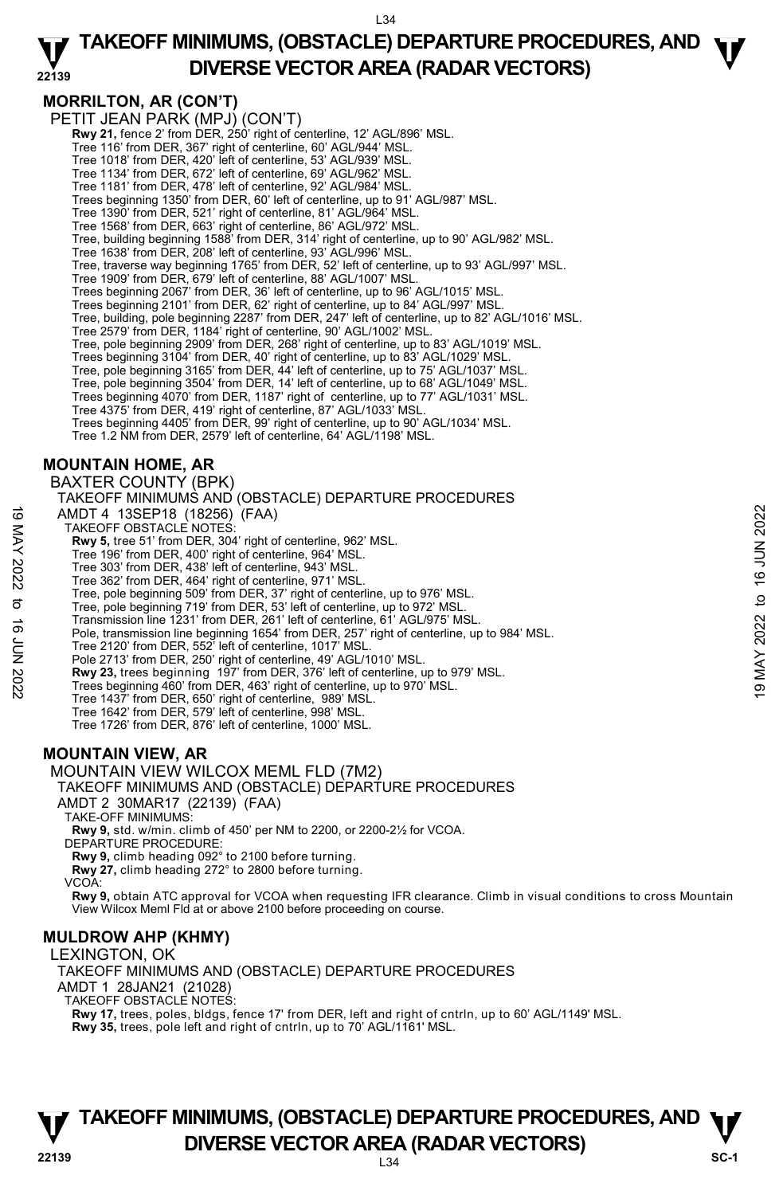## MORRILTON, AR (CON'T)

PETIT JEAN PARK (MPJ) (CON'T)

**Rwy 21,** fence 2' from DER, 250' right of centerline, 12' AGL/896' MSL.
Tree 116' from DER, 367' right of centerline, 60' AGL/944' MSL.
Tree 1018' from DER, 420' left of centerline, 53' AGL/939' MSL.
Tree 1134' from DER, 672' left of centerline, 69' AGL/962' MSL.
Tree 1181' from DER, 478' left of centerline, 92' AGL/984' MSL.
Trees beginning 1350' from DER, 60' left of centerline, up to 91' AGL/987' MSL.
Tree 1390' from DER, 521' right of centerline, 81' AGL/964' MSL.
Tree 1568' from DER, 663' right of centerline, 86' AGL/972' MSL.
Tree, building beginning 1588' from DER, 314' right of centerline, up to 90' AGL/982' MSL.
Tree 1638' from DER, 208' left of centerline, 93' AGL/996' MSL.
Tree, traverse way beginning 1765' from DER, 52' left of centerline, up to 93' AGL/997' MSL.
Tree 1909' from DER, 679' left of centerline, 88' AGL/1007' MSL.
Trees beginning 2067' from DER, 36' left of centerline, up to 96' AGL/1015' MSL.
Trees beginning 2101' from DER, 62' right of centerline, up to 84' AGL/997' MSL.
Tree, building, pole beginning 2287' from DER, 247' left of centerline, up to 82' AGL/1016' MSL.
Tree 2579' from DER, 1184' right of centerline, 90' AGL/1002' MSL.
Tree, pole beginning 2909' from DER, 268' right of centerline, up to 83' AGL/1019' MSL.
Trees beginning 3104' from DER, 40' right of centerline, up to 83' AGL/1029' MSL.
Tree, pole beginning 3165' from DER, 44' left of centerline, up to 75' AGL/1037' MSL.
Tree, pole beginning 3504' from DER, 14' left of centerline, up to 68' AGL/1049' MSL.
Trees beginning 4070' from DER, 1187' right of centerline, up to 77' AGL/1031' MSL.
Tree 4375' from DER, 419' right of centerline, 87' AGL/1033' MSL.
Trees beginning 4405' from DER, 99' right of centerline, up to 90' AGL/1034' MSL.
Tree 1.2 NM from DER, 2579' left of centerline, 64' AGL/1198' MSL.

## MOUNTAIN HOME, AR

BAXTER COUNTY (BPK)

TAKEOFF MINIMUMS AND (OBSTACLE) DEPARTURE PROCEDURES
AMDT 4 13SEP18 (18256) (FAA)

TAKEOFF OBSTACLE NOTES:

**Rwy 5,** tree 51' from DER, 304' right of centerline, 962' MSL.
Tree 196' from DER, 400' right of centerline, 964' MSL.
Tree 303' from DER, 438' left of centerline, 943' MSL.
Tree 362' from DER, 464' right of centerline, 971' MSL.
Tree, pole beginning 509' from DER, 37' right of centerline, up to 976' MSL.
Tree, pole beginning 719' from DER, 53' left of centerline, up to 972' MSL.
Transmission line 1231' from DER, 261' left of centerline, 61' AGL/975' MSL.
Pole, transmission line beginning 1654' from DER, 257' right of centerline, up to 984' MSL.
Tree 2120' from DER, 552' left of centerline, 1017' MSL.
Pole 2713' from DER, 250' right of centerline, 49' AGL/1010' MSL.

**Rwy 23,** trees beginning 197' from DER, 376' left of centerline, up to 979' MSL.
Trees beginning 460' from DER, 463' right of centerline, up to 970' MSL.
Tree 1437' from DER, 650' right of centerline, 989' MSL.
Tree 1642' from DER, 579' left of centerline, 998' MSL.
Tree 1726' from DER, 876' left of centerline, 1000' MSL.

## MOUNTAIN VIEW, AR

MOUNTAIN VIEW WILCOX MEML FLD (7M2)

TAKEOFF MINIMUMS AND (OBSTACLE) DEPARTURE PROCEDURES
AMDT 2 30MAR17 (22139) (FAA)

TAKE-OFF MINIMUMS:

**Rwy 9,** std. w/min. climb of 450' per NM to 2200, or 2200-2½ for VCOA.

DEPARTURE PROCEDURE:

**Rwy 9,** climb heading 092° to 2100 before turning.
**Rwy 27,** climb heading 272° to 2800 before turning.

VCOA:

**Rwy 9,** obtain ATC approval for VCOA when requesting IFR clearance. Climb in visual conditions to cross Mountain View Wilcox Meml Fld at or above 2100 before proceeding on course.

## MULDROW AHP (KHMY)

LEXINGTON, OK

TAKEOFF MINIMUMS AND (OBSTACLE) DEPARTURE PROCEDURES
AMDT 1 28JAN21 (21028)

TAKEOFF OBSTACLE NOTES:

**Rwy 17,** trees, poles, bldgs, fence 17' from DER, left and right of cntrln, up to 60' AGL/1149' MSL.
**Rwy 35,** trees, pole left and right of cntrln, up to 70' AGL/1161' MSL.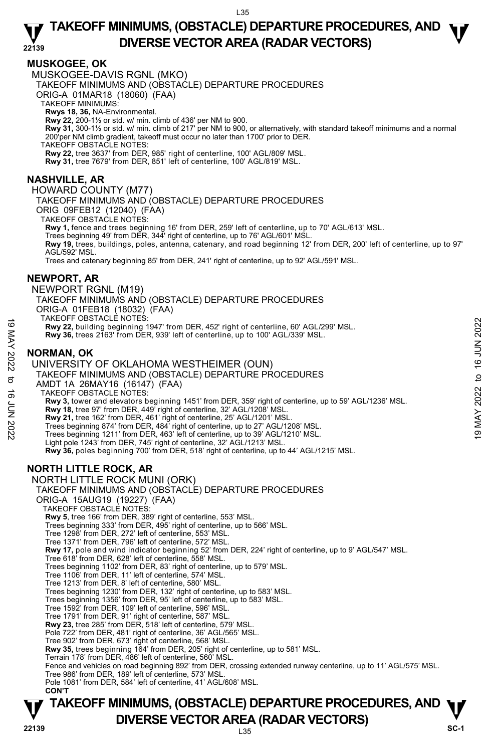## MUSKOGEE, OK

MUSKOGEE-DAVIS RGNL (MKO)

TAKEOFF MINIMUMS AND (OBSTACLE) DEPARTURE PROCEDURES

ORIG-A 01MAR18 (18060) (FAA)

TAKEOFF MINIMUMS:

**Rwys 18, 36,** NA-Environmental.

**Rwy 22,** 200-1½ or std. w/ min. climb of 436' per NM to 900.

**Rwy 31,** 300-1½ or std. w/ min. climb of 217' per NM to 900, or alternatively, with standard takeoff minimums and a normal 200'per NM climb gradient, takeoff must occur no later than 1700' prior to DER.

TAKEOFF OBSTACLE NOTES:

**Rwy 22,** tree 3637' from DER, 985' right of centerline, 100' AGL/809' MSL.

**Rwy 31,** tree 7679' from DER, 851' left of centerline, 100' AGL/819' MSL.

## NASHVILLE, AR

HOWARD COUNTY (M77)

TAKEOFF MINIMUMS AND (OBSTACLE) DEPARTURE PROCEDURES

ORIG 09FEB12 (12040) (FAA)

TAKEOFF OBSTACLE NOTES:

**Rwy 1,** fence and trees beginning 16' from DER, 259' left of centerline, up to 70' AGL/613' MSL.
Trees beginning 49' from DER, 344' right of centerline, up to 76' AGL/601' MSL.

**Rwy 19,** trees, buildings, poles, antenna, catenary, and road beginning 12' from DER, 200' left of centerline, up to 97' AGL/592' MSL.
Trees and catenary beginning 85' from DER, 241' right of centerline, up to 92' AGL/591' MSL.

## NEWPORT, AR

NEWPORT RGNL (M19)

TAKEOFF MINIMUMS AND (OBSTACLE) DEPARTURE PROCEDURES

ORIG-A 01FEB18 (18032) (FAA)

TAKEOFF OBSTACLE NOTES:

**Rwy 22,** building beginning 1947' from DER, 452' right of centerline, 60' AGL/299' MSL.

**Rwy 36,** trees 2163' from DER, 939' left of centerline, up to 100' AGL/339' MSL.

## NORMAN, OK

UNIVERSITY OF OKLAHOMA WESTHEIMER (OUN)

TAKEOFF MINIMUMS AND (OBSTACLE) DEPARTURE PROCEDURES

AMDT 1A 26MAY16 (16147) (FAA)

TAKEOFF OBSTACLE NOTES:

**Rwy 3,** tower and elevators beginning 1451' from DER, 359' right of centerline, up to 59' AGL/1236' MSL.

**Rwy 18,** tree 97' from DER, 449' right of centerline, 32' AGL/1208' MSL.

**Rwy 21,** tree 162' from DER, 461' right of centerline, 25' AGL/1201' MSL.
Trees beginning 874' from DER, 484' right of centerline, up to 27' AGL/1208' MSL.
Trees beginning 1211' from DER, 463' left of centerline, up to 39' AGL/1210' MSL.
Light pole 1243' from DER, 745' right of centerline, 32' AGL/1213' MSL.

**Rwy 36,** poles beginning 700' from DER, 518' right of centerline, up to 44' AGL/1215' MSL.

## NORTH LITTLE ROCK, AR

NORTH LITTLE ROCK MUNI (ORK)

TAKEOFF MINIMUMS AND (OBSTACLE) DEPARTURE PROCEDURES

ORIG-A 15AUG19 (19227) (FAA)

TAKEOFF OBSTACLE NOTES:

**Rwy 5**, tree 166' from DER, 389' right of centerline, 553' MSL.
Trees beginning 333' from DER, 495' right of centerline, up to 566' MSL.
Tree 1298' from DER, 272' left of centerline, 553' MSL.
Tree 1371' from DER, 796' left of centerline, 572' MSL.

**Rwy 17,** pole and wind indicator beginning 52' from DER, 224' right of centerline, up to 9' AGL/547' MSL.
Tree 618' from DER, 628' left of centerline, 558' MSL.
Trees beginning 1102' from DER, 83' right of centerline, up to 579' MSL.
Tree 1106' from DER, 11' left of centerline, 574' MSL.
Tree 1213' from DER, 8' left of centerline, 580' MSL.
Trees beginning 1230' from DER, 132' right of centerline, up to 583' MSL.
Trees beginning 1356' from DER, 95' left of centerline, up to 583' MSL.
Tree 1592' from DER, 109' left of centerline, 596' MSL.
Tree 1791' from DER, 91' right of centerline, 587' MSL.

**Rwy 23,** tree 285' from DER, 518' left of centerline, 579' MSL.
Pole 722' from DER, 481' right of centerline, 36' AGL/565' MSL.
Tree 902' from DER, 673' right of centerline, 568' MSL.

**Rwy 35,** trees beginning 164' from DER, 205' right of centerline, up to 581' MSL.
Terrain 178' from DER, 486' left of centerline, 560' MSL.
Fence and vehicles on road beginning 892' from DER, crossing extended runway centerline, up to 11' AGL/575' MSL.
Tree 986' from DER, 189' left of centerline, 573' MSL.
Pole 1081' from DER, 584' left of centerline, 41' AGL/608' MSL.

**CON'T**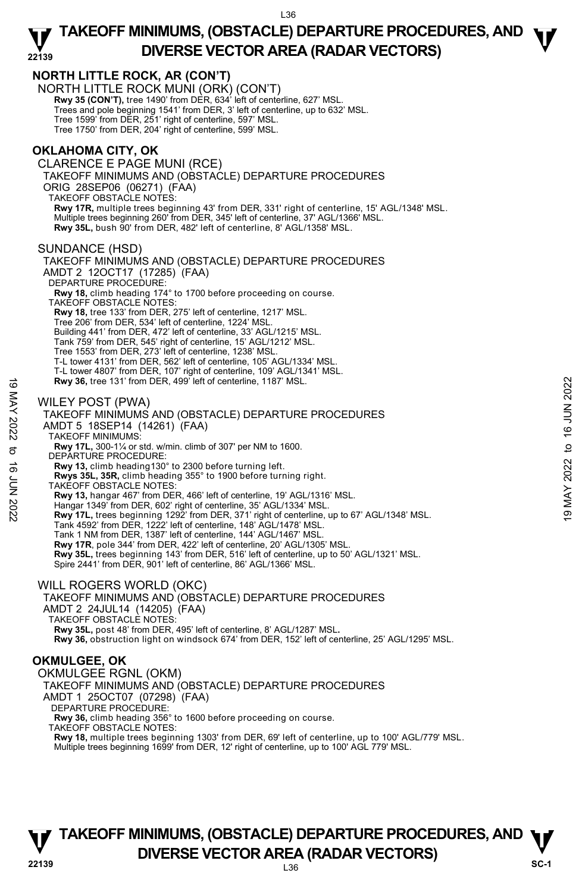## NORTH LITTLE ROCK, AR (CON'T)

NORTH LITTLE ROCK MUNI (ORK) (CON'T)

**Rwy 35 (CON'T),** tree 1490' from DER, 634' left of centerline, 627' MSL.
Trees and pole beginning 1541' from DER, 3' left of centerline, up to 632' MSL.
Tree 1599' from DER, 251' right of centerline, 597' MSL.
Tree 1750' from DER, 204' right of centerline, 599' MSL.

## OKLAHOMA CITY, OK

CLARENCE E PAGE MUNI (RCE)

TAKEOFF MINIMUMS AND (OBSTACLE) DEPARTURE PROCEDURES
ORIG 28SEP06 (06271) (FAA)

TAKEOFF OBSTACLE NOTES:

**Rwy 17R,** multiple trees beginning 43' from DER, 331' right of centerline, 15' AGL/1348' MSL.
Multiple trees beginning 260' from DER, 345' left of centerline, 37' AGL/1366' MSL.
**Rwy 35L,** bush 90' from DER, 482' left of centerline, 8' AGL/1358' MSL.

SUNDANCE (HSD)

TAKEOFF MINIMUMS AND (OBSTACLE) DEPARTURE PROCEDURES
AMDT 2 12OCT17 (17285) (FAA)

DEPARTURE PROCEDURE:

**Rwy 18,** climb heading 174° to 1700 before proceeding on course.

TAKEOFF OBSTACLE NOTES:

**Rwy 18,** tree 133' from DER, 275' left of centerline, 1217' MSL.
Tree 206' from DER, 534' left of centerline, 1224' MSL.
Building 441' from DER, 472' left of centerline, 33' AGL/1215' MSL.
Tank 759' from DER, 545' right of centerline, 15' AGL/1212' MSL.
Tree 1553' from DER, 273' left of centerline, 1238' MSL.
T-L tower 4131' from DER, 562' left of centerline, 105' AGL/1334' MSL.
T-L tower 4807' from DER, 107' right of centerline, 109' AGL/1341' MSL.
**Rwy 36,** tree 131' from DER, 499' left of centerline, 1187' MSL.

WILEY POST (PWA)

TAKEOFF MINIMUMS AND (OBSTACLE) DEPARTURE PROCEDURES
AMDT 5 18SEP14 (14261) (FAA)

TAKEOFF MINIMUMS:

**Rwy 17L,** 300-1¼ or std. w/min. climb of 307' per NM to 1600.

DEPARTURE PROCEDURE:

**Rwy 13,** climb heading130° to 2300 before turning left.
**Rwys 35L, 35R,** climb heading 355° to 1900 before turning right.

TAKEOFF OBSTACLE NOTES:

**Rwy 13,** hangar 467' from DER, 466' left of centerline, 19' AGL/1316' MSL.
Hangar 1349' from DER, 602' right of centerline, 35' AGL/1334' MSL.
**Rwy 17L,** trees beginning 1292' from DER, 371' right of centerline, up to 67' AGL/1348' MSL.
Tank 4592' from DER, 1222' left of centerline, 148' AGL/1478' MSL.
Tank 1 NM from DER, 1387' left of centerline, 144' AGL/1467' MSL.
**Rwy 17R**, pole 344' from DER, 422' left of centerline, 20' AGL/1305' MSL.
**Rwy 35L,** trees beginning 143' from DER, 516' left of centerline, up to 50' AGL/1321' MSL.
Spire 2441' from DER, 901' left of centerline, 86' AGL/1366' MSL.

WILL ROGERS WORLD (OKC)

TAKEOFF MINIMUMS AND (OBSTACLE) DEPARTURE PROCEDURES
AMDT 2 24JUL14 (14205) (FAA)

TAKEOFF OBSTACLE NOTES:

**Rwy 35L,** post 48' from DER, 495' left of centerline, 8' AGL/1287' MSL**.**
**Rwy 36,** obstruction light on windsock 674' from DER, 152' left of centerline, 25' AGL/1295' MSL.

## OKMULGEE, OK

OKMULGEE RGNL (OKM)

TAKEOFF MINIMUMS AND (OBSTACLE) DEPARTURE PROCEDURES
AMDT 1 25OCT07 (07298) (FAA)

DEPARTURE PROCEDURE:

**Rwy 36,** climb heading 356° to 1600 before proceeding on course.

TAKEOFF OBSTACLE NOTES:

**Rwy 18,** multiple trees beginning 1303' from DER, 69' left of centerline, up to 100' AGL/779' MSL.
Multiple trees beginning 1699' from DER, 12' right of centerline, up to 100' AGL 779' MSL.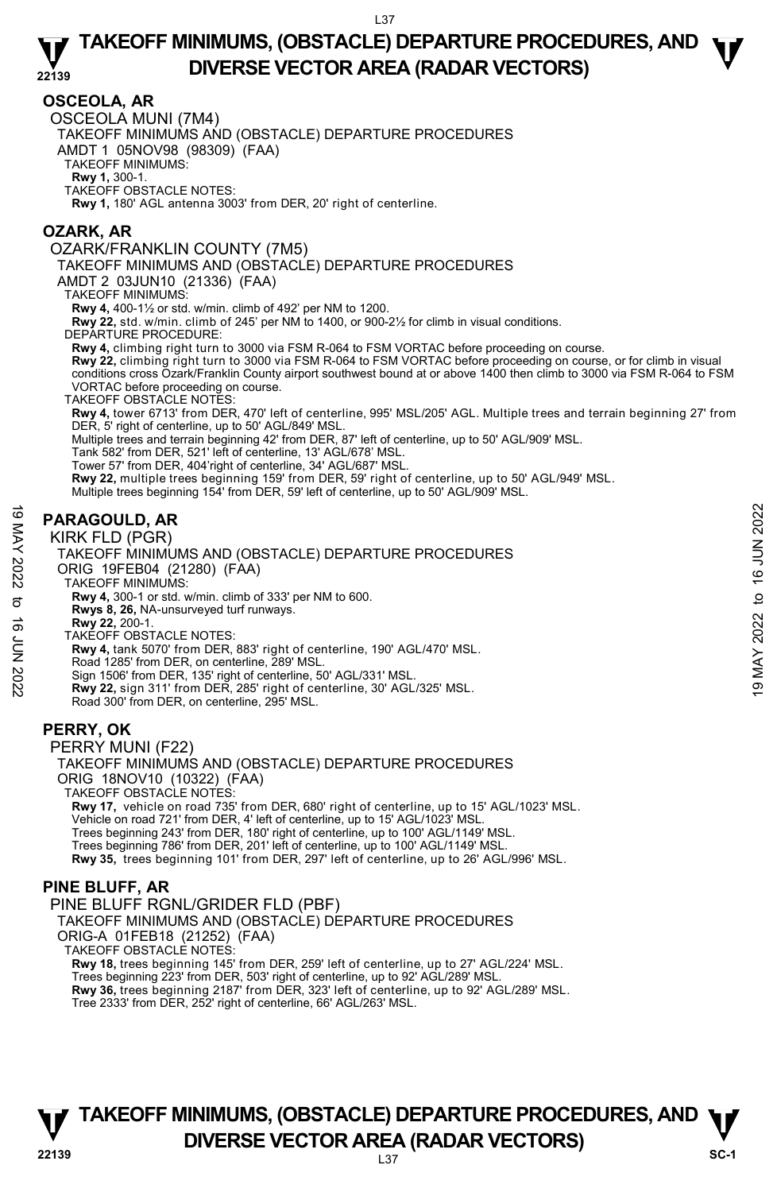## OSCEOLA, AR

OSCEOLA MUNI (7M4)

TAKEOFF MINIMUMS AND (OBSTACLE) DEPARTURE PROCEDURES

AMDT 1 05NOV98 (98309) (FAA)

TAKEOFF MINIMUMS:

**Rwy 1,** 300-1.

TAKEOFF OBSTACLE NOTES:

**Rwy 1,** 180' AGL antenna 3003' from DER, 20' right of centerline.

## OZARK, AR

OZARK/FRANKLIN COUNTY (7M5)

TAKEOFF MINIMUMS AND (OBSTACLE) DEPARTURE PROCEDURES

AMDT 2 03JUN10 (21336) (FAA)

TAKEOFF MINIMUMS:

**Rwy 4,** 400-1½ or std. w/min. climb of 492' per NM to 1200.

**Rwy 22,** std. w/min. climb of 245' per NM to 1400, or 900-2½ for climb in visual conditions.

DEPARTURE PROCEDURE:

**Rwy 4,** climbing right turn to 3000 via FSM R-064 to FSM VORTAC before proceeding on course.

**Rwy 22,** climbing right turn to 3000 via FSM R-064 to FSM VORTAC before proceeding on course, or for climb in visual conditions cross Ozark/Franklin County airport southwest bound at or above 1400 then climb to 3000 via FSM R-064 to FSM VORTAC before proceeding on course.

TAKEOFF OBSTACLE NOTES:

**Rwy 4,** tower 6713' from DER, 470' left of centerline, 995' MSL/205' AGL. Multiple trees and terrain beginning 27' from DER, 5' right of centerline, up to 50' AGL/849' MSL.

Multiple trees and terrain beginning 42' from DER, 87' left of centerline, up to 50' AGL/909' MSL.

Tank 582' from DER, 521' left of centerline, 13' AGL/678' MSL.

Tower 57' from DER, 404'right of centerline, 34' AGL/687' MSL.

**Rwy 22,** multiple trees beginning 159' from DER, 59' right of centerline, up to 50' AGL/949' MSL.

Multiple trees beginning 154' from DER, 59' left of centerline, up to 50' AGL/909' MSL.

## PARAGOULD, AR

KIRK FLD (PGR)

TAKEOFF MINIMUMS AND (OBSTACLE) DEPARTURE PROCEDURES

ORIG 19FEB04 (21280) (FAA)

TAKEOFF MINIMUMS:

**Rwy 4,** 300-1 or std. w/min. climb of 333' per NM to 600.

**Rwys 8, 26,** NA-unsurveyed turf runways.

**Rwy 22,** 200-1.

TAKEOFF OBSTACLE NOTES:

**Rwy 4,** tank 5070' from DER, 883' right of centerline, 190' AGL/470' MSL.

Road 1285' from DER, on centerline, 289' MSL.

Sign 1506' from DER, 135' right of centerline, 50' AGL/331' MSL.

**Rwy 22,** sign 311' from DER, 285' right of centerline, 30' AGL/325' MSL.

Road 300' from DER, on centerline, 295' MSL.

## PERRY, OK

PERRY MUNI (F22)

TAKEOFF MINIMUMS AND (OBSTACLE) DEPARTURE PROCEDURES

ORIG 18NOV10 (10322) (FAA)

TAKEOFF OBSTACLE NOTES:

**Rwy 17,** vehicle on road 735' from DER, 680' right of centerline, up to 15' AGL/1023' MSL.

Vehicle on road 721' from DER, 4' left of centerline, up to 15' AGL/1023' MSL.

Trees beginning 243' from DER, 180' right of centerline, up to 100' AGL/1149' MSL.

Trees beginning 786' from DER, 201' left of centerline, up to 100' AGL/1149' MSL.

**Rwy 35,** trees beginning 101' from DER, 297' left of centerline, up to 26' AGL/996' MSL.

## PINE BLUFF, AR

PINE BLUFF RGNL/GRIDER FLD (PBF)

TAKEOFF MINIMUMS AND (OBSTACLE) DEPARTURE PROCEDURES

ORIG-A 01FEB18 (21252) (FAA)

TAKEOFF OBSTACLE NOTES:

**Rwy 18,** trees beginning 145' from DER, 259' left of centerline, up to 27' AGL/224' MSL.

Trees beginning 223' from DER, 503' right of centerline, up to 92' AGL/289' MSL.

**Rwy 36,** trees beginning 2187' from DER, 323' left of centerline, up to 92' AGL/289' MSL.

Tree 2333' from DER, 252' right of centerline, 66' AGL/263' MSL.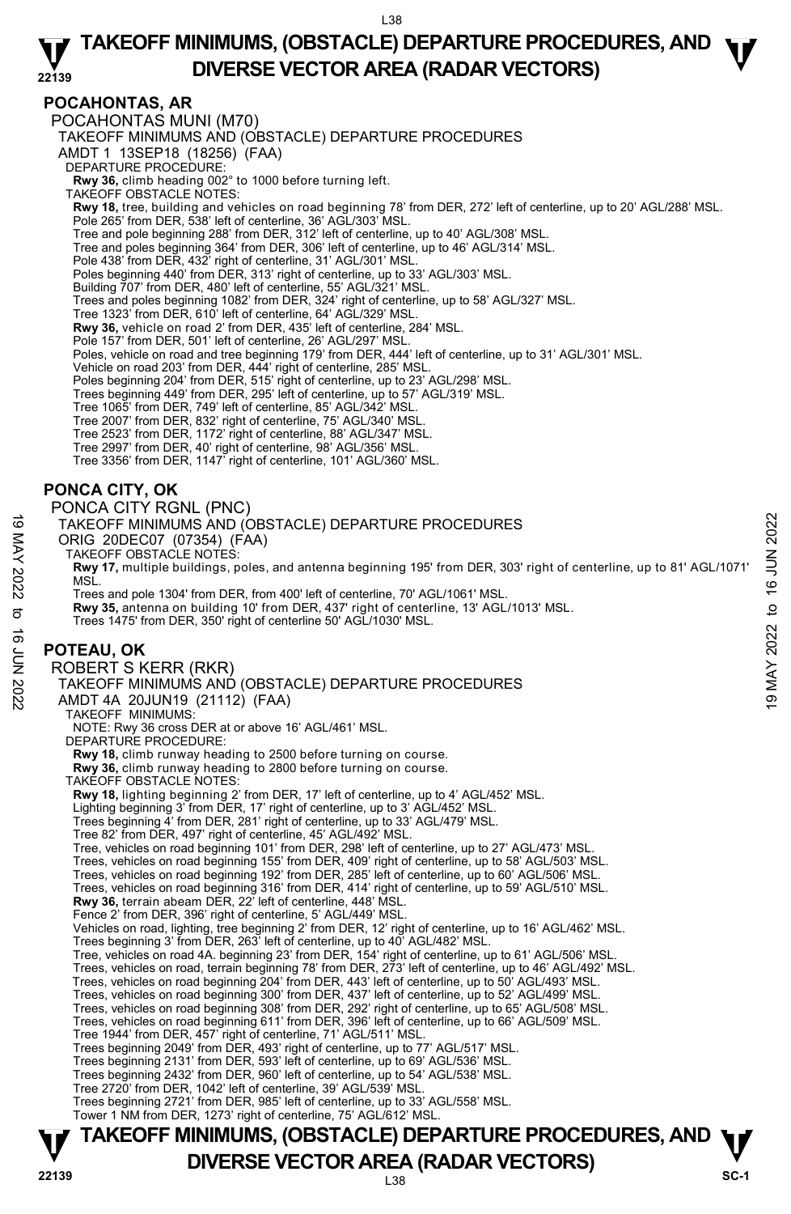## POCAHONTAS, AR

POCAHONTAS MUNI (M70)

TAKEOFF MINIMUMS AND (OBSTACLE) DEPARTURE PROCEDURES

AMDT 1 13SEP18 (18256) (FAA)

DEPARTURE PROCEDURE:

**Rwy 36,** climb heading 002° to 1000 before turning left.

TAKEOFF OBSTACLE NOTES:

**Rwy 18,** tree, building and vehicles on road beginning 78' from DER, 272' left of centerline, up to 20' AGL/288' MSL.
Pole 265' from DER, 538' left of centerline, 36' AGL/303' MSL.
Tree and pole beginning 288' from DER, 312' left of centerline, up to 40' AGL/308' MSL.
Tree and poles beginning 364' from DER, 306' left of centerline, up to 46' AGL/314' MSL.
Pole 438' from DER, 432' right of centerline, 31' AGL/301' MSL.
Poles beginning 440' from DER, 313' right of centerline, up to 33' AGL/303' MSL.
Building 707' from DER, 480' left of centerline, 55' AGL/321' MSL.
Trees and poles beginning 1082' from DER, 324' right of centerline, up to 58' AGL/327' MSL.
Tree 1323' from DER, 610' left of centerline, 64' AGL/329' MSL.
**Rwy 36,** vehicle on road 2' from DER, 435' left of centerline, 284' MSL.
Pole 157' from DER, 501' left of centerline, 26' AGL/297' MSL.
Poles, vehicle on road and tree beginning 179' from DER, 444' left of centerline, up to 31' AGL/301' MSL.
Vehicle on road 203' from DER, 444' right of centerline, 285' MSL.
Poles beginning 204' from DER, 515' right of centerline, up to 23' AGL/298' MSL.
Trees beginning 449' from DER, 295' left of centerline, up to 57' AGL/319' MSL.
Tree 1065' from DER, 749' left of centerline, 85' AGL/342' MSL.
Tree 2007' from DER, 832' right of centerline, 75' AGL/340' MSL.
Tree 2523' from DER, 1172' right of centerline, 88' AGL/347' MSL.
Tree 2997' from DER, 40' right of centerline, 98' AGL/356' MSL.
Tree 3356' from DER, 1147' right of centerline, 101' AGL/360' MSL.

## PONCA CITY, OK

PONCA CITY RGNL (PNC)

TAKEOFF MINIMUMS AND (OBSTACLE) DEPARTURE PROCEDURES

ORIG 20DEC07 (07354) (FAA)

TAKEOFF OBSTACLE NOTES:

**Rwy 17,** multiple buildings, poles, and antenna beginning 195' from DER, 303' right of centerline, up to 81' AGL/1071' MSL.
Trees and pole 1304' from DER, from 400' left of centerline, 70' AGL/1061' MSL.
**Rwy 35,** antenna on building 10' from DER, 437' right of centerline, 13' AGL/1013' MSL.
Trees 1475' from DER, 350' right of centerline 50' AGL/1030' MSL.

## POTEAU, OK

ROBERT S KERR (RKR)

TAKEOFF MINIMUMS AND (OBSTACLE) DEPARTURE PROCEDURES

AMDT 4A 20JUN19 (21112) (FAA)

TAKEOFF MINIMUMS:

NOTE: Rwy 36 cross DER at or above 16' AGL/461' MSL.

DEPARTURE PROCEDURE:

**Rwy 18,** climb runway heading to 2500 before turning on course.
**Rwy 36,** climb runway heading to 2800 before turning on course.

TAKEOFF OBSTACLE NOTES:

**Rwy 18,** lighting beginning 2' from DER, 17' left of centerline, up to 4' AGL/452' MSL.
Lighting beginning 3' from DER, 17' right of centerline, up to 3' AGL/452' MSL.
Trees beginning 4' from DER, 281' right of centerline, up to 33' AGL/479' MSL.
Tree 82' from DER, 497' right of centerline, 45' AGL/492' MSL.
Tree, vehicles on road beginning 101' from DER, 298' left of centerline, up to 27' AGL/473' MSL.
Trees, vehicles on road beginning 155' from DER, 409' right of centerline, up to 58' AGL/503' MSL.
Trees, vehicles on road beginning 192' from DER, 285' left of centerline, up to 60' AGL/506' MSL.
Trees, vehicles on road beginning 316' from DER, 414' right of centerline, up to 59' AGL/510' MSL.
**Rwy 36,** terrain abeam DER, 22' left of centerline, 448' MSL.
Fence 2' from DER, 396' right of centerline, 5' AGL/449' MSL.
Vehicles on road, lighting, tree beginning 2' from DER, 12' right of centerline, up to 16' AGL/462' MSL.
Trees beginning 3' from DER, 263' left of centerline, up to 40' AGL/482' MSL.
Tree, vehicles on road 4A. beginning 23' from DER, 154' right of centerline, up to 61' AGL/506' MSL.
Trees, vehicles on road, terrain beginning 78' from DER, 273' left of centerline, up to 46' AGL/492' MSL.
Trees, vehicles on road beginning 204' from DER, 443' left of centerline, up to 50' AGL/493' MSL.
Trees, vehicles on road beginning 300' from DER, 437' left of centerline, up to 52' AGL/499' MSL.
Trees, vehicles on road beginning 308' from DER, 292' right of centerline, up to 65' AGL/508' MSL.
Trees, vehicles on road beginning 611' from DER, 396' left of centerline, up to 66' AGL/509' MSL.
Tree 1944' from DER, 457' right of centerline, 71' AGL/511' MSL.
Trees beginning 2049' from DER, 493' right of centerline, up to 77' AGL/517' MSL.
Trees beginning 2131' from DER, 593' left of centerline, up to 69' AGL/536' MSL.
Trees beginning 2432' from DER, 960' left of centerline, up to 54' AGL/538' MSL.
Tree 2720' from DER, 1042' left of centerline, 39' AGL/539' MSL.
Trees beginning 2721' from DER, 985' left of centerline, up to 33' AGL/558' MSL.
Tower 1 NM from DER, 1273' right of centerline, 75' AGL/612' MSL.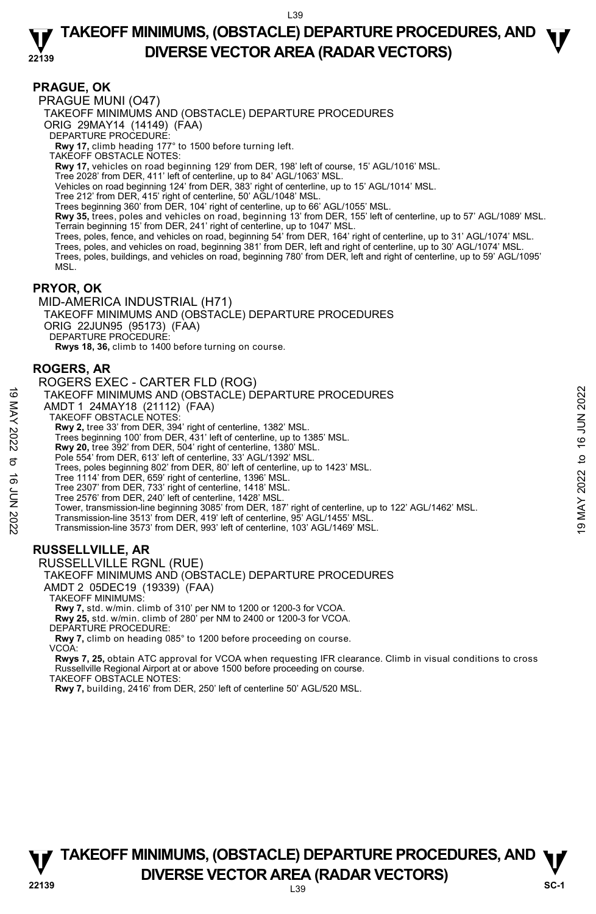## PRAGUE, OK

PRAGUE MUNI (O47)

TAKEOFF MINIMUMS AND (OBSTACLE) DEPARTURE PROCEDURES

ORIG 29MAY14 (14149) (FAA)

DEPARTURE PROCEDURE:

**Rwy 17,** climb heading 177° to 1500 before turning left.

TAKEOFF OBSTACLE NOTES:

**Rwy 17,** vehicles on road beginning 129' from DER, 198' left of course, 15' AGL/1016' MSL.
Tree 2028' from DER, 411' left of centerline, up to 84' AGL/1063' MSL.
Vehicles on road beginning 124' from DER, 383' right of centerline, up to 15' AGL/1014' MSL.
Tree 212' from DER, 415' right of centerline, 50' AGL/1048' MSL.
Trees beginning 360' from DER, 104' right of centerline, up to 66' AGL/1055' MSL.
**Rwy 35,** trees, poles and vehicles on road, beginning 13' from DER, 155' left of centerline, up to 57' AGL/1089' MSL.
Terrain beginning 15' from DER, 241' right of centerline, up to 1047' MSL.
Trees, poles, fence, and vehicles on road, beginning 54' from DER, 164' right of centerline, up to 31' AGL/1074' MSL.
Trees, poles, and vehicles on road, beginning 381' from DER, left and right of centerline, up to 30' AGL/1074' MSL.
Trees, poles, buildings, and vehicles on road, beginning 780' from DER, left and right of centerline, up to 59' AGL/1095' MSL.

## PRYOR, OK

MID-AMERICA INDUSTRIAL (H71)

TAKEOFF MINIMUMS AND (OBSTACLE) DEPARTURE PROCEDURES

ORIG 22JUN95 (95173) (FAA)

DEPARTURE PROCEDURE:

**Rwys 18, 36,** climb to 1400 before turning on course.

## ROGERS, AR

ROGERS EXEC - CARTER FLD (ROG)

TAKEOFF MINIMUMS AND (OBSTACLE) DEPARTURE PROCEDURES

AMDT 1 24MAY18 (21112) (FAA)

TAKEOFF OBSTACLE NOTES:

**Rwy 2,** tree 33' from DER, 394' right of centerline, 1382' MSL.
Trees beginning 100' from DER, 431' left of centerline, up to 1385' MSL.
**Rwy 20,** tree 392' from DER, 504' right of centerline, 1380' MSL.
Pole 554' from DER, 613' left of centerline, 33' AGL/1392' MSL.
Trees, poles beginning 802' from DER, 80' left of centerline, up to 1423' MSL.
Tree 1114' from DER, 659' right of centerline, 1396' MSL.
Tree 2307' from DER, 733' right of centerline, 1418' MSL.
Tree 2576' from DER, 240' left of centerline, 1428' MSL.
Tower, transmission-line beginning 3085' from DER, 187' right of centerline, up to 122' AGL/1462' MSL.
Transmission-line 3513' from DER, 419' left of centerline, 95' AGL/1455' MSL.
Transmission-line 3573' from DER, 993' left of centerline, 103' AGL/1469' MSL.

## RUSSELLVILLE, AR

RUSSELLVILLE RGNL (RUE)

TAKEOFF MINIMUMS AND (OBSTACLE) DEPARTURE PROCEDURES

AMDT 2 05DEC19 (19339) (FAA)

TAKEOFF MINIMUMS:

**Rwy 7,** std. w/min. climb of 310' per NM to 1200 or 1200-3 for VCOA.
**Rwy 25,** std. w/min. climb of 280' per NM to 2400 or 1200-3 for VCOA.

DEPARTURE PROCEDURE:

**Rwy 7,** climb on heading 085° to 1200 before proceeding on course.

VCOA:

**Rwys 7, 25,** obtain ATC approval for VCOA when requesting IFR clearance. Climb in visual conditions to cross Russellville Regional Airport at or above 1500 before proceeding on course.

TAKEOFF OBSTACLE NOTES:

**Rwy 7,** building, 2416' from DER, 250' left of centerline 50' AGL/520 MSL.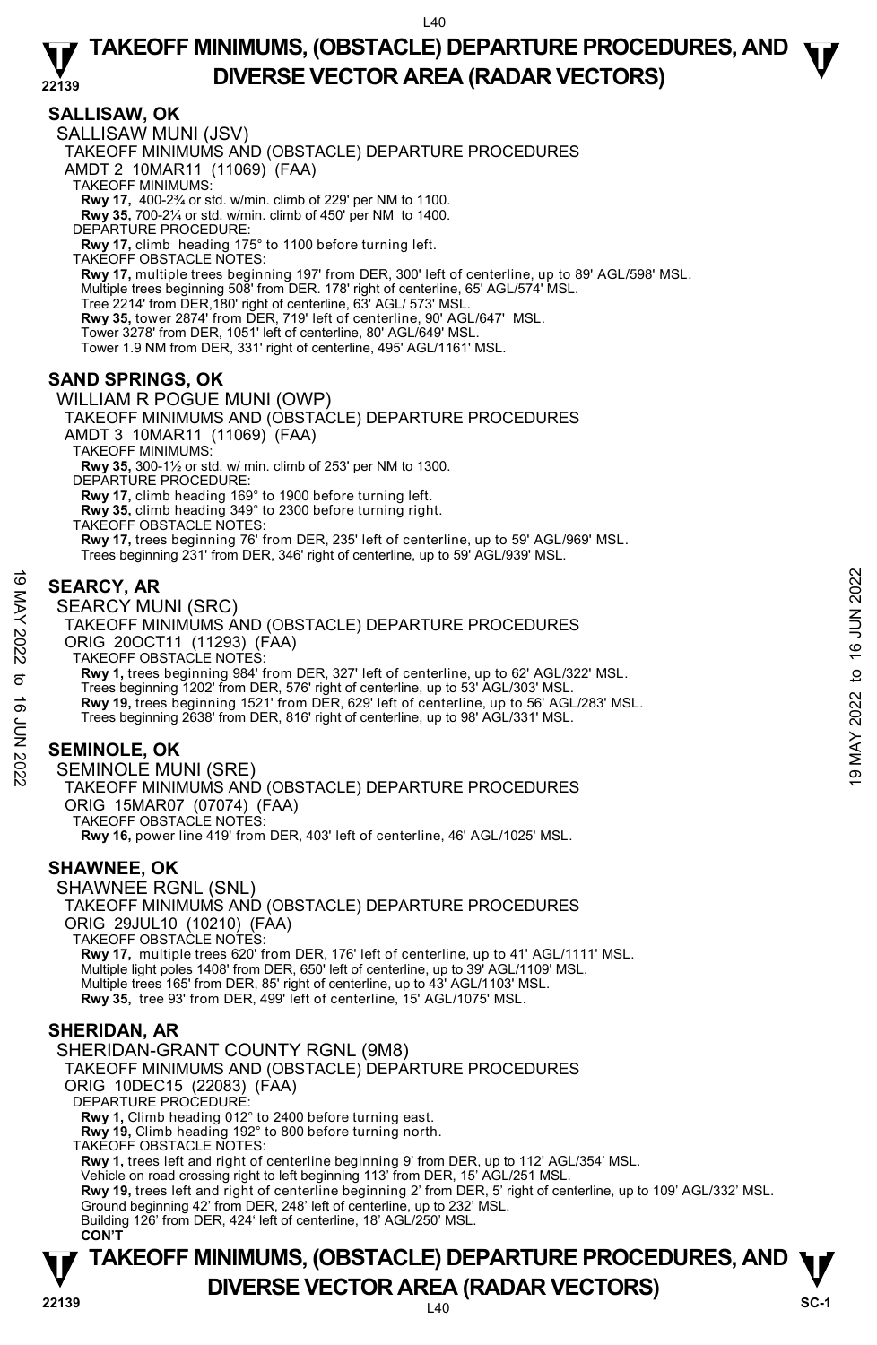## SALLISAW, OK

SALLISAW MUNI (JSV)

TAKEOFF MINIMUMS AND (OBSTACLE) DEPARTURE PROCEDURES

AMDT 2 10MAR11 (11069) (FAA)

TAKEOFF MINIMUMS:

**Rwy 17,** 400-2¾ or std. w/min. climb of 229' per NM to 1100.

**Rwy 35,** 700-2¼ or std. w/min. climb of 450' per NM to 1400.

DEPARTURE PROCEDURE:

**Rwy 17,** climb heading 175° to 1100 before turning left.

TAKEOFF OBSTACLE NOTES:

**Rwy 17,** multiple trees beginning 197' from DER, 300' left of centerline, up to 89' AGL/598' MSL.
Multiple trees beginning 508' from DER. 178' right of centerline, 65' AGL/574' MSL.
Tree 2214' from DER,180' right of centerline, 63' AGL/ 573' MSL.

**Rwy 35,** tower 2874' from DER, 719' left of centerline, 90' AGL/647' MSL.
Tower 3278' from DER, 1051' left of centerline, 80' AGL/649' MSL.
Tower 1.9 NM from DER, 331' right of centerline, 495' AGL/1161' MSL.

## SAND SPRINGS, OK

WILLIAM R POGUE MUNI (OWP)

TAKEOFF MINIMUMS AND (OBSTACLE) DEPARTURE PROCEDURES

AMDT 3 10MAR11 (11069) (FAA)

TAKEOFF MINIMUMS:

**Rwy 35,** 300-1½ or std. w/ min. climb of 253' per NM to 1300.

DEPARTURE PROCEDURE:

**Rwy 17,** climb heading 169° to 1900 before turning left.

**Rwy 35,** climb heading 349° to 2300 before turning right.

TAKEOFF OBSTACLE NOTES:

**Rwy 17,** trees beginning 76' from DER, 235' left of centerline, up to 59' AGL/969' MSL.
Trees beginning 231' from DER, 346' right of centerline, up to 59' AGL/939' MSL.

## SEARCY, AR

SEARCY MUNI (SRC)

TAKEOFF MINIMUMS AND (OBSTACLE) DEPARTURE PROCEDURES

ORIG 20OCT11 (11293) (FAA)

TAKEOFF OBSTACLE NOTES:

**Rwy 1,** trees beginning 984' from DER, 327' left of centerline, up to 62' AGL/322' MSL.
Trees beginning 1202' from DER, 576' right of centerline, up to 53' AGL/303' MSL.

**Rwy 19,** trees beginning 1521' from DER, 629' left of centerline, up to 56' AGL/283' MSL.
Trees beginning 2638' from DER, 816' right of centerline, up to 98' AGL/331' MSL.

## SEMINOLE, OK

SEMINOLE MUNI (SRE)

TAKEOFF MINIMUMS AND (OBSTACLE) DEPARTURE PROCEDURES

ORIG 15MAR07 (07074) (FAA)

TAKEOFF OBSTACLE NOTES:

**Rwy 16,** power line 419' from DER, 403' left of centerline, 46' AGL/1025' MSL.

## SHAWNEE, OK

SHAWNEE RGNL (SNL)

TAKEOFF MINIMUMS AND (OBSTACLE) DEPARTURE PROCEDURES

ORIG 29JUL10 (10210) (FAA)

TAKEOFF OBSTACLE NOTES:

**Rwy 17,** multiple trees 620' from DER, 176' left of centerline, up to 41' AGL/1111' MSL.
Multiple light poles 1408' from DER, 650' left of centerline, up to 39' AGL/1109' MSL.
Multiple trees 165' from DER, 85' right of centerline, up to 43' AGL/1103' MSL.

**Rwy 35,** tree 93' from DER, 499' left of centerline, 15' AGL/1075' MSL.

## SHERIDAN, AR

SHERIDAN-GRANT COUNTY RGNL (9M8)

TAKEOFF MINIMUMS AND (OBSTACLE) DEPARTURE PROCEDURES

ORIG 10DEC15 (22083) (FAA)

DEPARTURE PROCEDURE:

**Rwy 1,** Climb heading 012° to 2400 before turning east.

**Rwy 19,** Climb heading 192° to 800 before turning north.

TAKEOFF OBSTACLE NOTES:

**Rwy 1,** trees left and right of centerline beginning 9' from DER, up to 112' AGL/354' MSL.
Vehicle on road crossing right to left beginning 113' from DER, 15' AGL/251 MSL.

**Rwy 19,** trees left and right of centerline beginning 2' from DER, 5' right of centerline, up to 109' AGL/332' MSL.
Ground beginning 42' from DER, 248' left of centerline, up to 232' MSL.
Building 126' from DER, 424' left of centerline, 18' AGL/250' MSL.

**CON'T**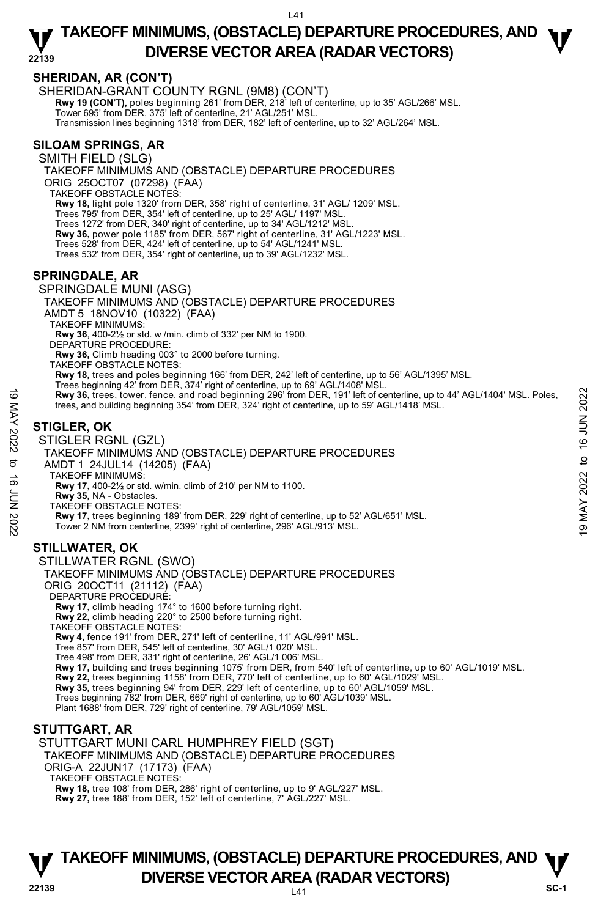## SHERIDAN, AR (CON'T)

SHERIDAN-GRANT COUNTY RGNL (9M8) (CON'T)

**Rwy 19 (CON'T),** poles beginning 261' from DER, 218' left of centerline, up to 35' AGL/266' MSL.
Tower 695' from DER, 375' left of centerline, 21' AGL/251' MSL.
Transmission lines beginning 1318' from DER, 182' left of centerline, up to 32' AGL/264' MSL.

## SILOAM SPRINGS, AR

SMITH FIELD (SLG)

TAKEOFF MINIMUMS AND (OBSTACLE) DEPARTURE PROCEDURES

ORIG 25OCT07 (07298) (FAA)

TAKEOFF OBSTACLE NOTES:

**Rwy 18,** light pole 1320' from DER, 358' right of centerline, 31' AGL/ 1209' MSL.
Trees 795' from DER, 354' left of centerline, up to 25' AGL/ 1197' MSL.
Trees 1272' from DER, 340' right of centerline, up to 34' AGL/1212' MSL.
**Rwy 36,** power pole 1185' from DER, 567' right of centerline, 31' AGL/1223' MSL.
Trees 528' from DER, 424' left of centerline, up to 54' AGL/1241' MSL.
Trees 532' from DER, 354' right of centerline, up to 39' AGL/1232' MSL.

## SPRINGDALE, AR

SPRINGDALE MUNI (ASG)

TAKEOFF MINIMUMS AND (OBSTACLE) DEPARTURE PROCEDURES

AMDT 5 18NOV10 (10322) (FAA)

TAKEOFF MINIMUMS:

**Rwy 36**, 400-2½ or std. w /min. climb of 332' per NM to 1900.

DEPARTURE PROCEDURE:

**Rwy 36,** Climb heading 003° to 2000 before turning.

TAKEOFF OBSTACLE NOTES:

**Rwy 18,** trees and poles beginning 166' from DER, 242' left of centerline, up to 56' AGL/1395' MSL.
Trees beginning 42' from DER, 374' right of centerline, up to 69' AGL/1408' MSL.
**Rwy 36,** trees, tower, fence, and road beginning 296' from DER, 191' left of centerline, up to 44' AGL/1404' MSL. Poles, trees, and building beginning 354' from DER, 324' right of centerline, up to 59' AGL/1418' MSL.

## STIGLER, OK

STIGLER RGNL (GZL)

TAKEOFF MINIMUMS AND (OBSTACLE) DEPARTURE PROCEDURES

AMDT 1 24JUL14 (14205) (FAA)

TAKEOFF MINIMUMS:

**Rwy 17,** 400-2½ or std. w/min. climb of 210' per NM to 1100.
**Rwy 35,** NA - Obstacles.

TAKEOFF OBSTACLE NOTES:

**Rwy 17,** trees beginning 189' from DER, 229' right of centerline, up to 52' AGL/651' MSL.
Tower 2 NM from centerline, 2399' right of centerline, 296' AGL/913' MSL.

## STILLWATER, OK

STILLWATER RGNL (SWO)

TAKEOFF MINIMUMS AND (OBSTACLE) DEPARTURE PROCEDURES

ORIG 20OCT11 (21112) (FAA)

DEPARTURE PROCEDURE:

**Rwy 17,** climb heading 174° to 1600 before turning right.
**Rwy 22,** climb heading 220° to 2500 before turning right.

TAKEOFF OBSTACLE NOTES:

**Rwy 4,** fence 191' from DER, 271' left of centerline, 11' AGL/991' MSL.
Tree 857' from DER, 545' left of centerline, 30' AGL/1 020' MSL.
Tree 498' from DER, 331' right of centerline, 26' AGL/1 006' MSL.
**Rwy 17,** building and trees beginning 1075' from DER, from 540' left of centerline, up to 60' AGL/1019' MSL.
**Rwy 22,** trees beginning 1158' from DER, 770' left of centerline, up to 60' AGL/1029' MSL.
**Rwy 35,** trees beginning 94' from DER, 229' left of centerline, up to 60' AGL/1059' MSL.
Trees beginning 782' from DER, 669' right of centerline, up to 60' AGL/1039' MSL.
Plant 1688' from DER, 729' right of centerline, 79' AGL/1059' MSL.

## STUTTGART, AR

STUTTGART MUNI CARL HUMPHREY FIELD (SGT)

TAKEOFF MINIMUMS AND (OBSTACLE) DEPARTURE PROCEDURES

ORIG-A 22JUN17 (17173) (FAA)

TAKEOFF OBSTACLE NOTES:

**Rwy 18,** tree 108' from DER, 286' right of centerline, up to 9' AGL/227' MSL.
**Rwy 27,** tree 188' from DER, 152' left of centerline, 7' AGL/227' MSL.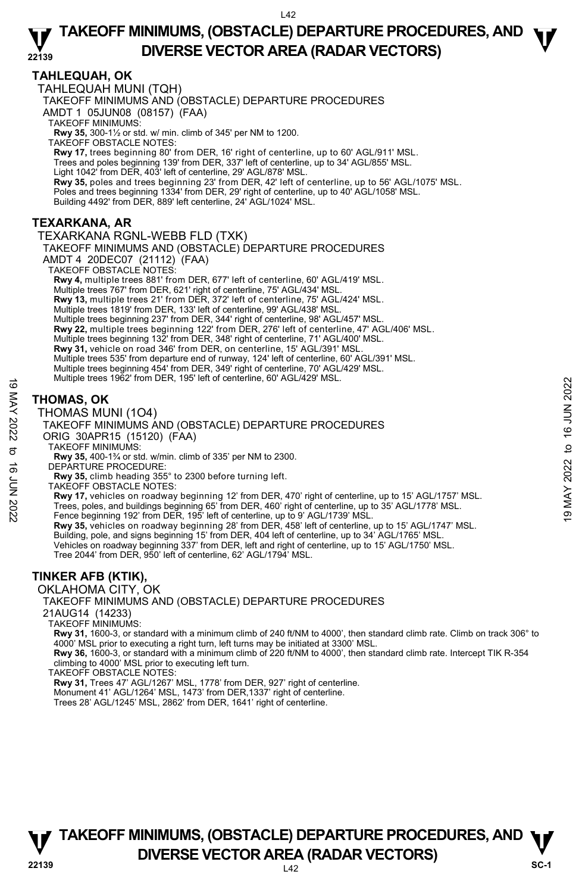## TAHLEQUAH, OK

TAHLEQUAH MUNI (TQH)

TAKEOFF MINIMUMS AND (OBSTACLE) DEPARTURE PROCEDURES

AMDT 1 05JUN08 (08157) (FAA)

TAKEOFF MINIMUMS:

**Rwy 35,** 300-1½ or std. w/ min. climb of 345' per NM to 1200.

TAKEOFF OBSTACLE NOTES:

**Rwy 17,** trees beginning 80' from DER, 16' right of centerline, up to 60' AGL/911' MSL.
Trees and poles beginning 139' from DER, 337' left of centerline, up to 34' AGL/855' MSL.
Light 1042' from DER, 403' left of centerline, 29' AGL/878' MSL.
**Rwy 35,** poles and trees beginning 23' from DER, 42' left of centerline, up to 56' AGL/1075' MSL.
Poles and trees beginning 1334' from DER, 29' right of centerline, up to 40' AGL/1058' MSL.
Building 4492' from DER, 889' left centerline, 24' AGL/1024' MSL.

## TEXARKANA, AR

TEXARKANA RGNL-WEBB FLD (TXK)

TAKEOFF MINIMUMS AND (OBSTACLE) DEPARTURE PROCEDURES

AMDT 4 20DEC07 (21112) (FAA)

TAKEOFF OBSTACLE NOTES:

**Rwy 4,** multiple trees 881' from DER, 677' left of centerline, 60' AGL/419' MSL.
Multiple trees 767' from DER, 621' right of centerline, 75' AGL/434' MSL.
**Rwy 13,** multiple trees 21' from DER, 372' left of centerline, 75' AGL/424' MSL.
Multiple trees 1819' from DER, 133' left of centerline, 99' AGL/438' MSL.
Multiple trees beginning 237' from DER, 344' right of centerline, 98' AGL/457' MSL.
**Rwy 22,** multiple trees beginning 122' from DER, 276' left of centerline, 47' AGL/406' MSL.
Multiple trees beginning 132' from DER, 348' right of centerline, 71' AGL/400' MSL.
**Rwy 31,** vehicle on road 346' from DER, on centerline, 15' AGL/391' MSL.
Multiple trees 535' from departure end of runway, 124' left of centerline, 60' AGL/391' MSL.
Multiple trees beginning 454' from DER, 349' right of centerline, 70' AGL/429' MSL.
Multiple trees 1962' from DER, 195' left of centerline, 60' AGL/429' MSL.

## THOMAS, OK

THOMAS MUNI (1O4)

TAKEOFF MINIMUMS AND (OBSTACLE) DEPARTURE PROCEDURES

ORIG 30APR15 (15120) (FAA)

TAKEOFF MINIMUMS:

**Rwy 35,** 400-1¾ or std. w/min. climb of 335' per NM to 2300.

DEPARTURE PROCEDURE:

**Rwy 35,** climb heading 355° to 2300 before turning left.

TAKEOFF OBSTACLE NOTES:

**Rwy 17,** vehicles on roadway beginning 12' from DER, 470' right of centerline, up to 15' AGL/1757' MSL.
Trees, poles, and buildings beginning 65' from DER, 460' right of centerline, up to 35' AGL/1778' MSL.
Fence beginning 192' from DER, 195' left of centerline, up to 9' AGL/1739' MSL.
**Rwy 35,** vehicles on roadway beginning 28' from DER, 458' left of centerline, up to 15' AGL/1747' MSL.
Building, pole, and signs beginning 15' from DER, 404 left of centerline, up to 34' AGL/1765' MSL.
Vehicles on roadway beginning 337' from DER, left and right of centerline, up to 15' AGL/1750' MSL.
Tree 2044' from DER, 950' left of centerline, 62' AGL/1794' MSL.

## TINKER AFB (KTIK),

OKLAHOMA CITY, OK

TAKEOFF MINIMUMS AND (OBSTACLE) DEPARTURE PROCEDURES

21AUG14 (14233)

TAKEOFF MINIMUMS:

**Rwy 31,** 1600-3, or standard with a minimum climb of 240 ft/NM to 4000', then standard climb rate. Climb on track 306° to 4000' MSL prior to executing a right turn, left turns may be initiated at 3300' MSL.
**Rwy 36,** 1600-3, or standard with a minimum climb of 220 ft/NM to 4000', then standard climb rate. Intercept TIK R-354 climbing to 4000' MSL prior to executing left turn.

TAKEOFF OBSTACLE NOTES:

**Rwy 31,** Trees 47' AGL/1267' MSL, 1778' from DER, 927' right of centerline.
Monument 41' AGL/1264' MSL, 1473' from DER,1337' right of centerline.
Trees 28' AGL/1245' MSL, 2862' from DER, 1641' right of centerline.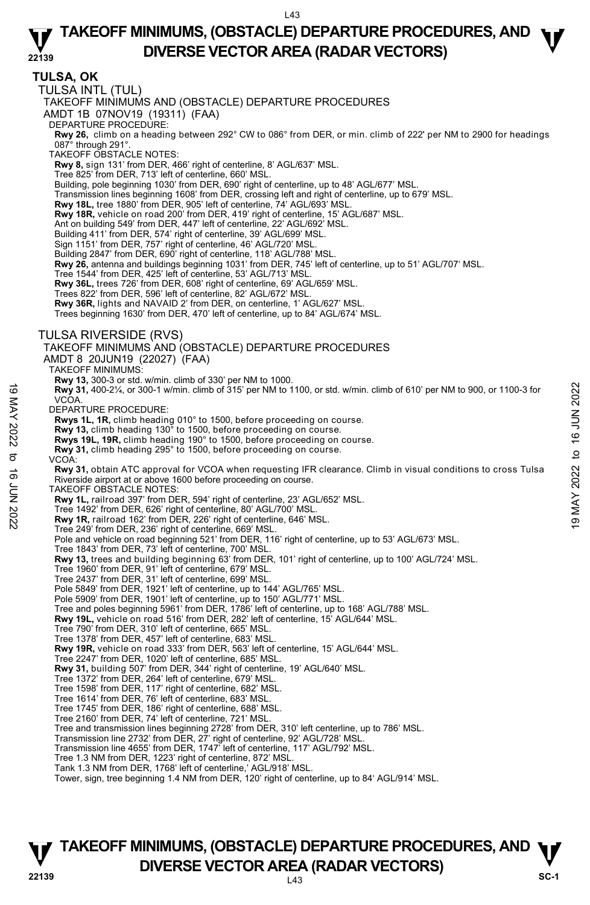# TAKEOFF MINIMUMS, (OBSTACLE) DEPARTURE PROCEDURES, AND DIVERSE VECTOR AREA (RADAR VECTORS)

## TULSA, OK

### TULSA INTL (TUL)

TAKEOFF MINIMUMS AND (OBSTACLE) DEPARTURE PROCEDURES
AMDT 1B 07NOV19 (19311) (FAA)

DEPARTURE PROCEDURE:

**Rwy 26,** climb on a heading between 292° CW to 086° from DER, or min. climb of 222' per NM to 2900 for headings 087° through 291°.

TAKEOFF OBSTACLE NOTES:

**Rwy 8,** sign 131' from DER, 466' right of centerline, 8' AGL/637' MSL.
Tree 825' from DER, 713' left of centerline, 660' MSL.
Building, pole beginning 1030' from DER, 690' right of centerline, up to 48' AGL/677' MSL.
Transmission lines beginning 1608' from DER, crossing left and right of centerline, up to 679' MSL.
**Rwy 18L,** tree 1880' from DER, 905' left of centerline, 74' AGL/693' MSL.
**Rwy 18R,** vehicle on road 200' from DER, 419' right of centerline, 15' AGL/687' MSL.
Ant on building 549' from DER, 447' left of centerline, 22' AGL/692' MSL.
Building 411' from DER, 574' right of centerline, 39' AGL/699' MSL.
Sign 1151' from DER, 757' right of centerline, 46' AGL/720' MSL.
Building 2847' from DER, 690' right of centerline, 118' AGL/788' MSL.
**Rwy 26,** antenna and buildings beginning 1031' from DER, 745' left of centerline, up to 51' AGL/707' MSL.
Tree 1544' from DER, 425' left of centerline, 53' AGL/713' MSL.
**Rwy 36L,** trees 726' from DER, 608' right of centerline, 69' AGL/659' MSL.
Trees 822' from DER, 596' left of centerline, 82' AGL/672' MSL.
**Rwy 36R,** lights and NAVAID 2' from DER, on centerline, 1' AGL/627' MSL.
Trees beginning 1630' from DER, 470' left of centerline, up to 84' AGL/674' MSL.

### TULSA RIVERSIDE (RVS)

TAKEOFF MINIMUMS AND (OBSTACLE) DEPARTURE PROCEDURES
AMDT 8 20JUN19 (22027) (FAA)

TAKEOFF MINIMUMS:

**Rwy 13,** 300-3 or std. w/min. climb of 330' per NM to 1000.
**Rwy 31,** 400-2¼, or 300-1 w/min. climb of 315' per NM to 1100, or std. w/min. climb of 610' per NM to 900, or 1100-3 for VCOA.

DEPARTURE PROCEDURE:

**Rwys 1L, 1R,** climb heading 010° to 1500, before proceeding on course.
**Rwy 13,** climb heading 130° to 1500, before proceeding on course.
**Rwys 19L, 19R,** climb heading 190° to 1500, before proceeding on course.
**Rwy 31,** climb heading 295° to 1500, before proceeding on course.

VCOA:

**Rwy 31,** obtain ATC approval for VCOA when requesting IFR clearance. Climb in visual conditions to cross Tulsa Riverside airport at or above 1600 before proceeding on course.

TAKEOFF OBSTACLE NOTES:

**Rwy 1L,** railroad 397' from DER, 594' right of centerline, 23' AGL/652' MSL.
Tree 1492' from DER, 626' right of centerline, 80' AGL/700' MSL.
**Rwy 1R,** railroad 162' from DER, 226' right of centerline, 646' MSL.
Tree 249' from DER, 236' right of centerline, 669' MSL.
Pole and vehicle on road beginning 521' from DER, 116' right of centerline, up to 53' AGL/673' MSL.
Tree 1843' from DER, 73' left of centerline, 700' MSL.
**Rwy 13,** trees and building beginning 63' from DER, 101' right of centerline, up to 100' AGL/724' MSL.
Tree 1960' from DER, 91' left of centerline, 679' MSL.
Tree 2437' from DER, 31' left of centerline, 699' MSL.
Pole 5849' from DER, 1921' left of centerline, up to 144' AGL/765' MSL.
Pole 5909' from DER, 1901' left of centerline, up to 150' AGL/771' MSL.
Tree and poles beginning 5961' from DER, 1786' left of centerline, up to 168' AGL/788' MSL.
**Rwy 19L,** vehicle on road 516' from DER, 282' left of centerline, 15' AGL/644' MSL.
Tree 790' from DER, 310' left of centerline, 665' MSL.
Tree 1378' from DER, 457' left of centerline, 683' MSL.
**Rwy 19R,** vehicle on road 333' from DER, 563' left of centerline, 15' AGL/644' MSL.
Tree 2247' from DER, 1020' left of centerline, 685' MSL.
**Rwy 31,** building 507' from DER, 344' right of centerline, 19' AGL/640' MSL.
Tree 1372' from DER, 264' left of centerline, 679' MSL.
Tree 1598' from DER, 117' right of centerline, 682' MSL.
Tree 1614' from DER, 76' left of centerline, 683' MSL.
Tree 1745' from DER, 186' right of centerline, 688' MSL.
Tree 2160' from DER, 74' left of centerline, 721' MSL.
Tree and transmission lines beginning 2728' from DER, 310' left centerline, up to 786' MSL.
Transmission line 2732' from DER, 27' right of centerline, 92' AGL/728' MSL.
Transmission line 4655' from DER, 1747' left of centerline, 117' AGL/792' MSL.
Tree 1.3 NM from DER, 1223' right of centerline, 872' MSL.
Tank 1.3 NM from DER, 1768' left of centerline,' AGL/918' MSL.
Tower, sign, tree beginning 1.4 NM from DER, 120' right of centerline, up to 84' AGL/914' MSL.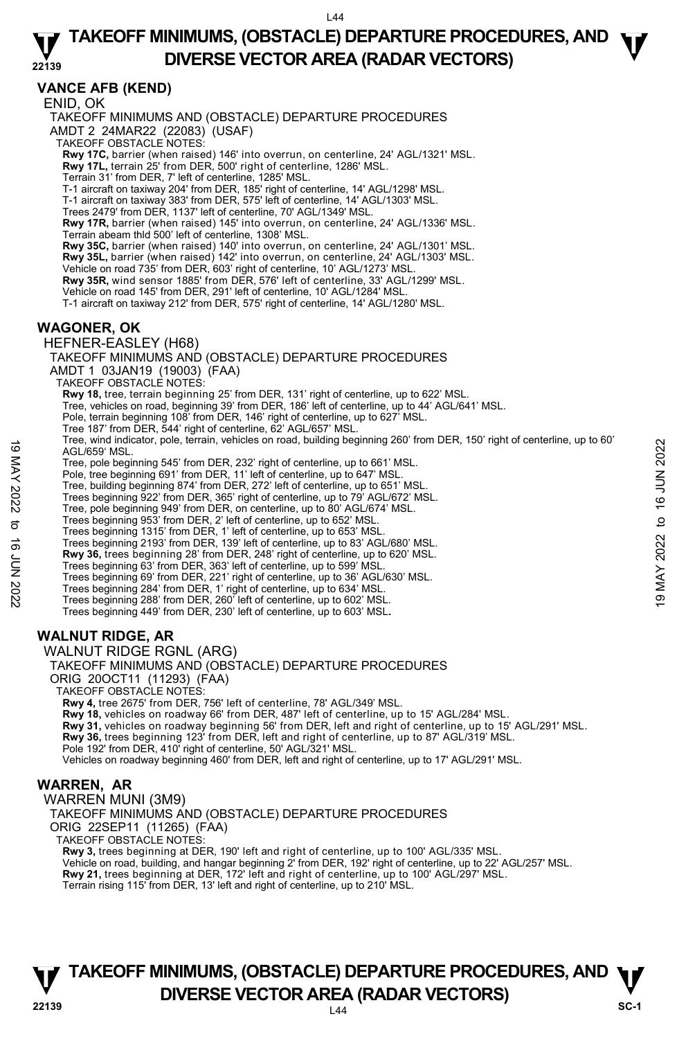## VANCE AFB (KEND)

ENID, OK

TAKEOFF MINIMUMS AND (OBSTACLE) DEPARTURE PROCEDURES

AMDT 2 24MAR22 (22083) (USAF)

TAKEOFF OBSTACLE NOTES:

**Rwy 17C,** barrier (when raised) 146' into overrun, on centerline, 24' AGL/1321' MSL.

**Rwy 17L,** terrain 25' from DER, 500' right of centerline, 1286' MSL.

Terrain 31' from DER, 7' left of centerline, 1285' MSL.

T-1 aircraft on taxiway 204' from DER, 185' right of centerline, 14' AGL/1298' MSL.

T-1 aircraft on taxiway 383' from DER, 575' left of centerline, 14' AGL/1303' MSL.

Trees 2479' from DER, 1137' left of centerline, 70' AGL/1349' MSL.

**Rwy 17R,** barrier (when raised) 145' into overrun, on centerline, 24' AGL/1336' MSL.

Terrain abeam thld 500' left of centerline, 1308' MSL.

**Rwy 35C,** barrier (when raised) 140' into overrun, on centerline, 24' AGL/1301' MSL.

**Rwy 35L,** barrier (when raised) 142' into overrun, on centerline, 24' AGL/1303' MSL.

Vehicle on road 735' from DER, 603' right of centerline, 10' AGL/1273' MSL.

**Rwy 35R,** wind sensor 1885' from DER, 576' left of centerline, 33' AGL/1299' MSL.

Vehicle on road 145' from DER, 291' left of centerline, 10' AGL/1284' MSL.

T-1 aircraft on taxiway 212' from DER, 575' right of centerline, 14' AGL/1280' MSL.

## WAGONER, OK

HEFNER-EASLEY (H68)

TAKEOFF MINIMUMS AND (OBSTACLE) DEPARTURE PROCEDURES

AMDT 1 03JAN19 (19003) (FAA)

TAKEOFF OBSTACLE NOTES:

**Rwy 18,** tree, terrain beginning 25' from DER, 131' right of centerline, up to 622' MSL.

Tree, vehicles on road, beginning 39' from DER, 186' left of centerline, up to 44' AGL/641' MSL.

Pole, terrain beginning 108' from DER, 146' right of centerline, up to 627' MSL.

Tree 187' from DER, 544' right of centerline, 62' AGL/657' MSL.

Tree, wind indicator, pole, terrain, vehicles on road, building beginning 260' from DER, 150' right of centerline, up to 60' AGL/659' MSL.

Tree, pole beginning 545' from DER, 232' right of centerline, up to 661' MSL.

Pole, tree beginning 691' from DER, 11' left of centerline, up to 647' MSL.

Tree, building beginning 874' from DER, 272' left of centerline, up to 651' MSL.

Trees beginning 922' from DER, 365' right of centerline, up to 79' AGL/672' MSL.

Tree, pole beginning 949' from DER, on centerline, up to 80' AGL/674' MSL.

Trees beginning 953' from DER, 2' left of centerline, up to 652' MSL.

Trees beginning 1315' from DER, 1' left of centerline, up to 653' MSL.

Trees beginning 2193' from DER, 139' left of centerline, up to 83' AGL/680' MSL.

**Rwy 36,** trees beginning 28' from DER, 248' right of centerline, up to 620' MSL.

Trees beginning 63' from DER, 363' left of centerline, up to 599' MSL.

Trees beginning 69' from DER, 221' right of centerline, up to 36' AGL/630' MSL.

Trees beginning 284' from DER, 1' right of centerline, up to 634' MSL.

Trees beginning 288' from DER, 260' left of centerline, up to 602' MSL.

Trees beginning 449' from DER, 230' left of centerline, up to 603' MSL.

## WALNUT RIDGE, AR

WALNUT RIDGE RGNL (ARG)

TAKEOFF MINIMUMS AND (OBSTACLE) DEPARTURE PROCEDURES

ORIG 20OCT11 (11293) (FAA)

TAKEOFF OBSTACLE NOTES:

**Rwy 4,** tree 2675' from DER, 756' left of centerline, 78' AGL/349' MSL.

**Rwy 18,** vehicles on roadway 66' from DER, 487' left of centerline, up to 15' AGL/284' MSL.

**Rwy 31,** vehicles on roadway beginning 56' from DER, left and right of centerline, up to 15' AGL/291' MSL.

**Rwy 36,** trees beginning 123' from DER, left and right of centerline, up to 87' AGL/319' MSL.

Pole 192' from DER, 410' right of centerline, 50' AGL/321' MSL.

Vehicles on roadway beginning 460' from DER, left and right of centerline, up to 17' AGL/291' MSL.

## WARREN, AR

WARREN MUNI (3M9)

TAKEOFF MINIMUMS AND (OBSTACLE) DEPARTURE PROCEDURES

ORIG 22SEP11 (11265) (FAA)

TAKEOFF OBSTACLE NOTES:

**Rwy 3,** trees beginning at DER, 190' left and right of centerline, up to 100' AGL/335' MSL.

Vehicle on road, building, and hangar beginning 2' from DER, 192' right of centerline, up to 22' AGL/257' MSL.

**Rwy 21,** trees beginning at DER, 172' left and right of centerline, up to 100' AGL/297' MSL.

Terrain rising 115' from DER, 13' left and right of centerline, up to 210' MSL.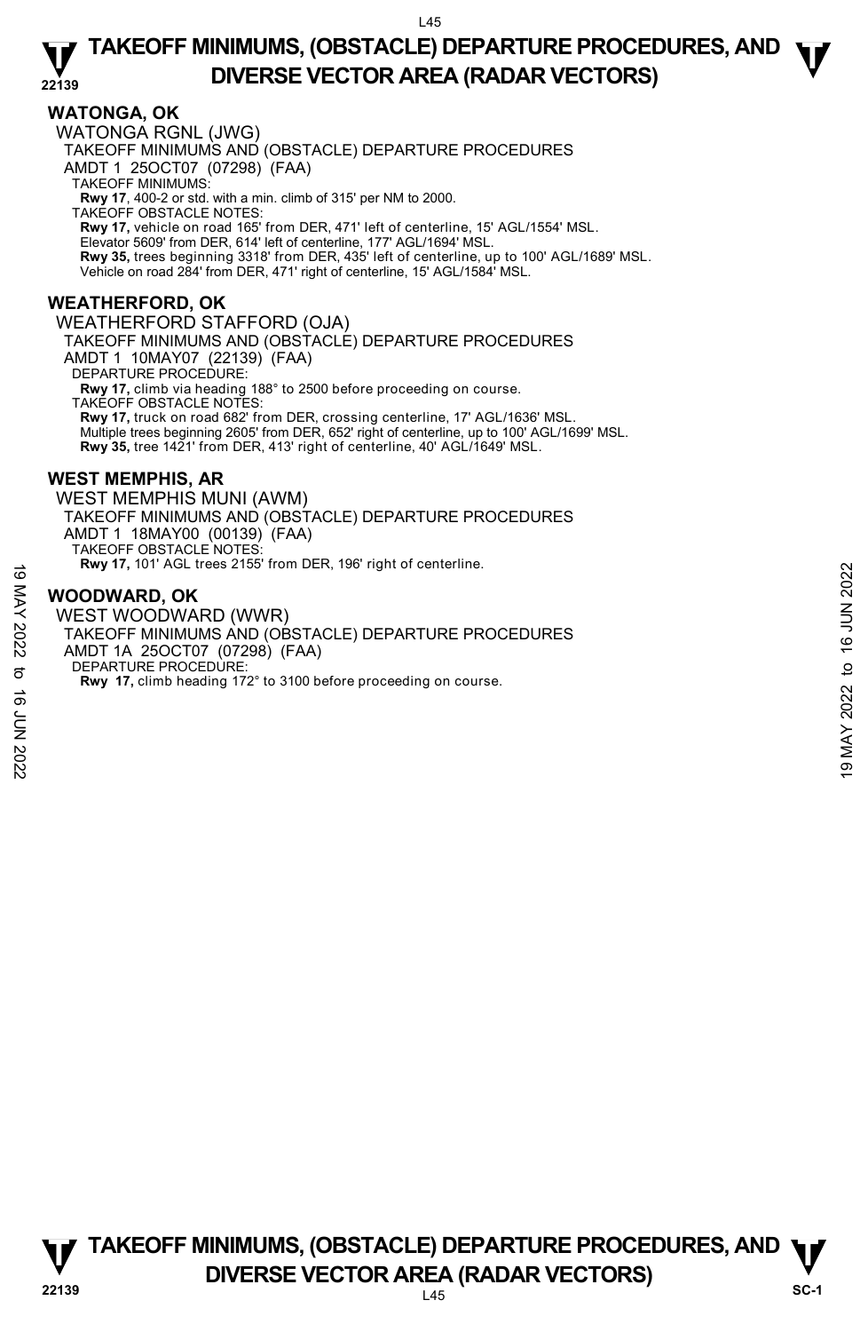# TAKEOFF MINIMUMS, (OBSTACLE) DEPARTURE PROCEDURES, AND DIVERSE VECTOR AREA (RADAR VECTORS)

## WATONGA, OK

WATONGA RGNL (JWG)
TAKEOFF MINIMUMS AND (OBSTACLE) DEPARTURE PROCEDURES
AMDT 1 25OCT07 (07298) (FAA)
TAKEOFF MINIMUMS:
**Rwy 17**, 400-2 or std. with a min. climb of 315' per NM to 2000.
TAKEOFF OBSTACLE NOTES:
**Rwy 17,** vehicle on road 165' from DER, 471' left of centerline, 15' AGL/1554' MSL.
Elevator 5609' from DER, 614' left of centerline, 177' AGL/1694' MSL.
**Rwy 35,** trees beginning 3318' from DER, 435' left of centerline, up to 100' AGL/1689' MSL.
Vehicle on road 284' from DER, 471' right of centerline, 15' AGL/1584' MSL.

## WEATHERFORD, OK

WEATHERFORD STAFFORD (OJA)
TAKEOFF MINIMUMS AND (OBSTACLE) DEPARTURE PROCEDURES
AMDT 1 10MAY07 (22139) (FAA)
DEPARTURE PROCEDURE:
**Rwy 17,** climb via heading 188° to 2500 before proceeding on course.
TAKEOFF OBSTACLE NOTES:
**Rwy 17,** truck on road 682' from DER, crossing centerline, 17' AGL/1636' MSL.
Multiple trees beginning 2605' from DER, 652' right of centerline, up to 100' AGL/1699' MSL.
**Rwy 35,** tree 1421' from DER, 413' right of centerline, 40' AGL/1649' MSL.

## WEST MEMPHIS, AR

WEST MEMPHIS MUNI (AWM)
TAKEOFF MINIMUMS AND (OBSTACLE) DEPARTURE PROCEDURES
AMDT 1 18MAY00 (00139) (FAA)
TAKEOFF OBSTACLE NOTES:
**Rwy 17,** 101' AGL trees 2155' from DER, 196' right of centerline.

## WOODWARD, OK

WEST WOODWARD (WWR)
TAKEOFF MINIMUMS AND (OBSTACLE) DEPARTURE PROCEDURES
AMDT 1A 25OCT07 (07298) (FAA)
DEPARTURE PROCEDURE:
**Rwy 17,** climb heading 172° to 3100 before proceeding on course.